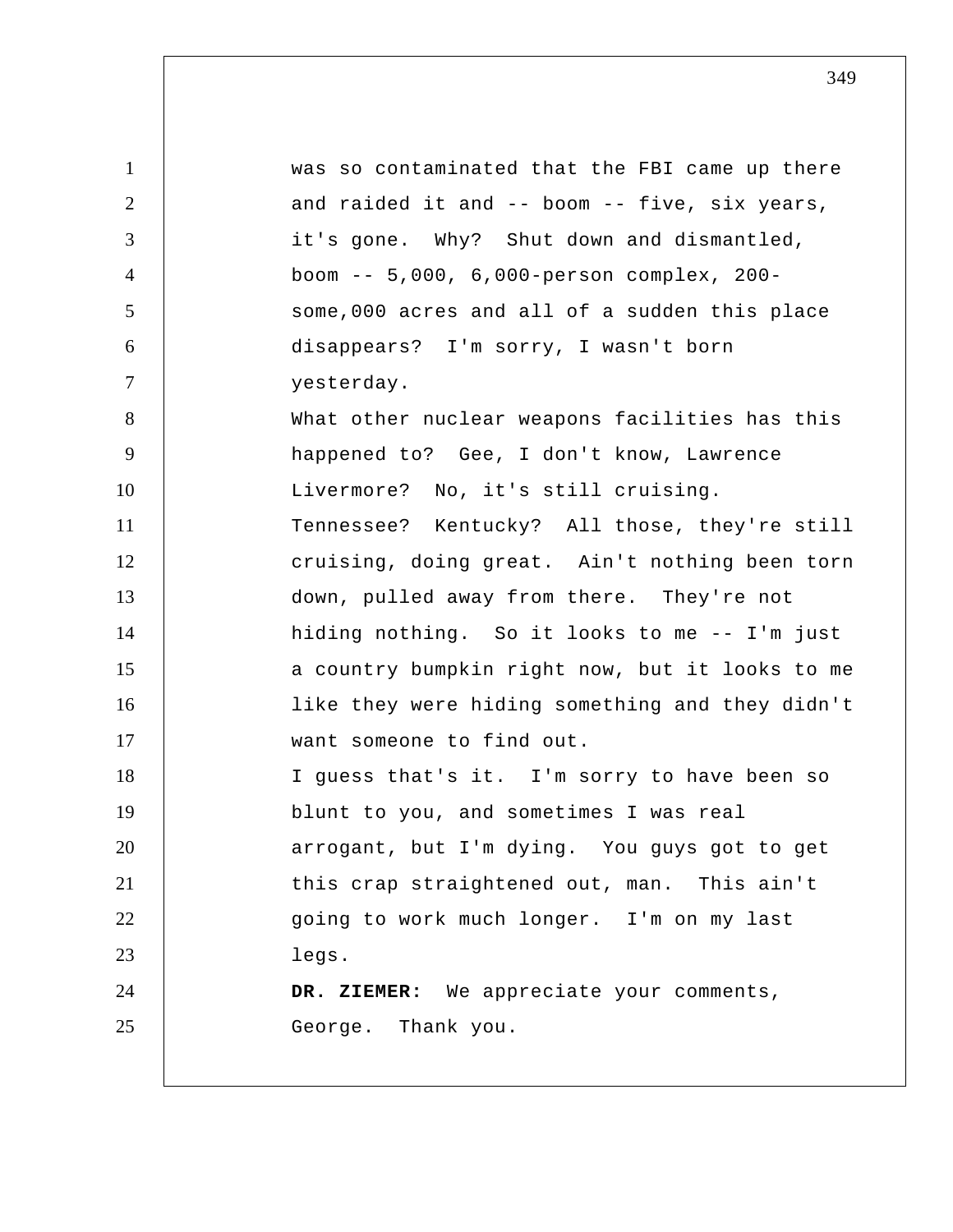was so contaminated that the FBI came up there and raided it and -- boom -- five, six years, it's gone. Why? Shut down and dismantled, boom -- 5,000, 6,000-person complex, 200-some,000 acres and all of a sudden this place disappears? I'm sorry, I wasn't born yesterday.

What other nuclear weapons facilities has this happened to? Gee, I don't know, Lawrence Livermore? No, it's still cruising. Tennessee? Kentucky? All those, they're still cruising, doing great. Ain't nothing been torn down, pulled away from there. They're not hiding nothing. So it looks to me -- I'm just a country bumpkin right now, but it looks to me like they were hiding something and they didn't want someone to find out.

I guess that's it. I'm sorry to have been so blunt to you, and sometimes I was real arrogant, but I'm dying. You guys got to get this crap straightened out, man. This ain't going to work much longer. I'm on my last legs.

**DR. ZIEMER:** We appreciate your comments, George. Thank you.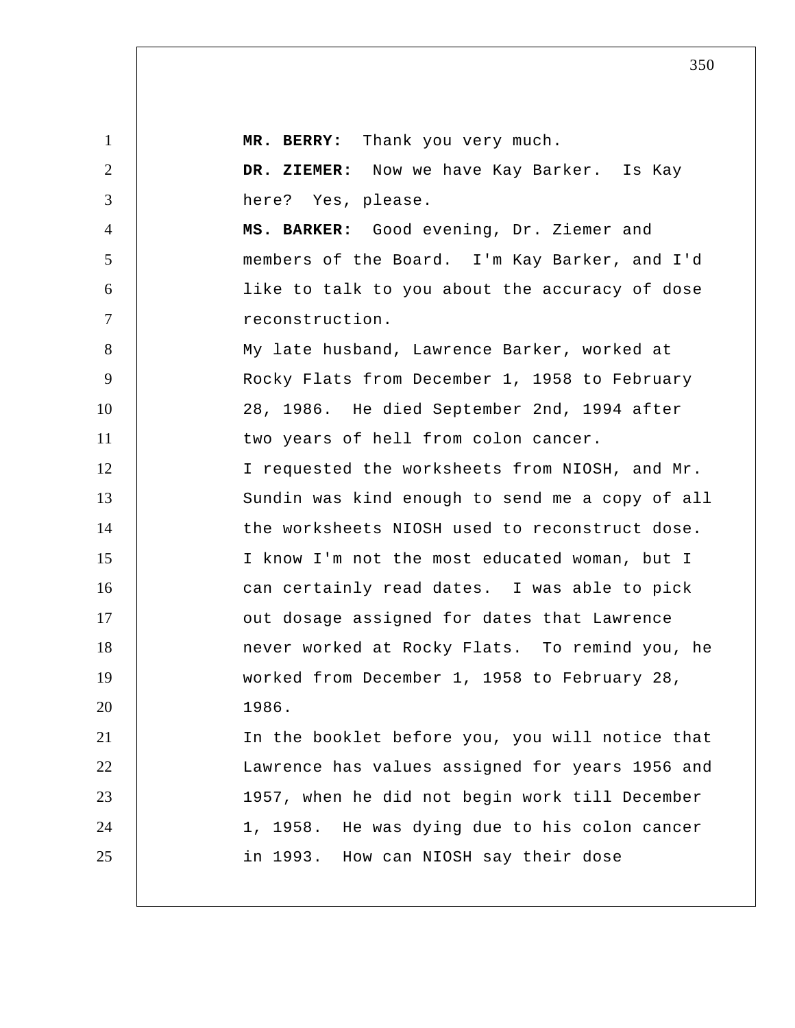**MR. BERRY:** Thank you very much.

**DR. ZIEMER:** Now we have Kay Barker. Is Kay here? Yes, please.

**MS. BARKER:** Good evening, Dr. Ziemer and members of the Board. I'm Kay Barker, and I'd like to talk to you about the accuracy of dose reconstruction.

My late husband, Lawrence Barker, worked at Rocky Flats from December 1, 1958 to February 28, 1986. He died September 2nd, 1994 after two years of hell from colon cancer.

I requested the worksheets from NIOSH, and Mr. Sundin was kind enough to send me a copy of all the worksheets NIOSH used to reconstruct dose. I know I'm not the most educated woman, but I can certainly read dates. I was able to pick out dosage assigned for dates that Lawrence never worked at Rocky Flats. To remind you, he worked from December 1, 1958 to February 28, 1986.

In the booklet before you, you will notice that Lawrence has values assigned for years 1956 and 1957, when he did not begin work till December 1, 1958. He was dying due to his colon cancer in 1993. How can NIOSH say their dose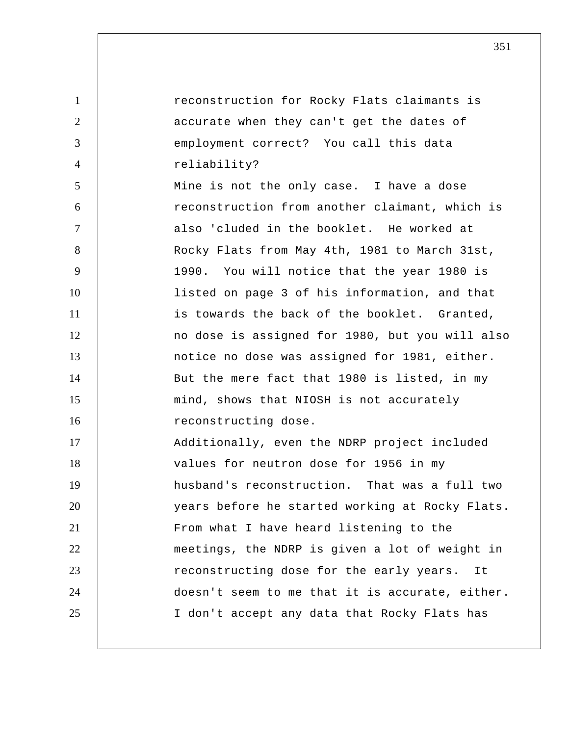reconstruction for Rocky Flats claimants is accurate when they can't get the dates of employment correct? You call this data reliability?

Mine is not the only case. I have a dose reconstruction from another claimant, which is also 'cluded in the booklet. He worked at Rocky Flats from May 4th, 1981 to March 31st, 1990. You will notice that the year 1980 is listed on page 3 of his information, and that is towards the back of the booklet. Granted, no dose is assigned for 1980, but you will also notice no dose was assigned for 1981, either. But the mere fact that 1980 is listed, in my mind, shows that NIOSH is not accurately reconstructing dose.

Additionally, even the NDRP project included values for neutron dose for 1956 in my husband's reconstruction. That was a full two years before he started working at Rocky Flats. From what I have heard listening to the meetings, the NDRP is given a lot of weight in reconstructing dose for the early years. It doesn't seem to me that it is accurate, either. I don't accept any data that Rocky Flats has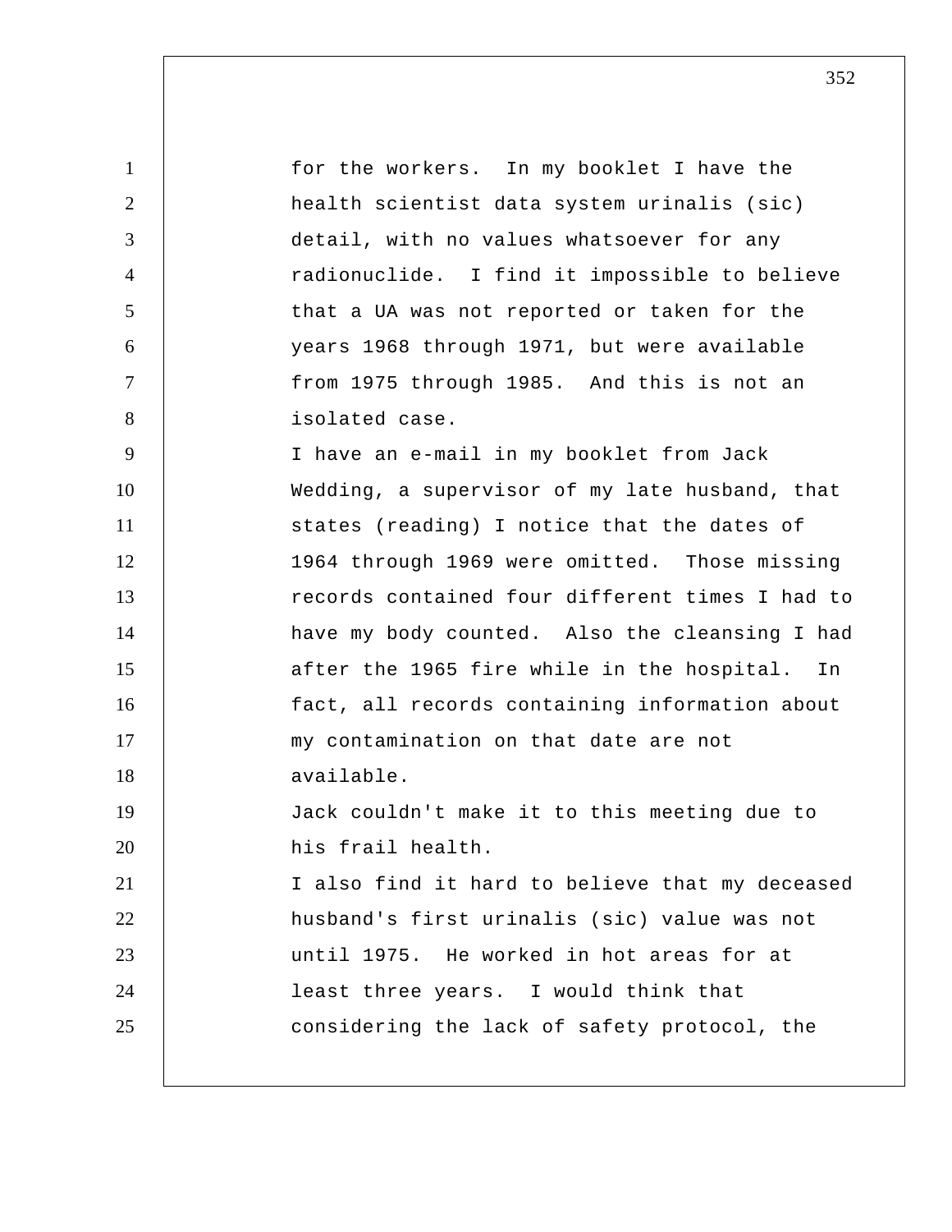for the workers. In my booklet I have the health scientist data system urinalis (sic) detail, with no values whatsoever for any radionuclide. I find it impossible to believe that a UA was not reported or taken for the years 1968 through 1971, but were available from 1975 through 1985. And this is not an isolated case.

I have an e-mail in my booklet from Jack Wedding, a supervisor of my late husband, that states (reading) I notice that the dates of 1964 through 1969 were omitted. Those missing records contained four different times I had to have my body counted. Also the cleansing I had after the 1965 fire while in the hospital. In fact, all records containing information about my contamination on that date are not available.

Jack couldn't make it to this meeting due to his frail health.

I also find it hard to believe that my deceased husband's first urinalis (sic) value was not until 1975. He worked in hot areas for at least three years. I would think that considering the lack of safety protocol, the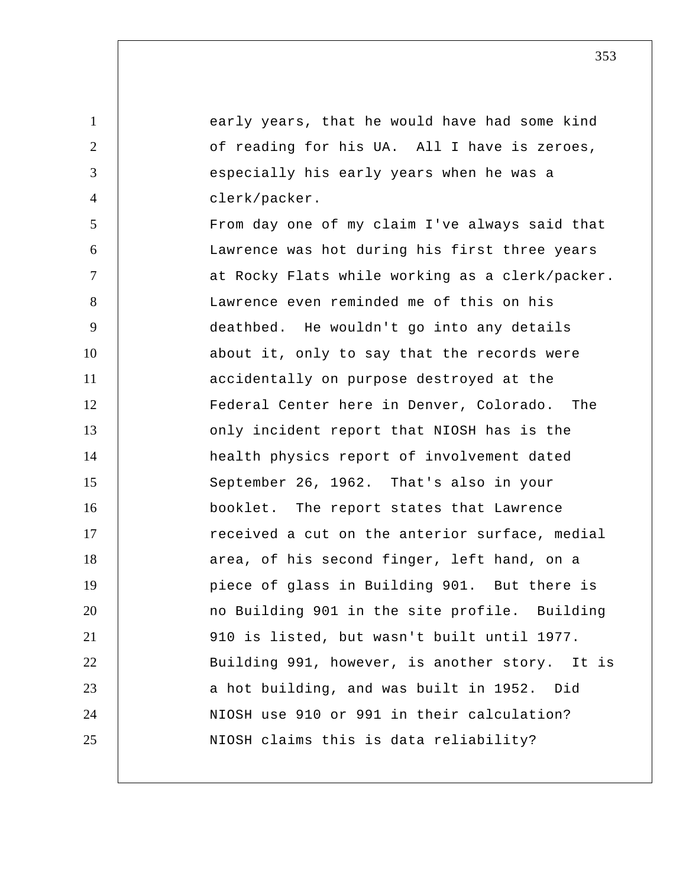early years, that he would have had some kind of reading for his UA. All I have is zeroes, especially his early years when he was a clerk/packer.

From day one of my claim I've always said that Lawrence was hot during his first three years at Rocky Flats while working as a clerk/packer. Lawrence even reminded me of this on his deathbed. He wouldn't go into any details about it, only to say that the records were accidentally on purpose destroyed at the Federal Center here in Denver, Colorado. The only incident report that NIOSH has is the health physics report of involvement dated September 26, 1962. That's also in your booklet. The report states that Lawrence received a cut on the anterior surface, medial area, of his second finger, left hand, on a piece of glass in Building 901. But there is no Building 901 in the site profile. Building 910 is listed, but wasn't built until 1977. Building 991, however, is another story. It is a hot building, and was built in 1952. Did NIOSH use 910 or 991 in their calculation? NIOSH claims this is data reliability?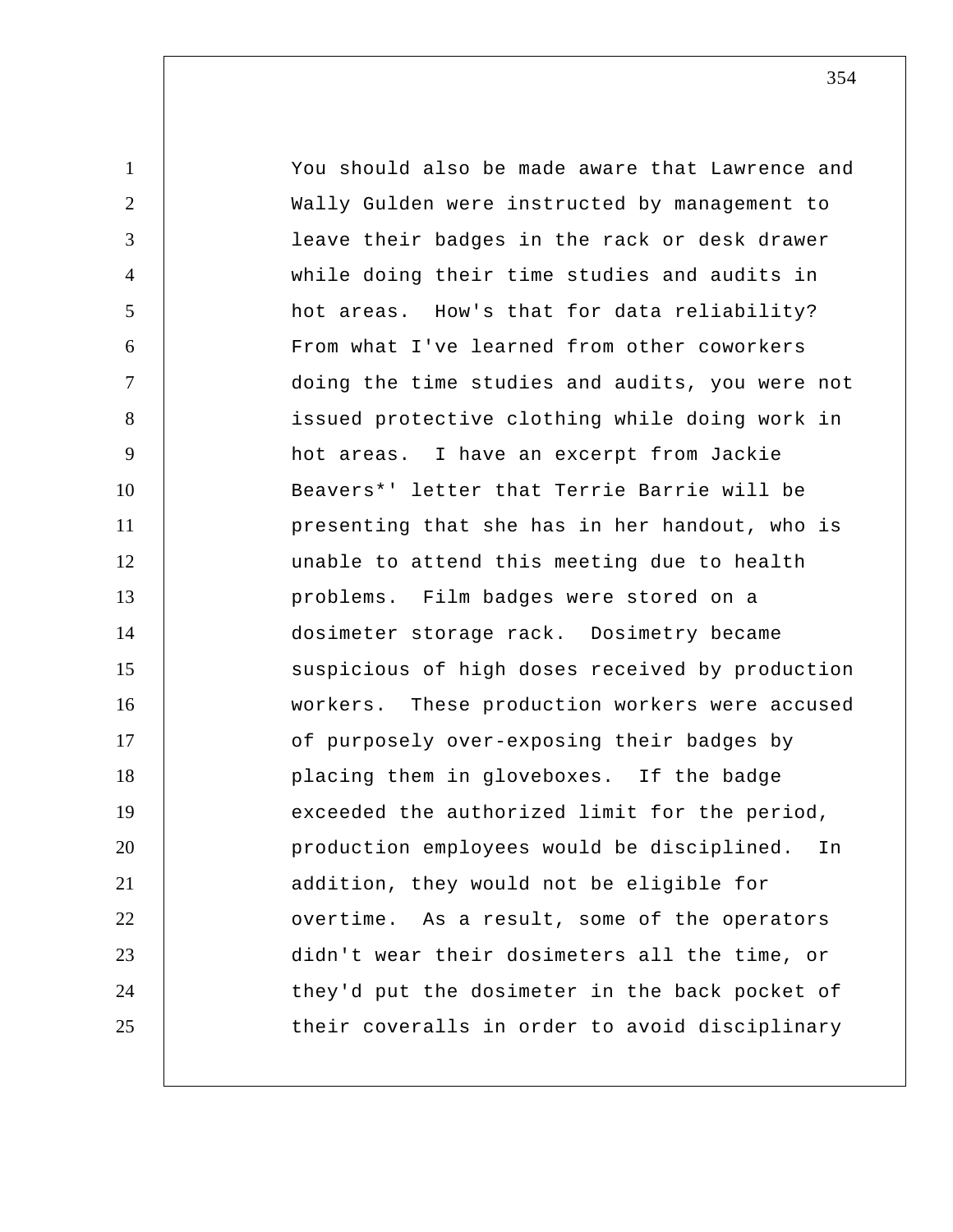You should also be made aware that Lawrence and Wally Gulden were instructed by management to leave their badges in the rack or desk drawer while doing their time studies and audits in hot areas. How's that for data reliability? From what I've learned from other coworkers doing the time studies and audits, you were not issued protective clothing while doing work in hot areas. I have an excerpt from Jackie Beavers*' letter that Terrie Barrie will be presenting that she has in her handout, who is unable to attend this meeting due to health problems. Film badges were stored on a dosimeter storage rack. Dosimetry became suspicious of high doses received by production workers. These production workers were accused of purposely over-exposing their badges by placing them in gloveboxes. If the badge exceeded the authorized limit for the period, production employees would be disciplined. In addition, they would not be eligible for overtime. As a result, some of the operators didn't wear their dosimeters all the time, or they'd put the dosimeter in the back pocket of their coveralls in order to avoid disciplinary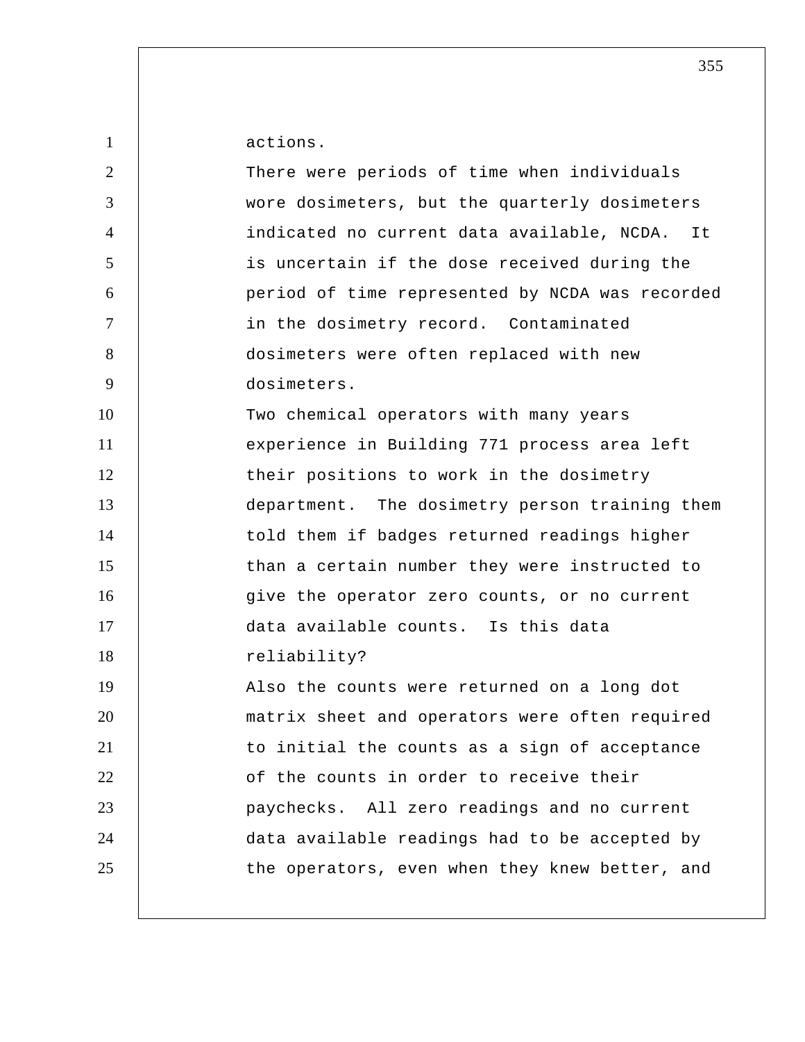actions.

There were periods of time when individuals wore dosimeters, but the quarterly dosimeters indicated no current data available, NCDA. It is uncertain if the dose received during the period of time represented by NCDA was recorded in the dosimetry record. Contaminated dosimeters were often replaced with new dosimeters.

Two chemical operators with many years experience in Building 771 process area left their positions to work in the dosimetry department. The dosimetry person training them told them if badges returned readings higher than a certain number they were instructed to give the operator zero counts, or no current data available counts. Is this data reliability?

Also the counts were returned on a long dot matrix sheet and operators were often required to initial the counts as a sign of acceptance of the counts in order to receive their paychecks. All zero readings and no current data available readings had to be accepted by the operators, even when they knew better, and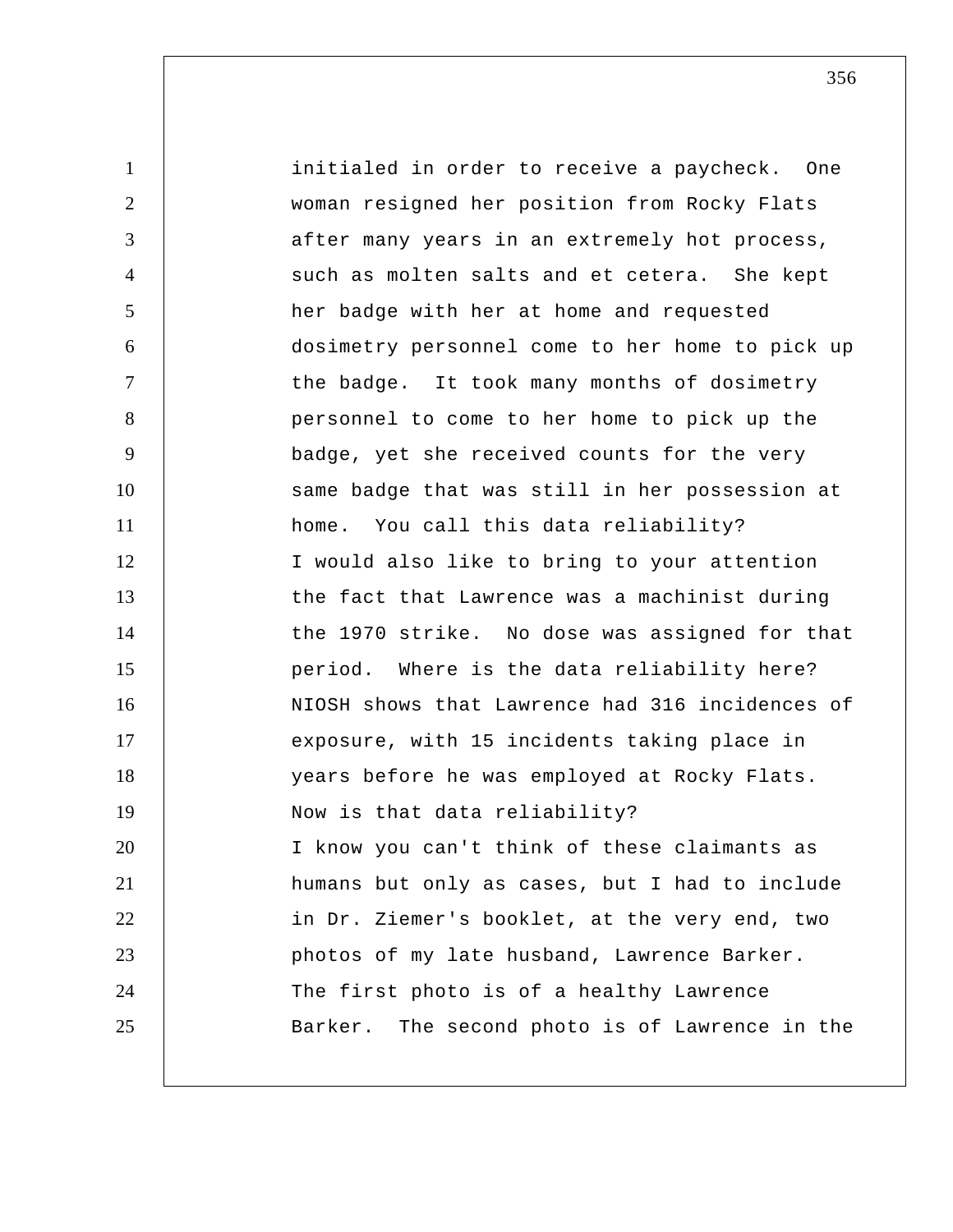initialed in order to receive a paycheck. One woman resigned her position from Rocky Flats after many years in an extremely hot process, such as molten salts and et cetera. She kept her badge with her at home and requested dosimetry personnel come to her home to pick up the badge. It took many months of dosimetry personnel to come to her home to pick up the badge, yet she received counts for the very same badge that was still in her possession at home. You call this data reliability?

I would also like to bring to your attention the fact that Lawrence was a machinist during the 1970 strike. No dose was assigned for that period. Where is the data reliability here?

NIOSH shows that Lawrence had 316 incidences of exposure, with 15 incidents taking place in years before he was employed at Rocky Flats. Now is that data reliability?

I know you can't think of these claimants as humans but only as cases, but I had to include in Dr. Ziemer's booklet, at the very end, two photos of my late husband, Lawrence Barker. The first photo is of a healthy Lawrence Barker. The second photo is of Lawrence in the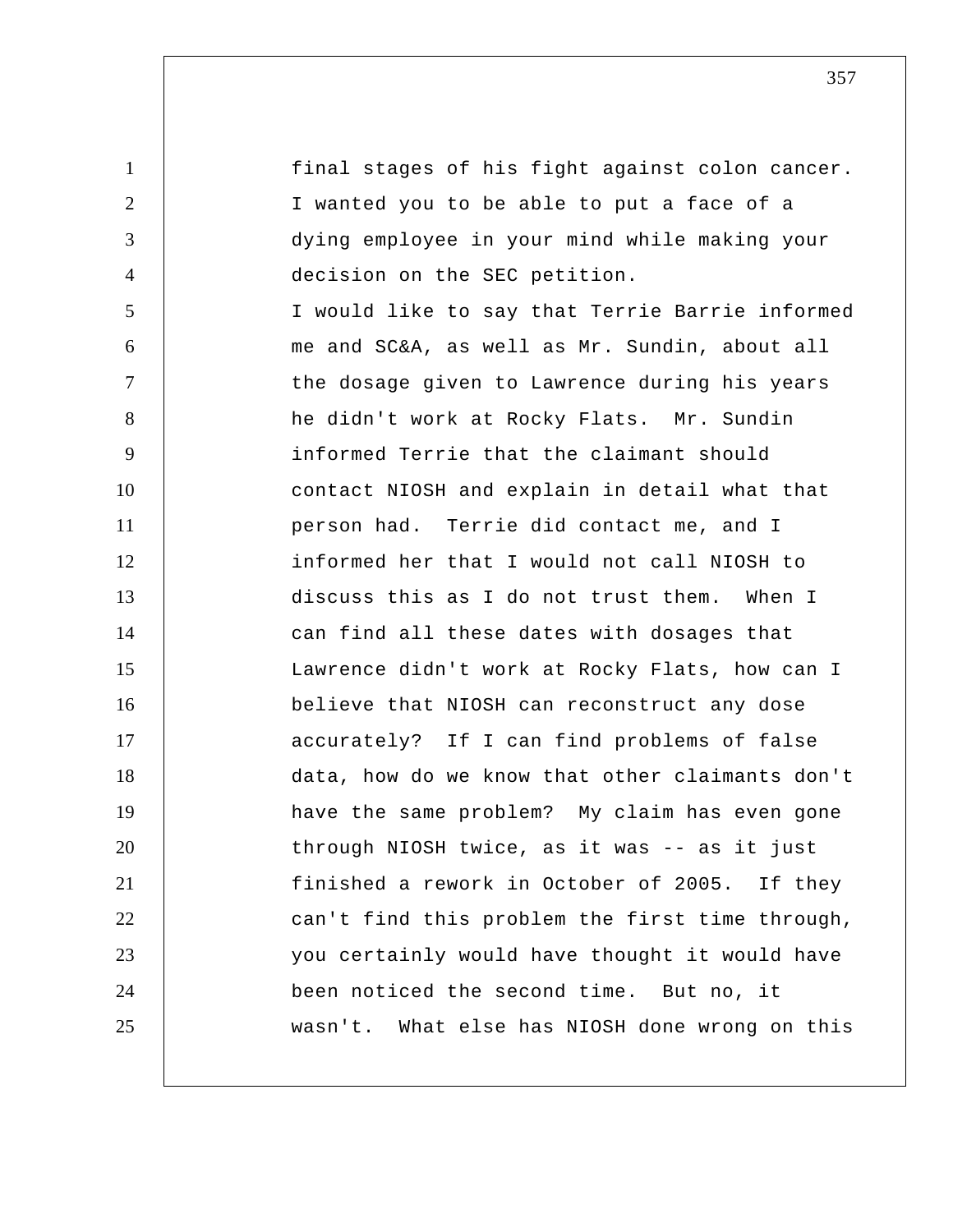final stages of his fight against colon cancer. I wanted you to be able to put a face of a dying employee in your mind while making your decision on the SEC petition.

I would like to say that Terrie Barrie informed me and SC&A, as well as Mr. Sundin, about all the dosage given to Lawrence during his years he didn't work at Rocky Flats. Mr. Sundin informed Terrie that the claimant should contact NIOSH and explain in detail what that person had. Terrie did contact me, and I informed her that I would not call NIOSH to discuss this as I do not trust them. When I can find all these dates with dosages that Lawrence didn't work at Rocky Flats, how can I believe that NIOSH can reconstruct any dose accurately? If I can find problems of false data, how do we know that other claimants don't have the same problem? My claim has even gone through NIOSH twice, as it was -- as it just finished a rework in October of 2005. If they can't find this problem the first time through, you certainly would have thought it would have been noticed the second time. But no, it wasn't. What else has NIOSH done wrong on this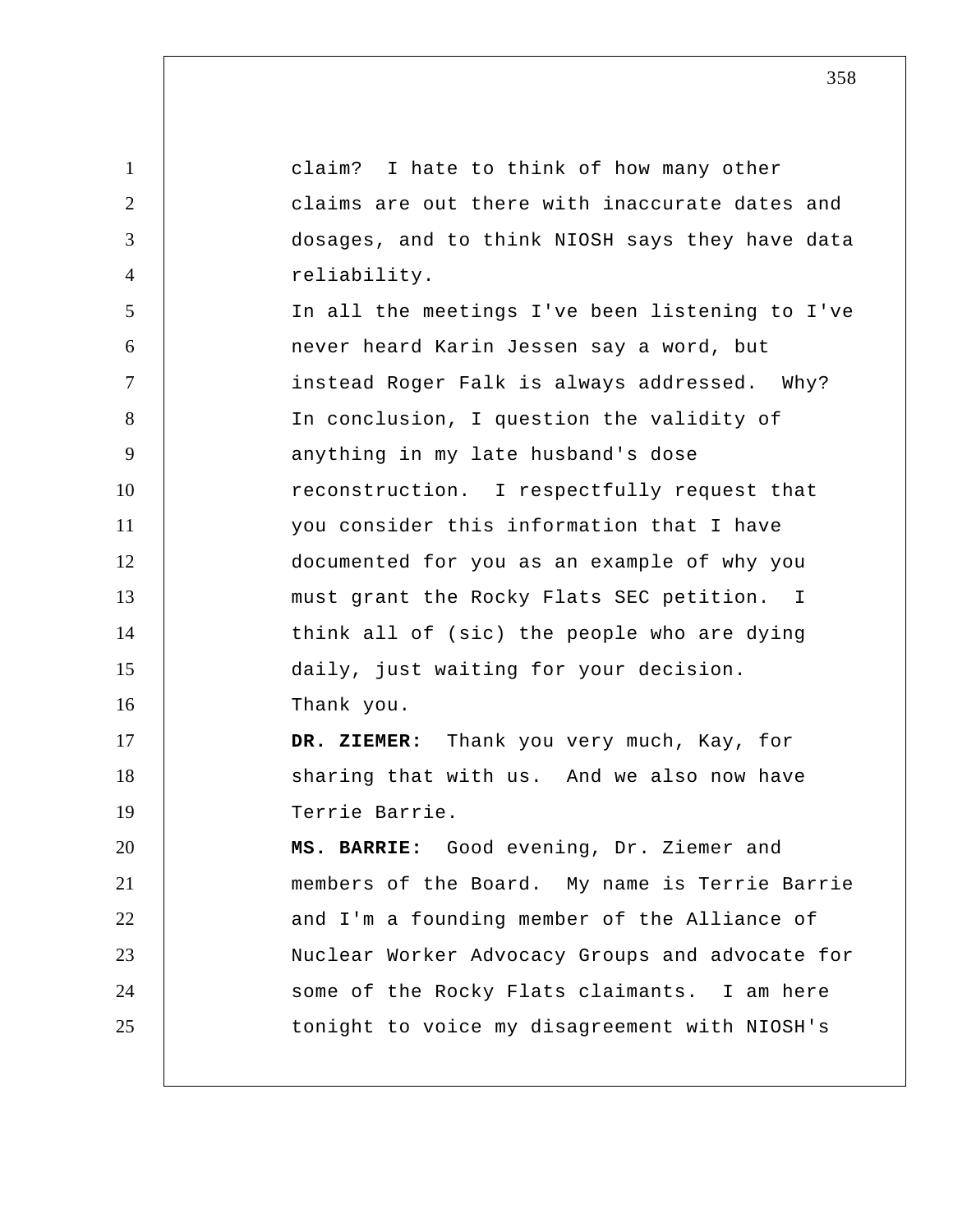claim? I hate to think of how many other claims are out there with inaccurate dates and dosages, and to think NIOSH says they have data reliability.

In all the meetings I've been listening to I've never heard Karin Jessen say a word, but instead Roger Falk is always addressed. Why?

In conclusion, I question the validity of anything in my late husband's dose reconstruction. I respectfully request that you consider this information that I have documented for you as an example of why you must grant the Rocky Flats SEC petition. I think all of (sic) the people who are dying daily, just waiting for your decision.

Thank you.

**DR. ZIEMER:** Thank you very much, Kay, for sharing that with us. And we also now have Terrie Barrie.

**MS. BARRIE:** Good evening, Dr. Ziemer and members of the Board. My name is Terrie Barrie and I'm a founding member of the Alliance of Nuclear Worker Advocacy Groups and advocate for some of the Rocky Flats claimants. I am here tonight to voice my disagreement with NIOSH's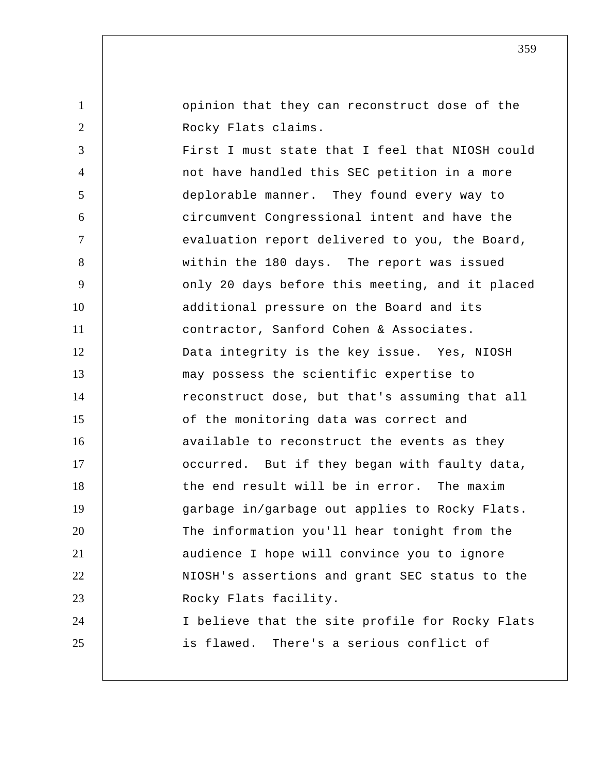opinion that they can reconstruct dose of the Rocky Flats claims.

First I must state that I feel that NIOSH could not have handled this SEC petition in a more deplorable manner. They found every way to circumvent Congressional intent and have the evaluation report delivered to you, the Board, within the 180 days. The report was issued only 20 days before this meeting, and it placed additional pressure on the Board and its contractor, Sanford Cohen & Associates.

Data integrity is the key issue. Yes, NIOSH may possess the scientific expertise to reconstruct dose, but that's assuming that all of the monitoring data was correct and available to reconstruct the events as they occurred. But if they began with faulty data, the end result will be in error. The maxim garbage in/garbage out applies to Rocky Flats.

The information you'll hear tonight from the audience I hope will convince you to ignore NIOSH's assertions and grant SEC status to the Rocky Flats facility.

I believe that the site profile for Rocky Flats is flawed. There's a serious conflict of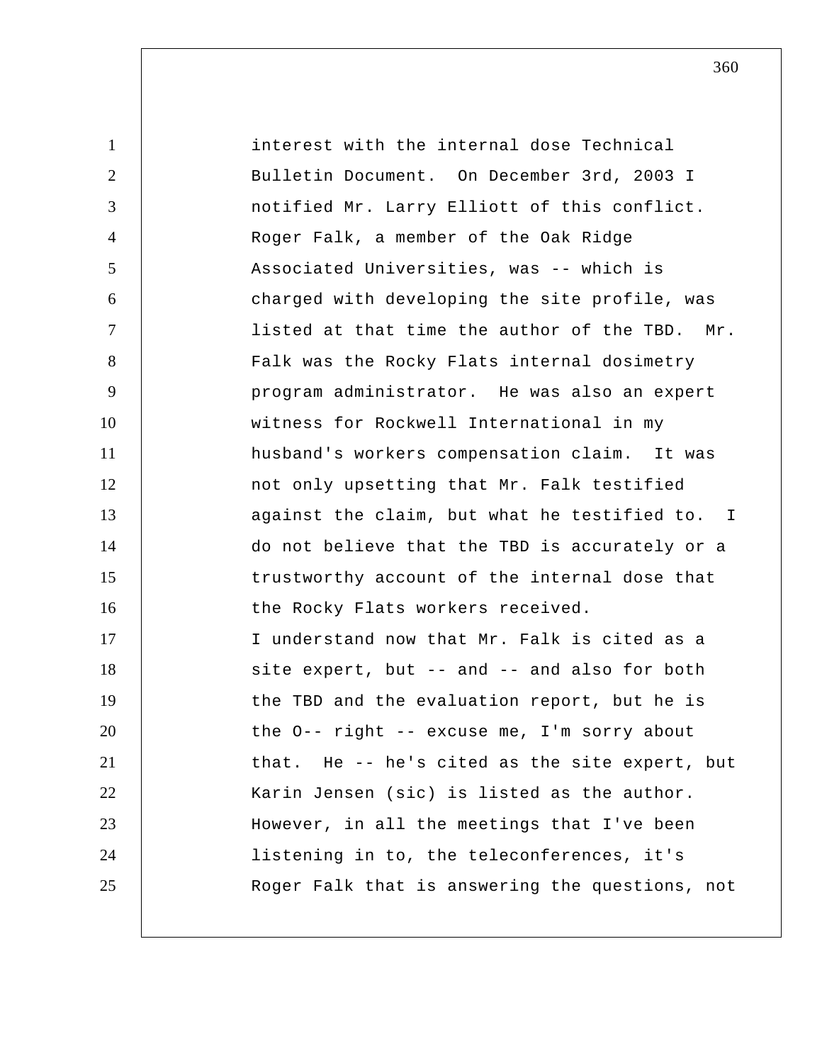interest with the internal dose Technical Bulletin Document. On December 3rd, 2003 I notified Mr. Larry Elliott of this conflict. Roger Falk, a member of the Oak Ridge Associated Universities, was -- which is charged with developing the site profile, was listed at that time the author of the TBD. Mr. Falk was the Rocky Flats internal dosimetry program administrator. He was also an expert witness for Rockwell International in my husband's workers compensation claim. It was not only upsetting that Mr. Falk testified against the claim, but what he testified to. I do not believe that the TBD is accurately or a trustworthy account of the internal dose that the Rocky Flats workers received.

I understand now that Mr. Falk is cited as a site expert, but -- and -- and also for both the TBD and the evaluation report, but he is the O-- right -- excuse me, I'm sorry about that. He -- he's cited as the site expert, but Karin Jensen (sic) is listed as the author. However, in all the meetings that I've been listening in to, the teleconferences, it's Roger Falk that is answering the questions, not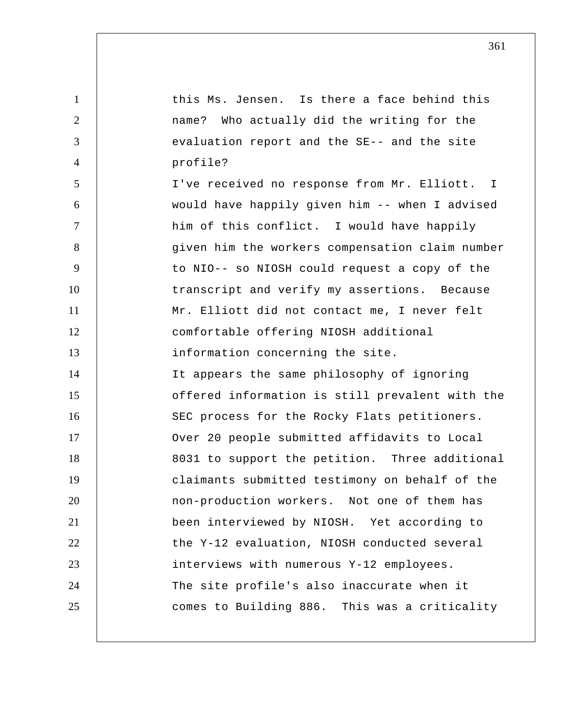this Ms. Jensen. Is there a face behind this name? Who actually did the writing for the evaluation report and the SE-- and the site profile?

I've received no response from Mr. Elliott. I would have happily given him -- when I advised him of this conflict. I would have happily given him the workers compensation claim number to NIO-- so NIOSH could request a copy of the transcript and verify my assertions. Because Mr. Elliott did not contact me, I never felt comfortable offering NIOSH additional information concerning the site.

It appears the same philosophy of ignoring offered information is still prevalent with the SEC process for the Rocky Flats petitioners. Over 20 people submitted affidavits to Local 8031 to support the petition. Three additional claimants submitted testimony on behalf of the non-production workers. Not one of them has been interviewed by NIOSH. Yet according to the Y-12 evaluation, NIOSH conducted several interviews with numerous Y-12 employees.

The site profile's also inaccurate when it comes to Building 886. This was a criticality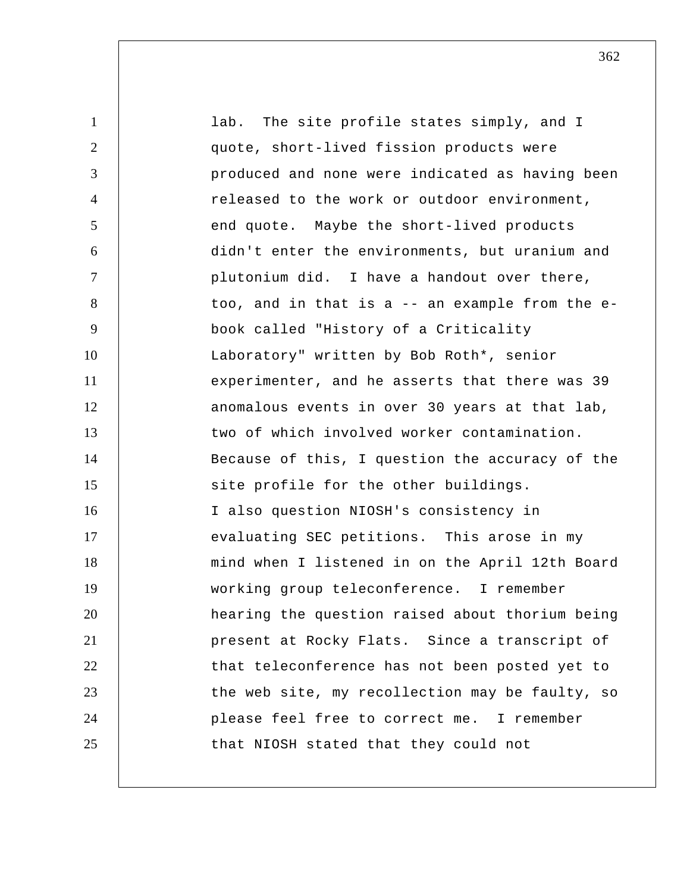lab. The site profile states simply, and I quote, short-lived fission products were produced and none were indicated as having been released to the work or outdoor environment, end quote. Maybe the short-lived products didn't enter the environments, but uranium and plutonium did. I have a handout over there, too, and in that is a -- an example from the e-book called "History of a Criticality Laboratory" written by Bob Roth*, senior experimenter, and he asserts that there was 39 anomalous events in over 30 years at that lab, two of which involved worker contamination. Because of this, I question the accuracy of the site profile for the other buildings.

I also question NIOSH's consistency in evaluating SEC petitions. This arose in my mind when I listened in on the April 12th Board working group teleconference. I remember hearing the question raised about thorium being present at Rocky Flats. Since a transcript of that teleconference has not been posted yet to the web site, my recollection may be faulty, so please feel free to correct me. I remember that NIOSH stated that they could not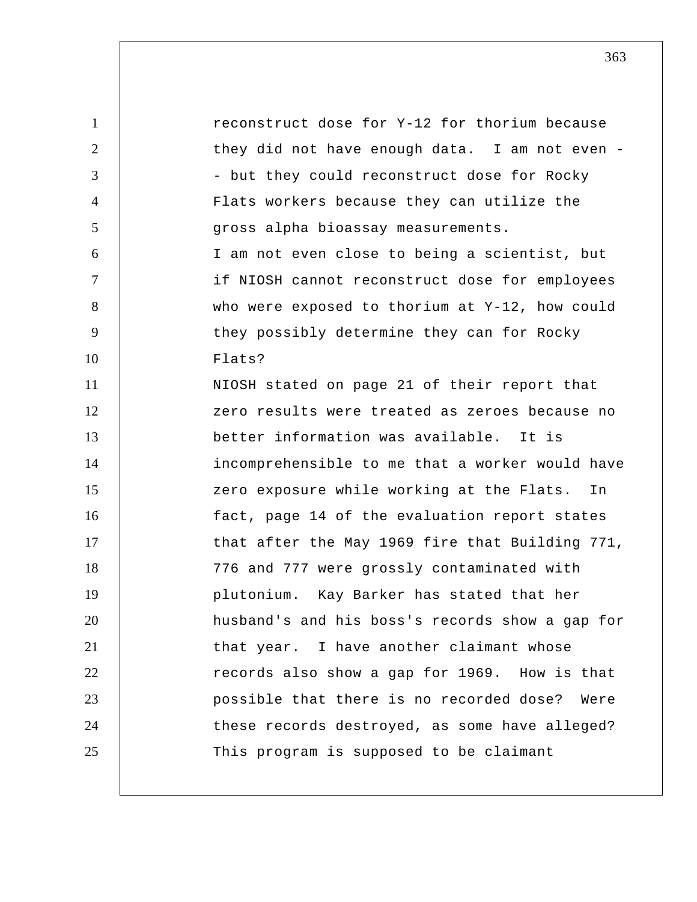reconstruct dose for Y-12 for thorium because they did not have enough data. I am not even -- but they could reconstruct dose for Rocky Flats workers because they can utilize the gross alpha bioassay measurements.

I am not even close to being a scientist, but if NIOSH cannot reconstruct dose for employees who were exposed to thorium at Y-12, how could they possibly determine they can for Rocky Flats?

NIOSH stated on page 21 of their report that zero results were treated as zeroes because no better information was available. It is incomprehensible to me that a worker would have zero exposure while working at the Flats. In fact, page 14 of the evaluation report states that after the May 1969 fire that Building 771, 776 and 777 were grossly contaminated with plutonium. Kay Barker has stated that her husband's and his boss's records show a gap for that year. I have another claimant whose records also show a gap for 1969. How is that possible that there is no recorded dose? Were these records destroyed, as some have alleged? This program is supposed to be claimant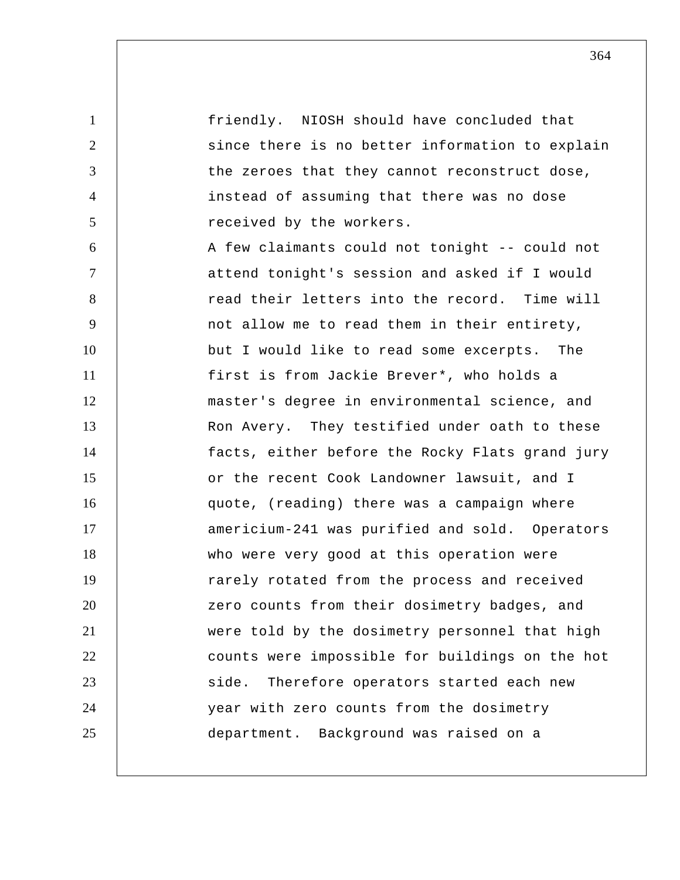friendly. NIOSH should have concluded that since there is no better information to explain the zeroes that they cannot reconstruct dose, instead of assuming that there was no dose received by the workers.

A few claimants could not tonight -- could not attend tonight's session and asked if I would read their letters into the record. Time will not allow me to read them in their entirety, but I would like to read some excerpts. The first is from Jackie Brever*, who holds a master's degree in environmental science, and Ron Avery. They testified under oath to these facts, either before the Rocky Flats grand jury or the recent Cook Landowner lawsuit, and I quote, (reading) there was a campaign where americium-241 was purified and sold. Operators who were very good at this operation were rarely rotated from the process and received zero counts from their dosimetry badges, and were told by the dosimetry personnel that high counts were impossible for buildings on the hot side. Therefore operators started each new year with zero counts from the dosimetry department. Background was raised on a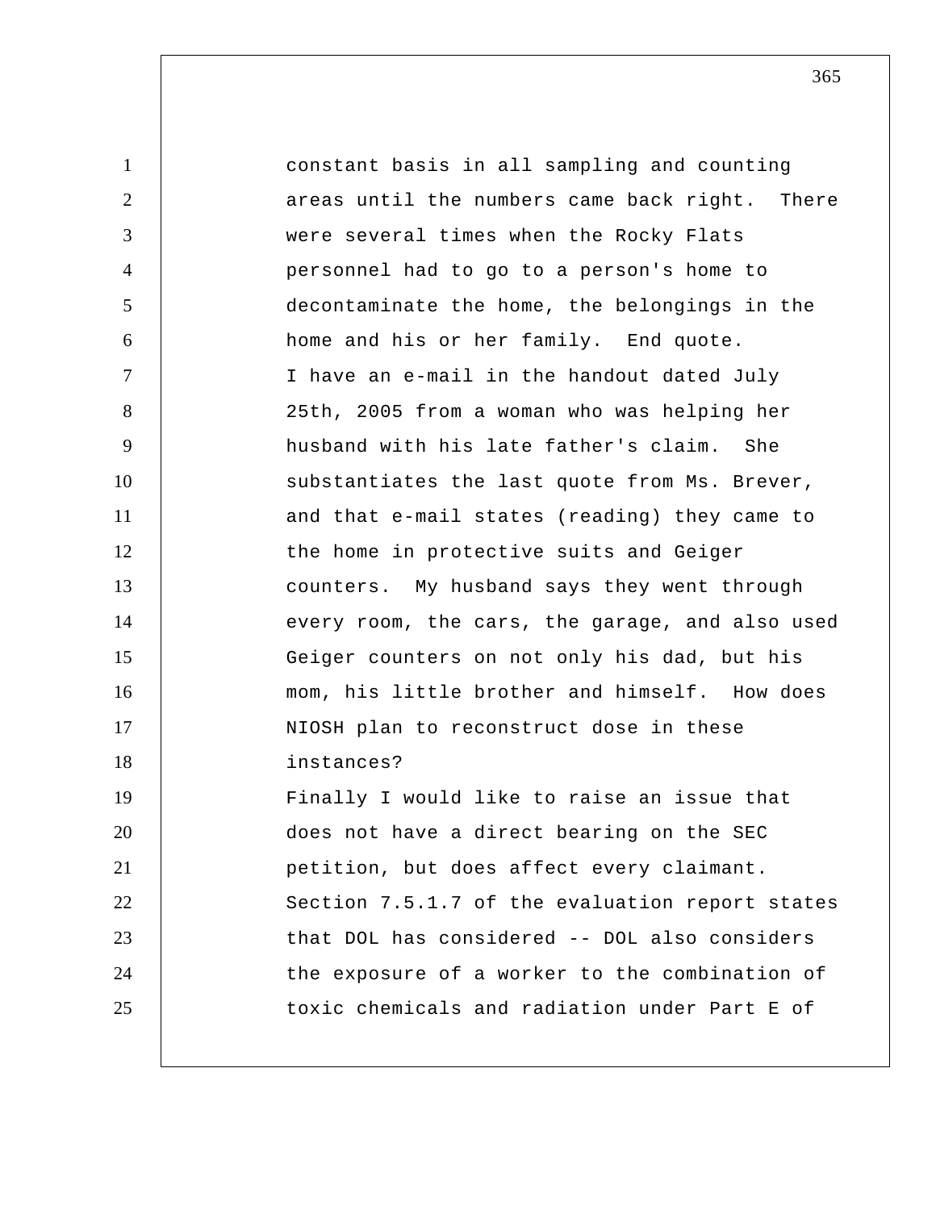constant basis in all sampling and counting areas until the numbers came back right. There were several times when the Rocky Flats personnel had to go to a person's home to decontaminate the home, the belongings in the home and his or her family. End quote.

I have an e-mail in the handout dated July 25th, 2005 from a woman who was helping her husband with his late father's claim. She substantiates the last quote from Ms. Brever, and that e-mail states (reading) they came to the home in protective suits and Geiger counters. My husband says they went through every room, the cars, the garage, and also used Geiger counters on not only his dad, but his mom, his little brother and himself. How does NIOSH plan to reconstruct dose in these instances?

Finally I would like to raise an issue that does not have a direct bearing on the SEC petition, but does affect every claimant. Section 7.5.1.7 of the evaluation report states that DOL has considered -- DOL also considers the exposure of a worker to the combination of toxic chemicals and radiation under Part E of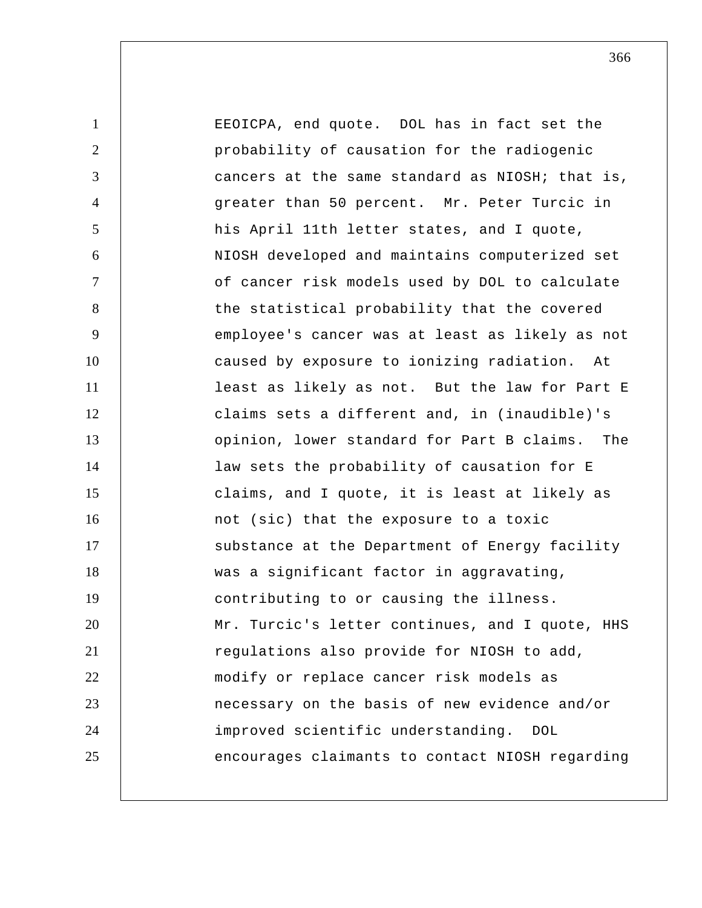EEOICPA, end quote. DOL has in fact set the probability of causation for the radiogenic cancers at the same standard as NIOSH; that is, greater than 50 percent. Mr. Peter Turcic in his April 11th letter states, and I quote, NIOSH developed and maintains computerized set of cancer risk models used by DOL to calculate the statistical probability that the covered employee's cancer was at least as likely as not caused by exposure to ionizing radiation. At least as likely as not. But the law for Part E claims sets a different and, in (inaudible)'s opinion, lower standard for Part B claims. The law sets the probability of causation for E claims, and I quote, it is least at likely as not (sic) that the exposure to a toxic substance at the Department of Energy facility was a significant factor in aggravating, contributing to or causing the illness.

Mr. Turcic's letter continues, and I quote, HHS regulations also provide for NIOSH to add, modify or replace cancer risk models as necessary on the basis of new evidence and/or improved scientific understanding. DOL encourages claimants to contact NIOSH regarding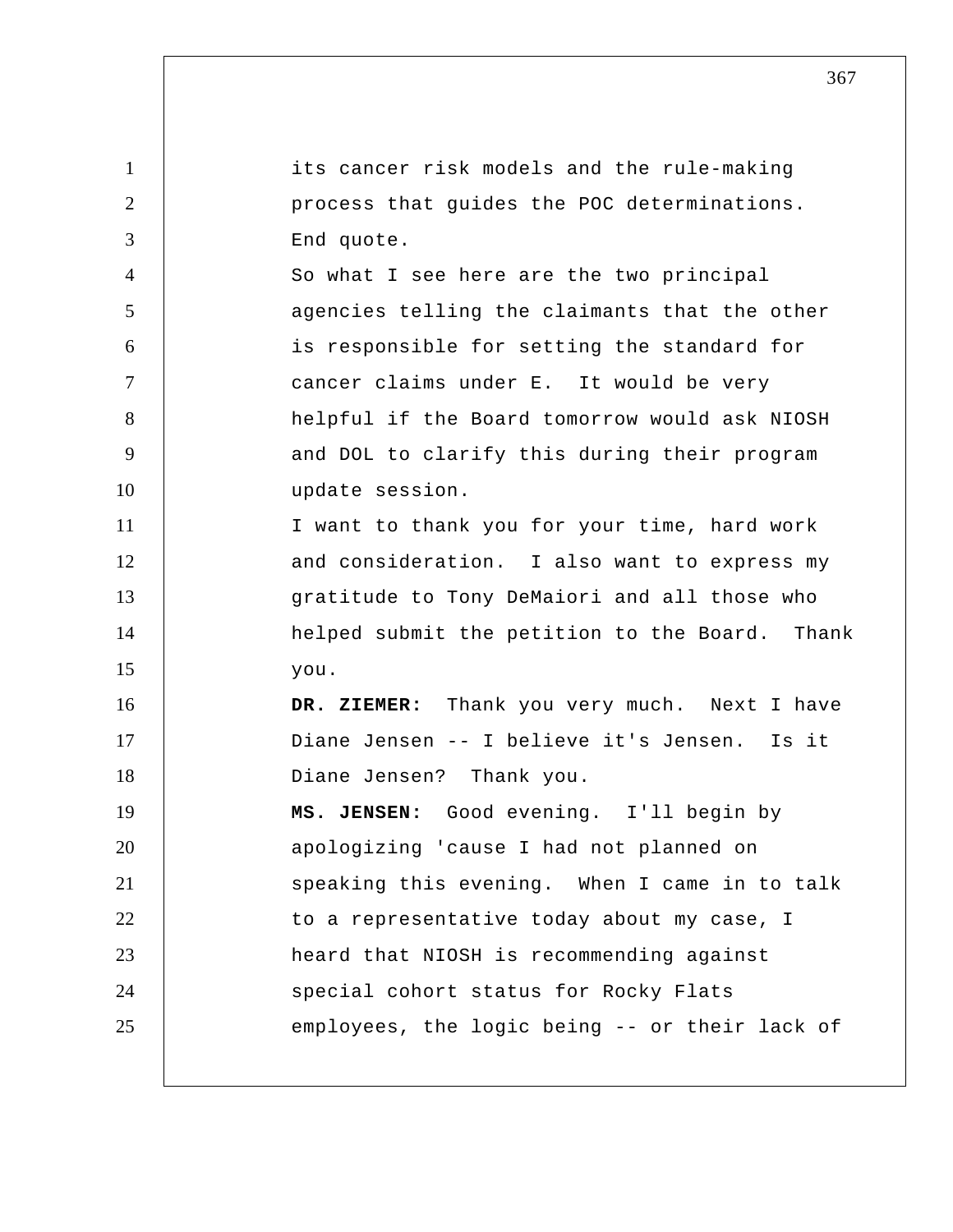its cancer risk models and the rule-making process that guides the POC determinations. End quote.

So what I see here are the two principal agencies telling the claimants that the other is responsible for setting the standard for cancer claims under E. It would be very helpful if the Board tomorrow would ask NIOSH and DOL to clarify this during their program update session.

I want to thank you for your time, hard work and consideration. I also want to express my gratitude to Tony DeMaiori and all those who helped submit the petition to the Board. Thank you.

**DR. ZIEMER:** Thank you very much. Next I have Diane Jensen -- I believe it's Jensen. Is it Diane Jensen? Thank you.

**MS. JENSEN:** Good evening. I'll begin by apologizing 'cause I had not planned on speaking this evening. When I came in to talk to a representative today about my case, I heard that NIOSH is recommending against special cohort status for Rocky Flats employees, the logic being -- or their lack of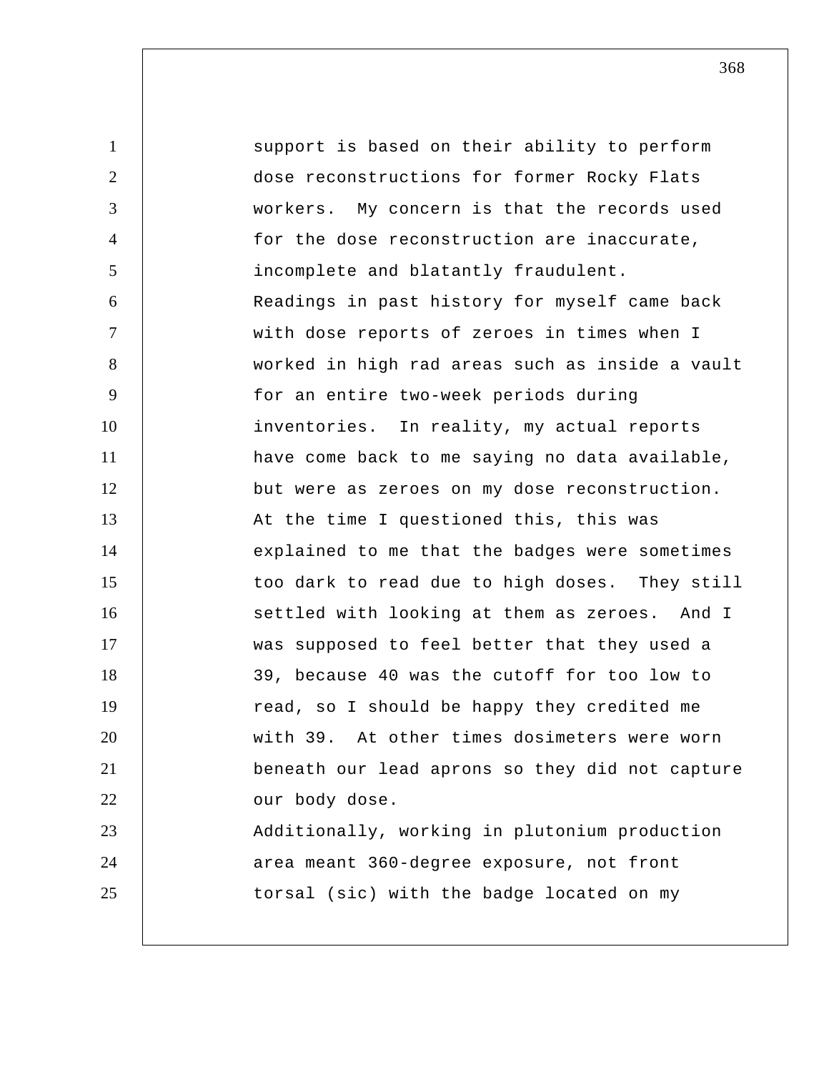support is based on their ability to perform dose reconstructions for former Rocky Flats workers. My concern is that the records used for the dose reconstruction are inaccurate, incomplete and blatantly fraudulent.

Readings in past history for myself came back with dose reports of zeroes in times when I worked in high rad areas such as inside a vault for an entire two-week periods during inventories. In reality, my actual reports have come back to me saying no data available, but were as zeroes on my dose reconstruction. At the time I questioned this, this was explained to me that the badges were sometimes too dark to read due to high doses. They still settled with looking at them as zeroes. And I was supposed to feel better that they used a 39, because 40 was the cutoff for too low to read, so I should be happy they credited me with 39. At other times dosimeters were worn beneath our lead aprons so they did not capture our body dose.

Additionally, working in plutonium production area meant 360-degree exposure, not front torsal (sic) with the badge located on my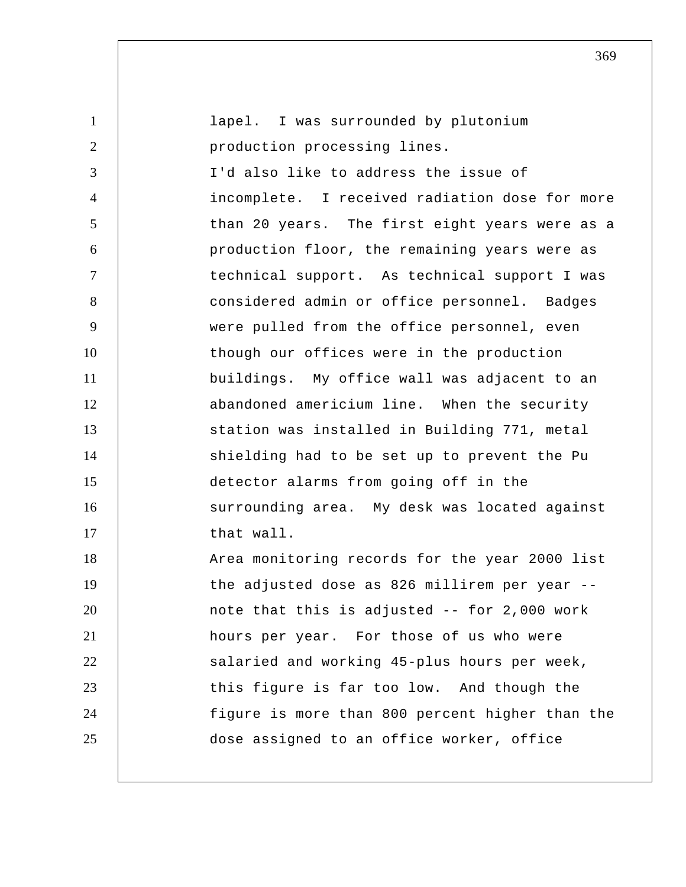lapel. I was surrounded by plutonium production processing lines.

I'd also like to address the issue of incomplete. I received radiation dose for more than 20 years. The first eight years were as a production floor, the remaining years were as technical support. As technical support I was considered admin or office personnel. Badges were pulled from the office personnel, even though our offices were in the production buildings. My office wall was adjacent to an abandoned americium line. When the security station was installed in Building 771, metal shielding had to be set up to prevent the Pu detector alarms from going off in the surrounding area. My desk was located against that wall.

Area monitoring records for the year 2000 list the adjusted dose as 826 millirem per year -- note that this is adjusted -- for 2,000 work hours per year. For those of us who were salaried and working 45-plus hours per week, this figure is far too low. And though the figure is more than 800 percent higher than the dose assigned to an office worker, office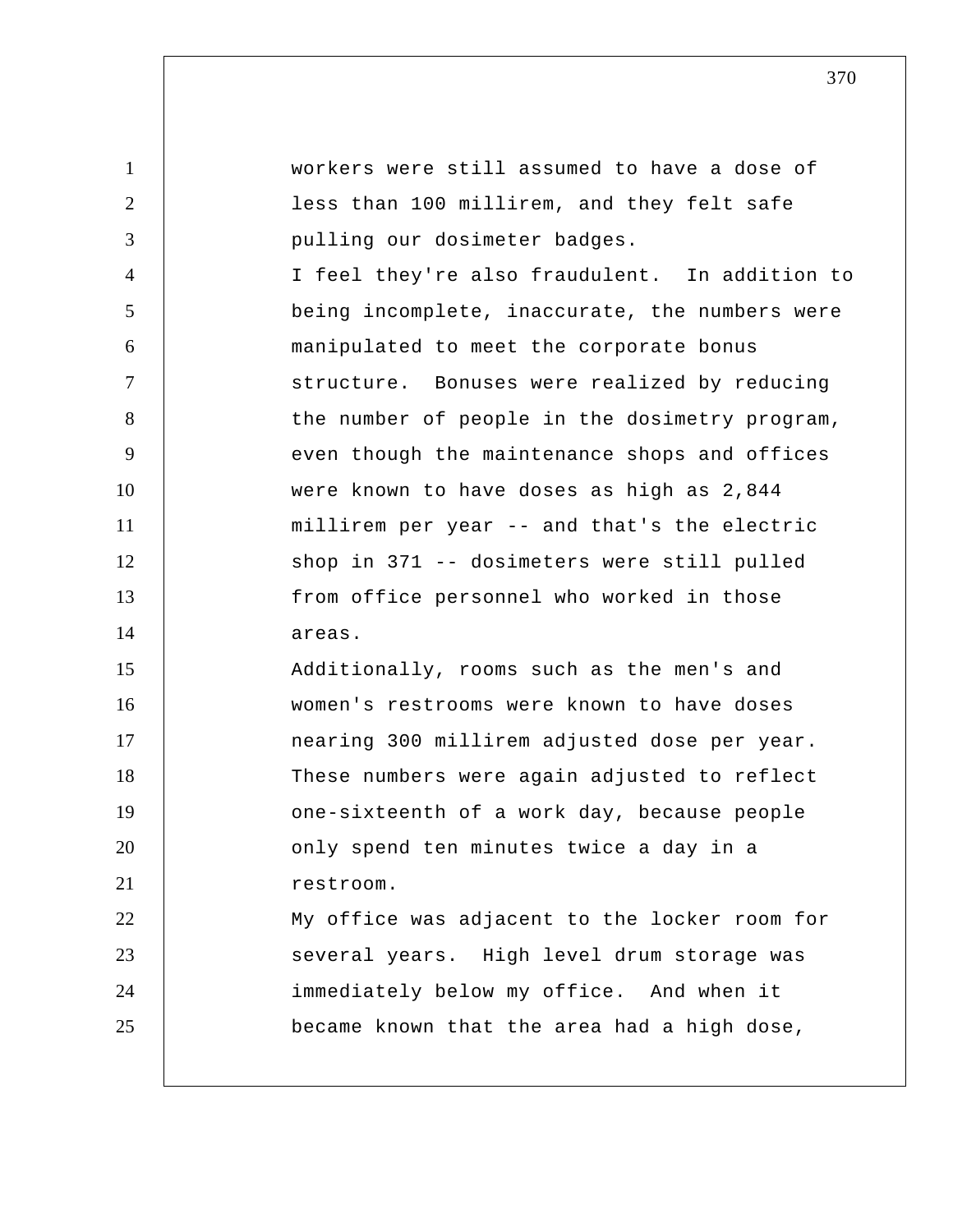workers were still assumed to have a dose of less than 100 millirem, and they felt safe pulling our dosimeter badges.

I feel they're also fraudulent. In addition to being incomplete, inaccurate, the numbers were manipulated to meet the corporate bonus structure. Bonuses were realized by reducing the number of people in the dosimetry program, even though the maintenance shops and offices were known to have doses as high as 2,844 millirem per year -- and that's the electric shop in 371 -- dosimeters were still pulled from office personnel who worked in those areas.

Additionally, rooms such as the men's and women's restrooms were known to have doses nearing 300 millirem adjusted dose per year. These numbers were again adjusted to reflect one-sixteenth of a work day, because people only spend ten minutes twice a day in a restroom.

My office was adjacent to the locker room for several years. High level drum storage was immediately below my office. And when it became known that the area had a high dose,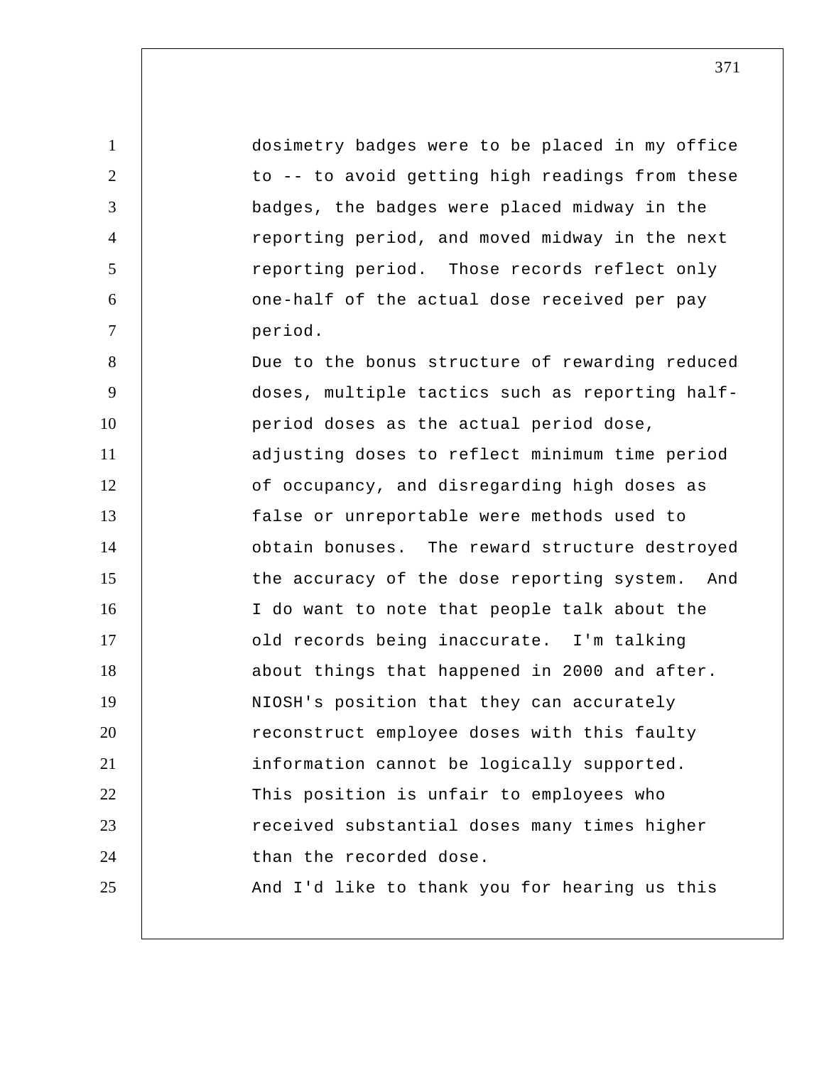dosimetry badges were to be placed in my office to -- to avoid getting high readings from these badges, the badges were placed midway in the reporting period, and moved midway in the next reporting period. Those records reflect only one-half of the actual dose received per pay period.

Due to the bonus structure of rewarding reduced doses, multiple tactics such as reporting half-period doses as the actual period dose, adjusting doses to reflect minimum time period of occupancy, and disregarding high doses as false or unreportable were methods used to obtain bonuses. The reward structure destroyed the accuracy of the dose reporting system. And I do want to note that people talk about the old records being inaccurate. I'm talking about things that happened in 2000 and after.

NIOSH's position that they can accurately reconstruct employee doses with this faulty information cannot be logically supported.

This position is unfair to employees who received substantial doses many times higher than the recorded dose.

And I'd like to thank you for hearing us this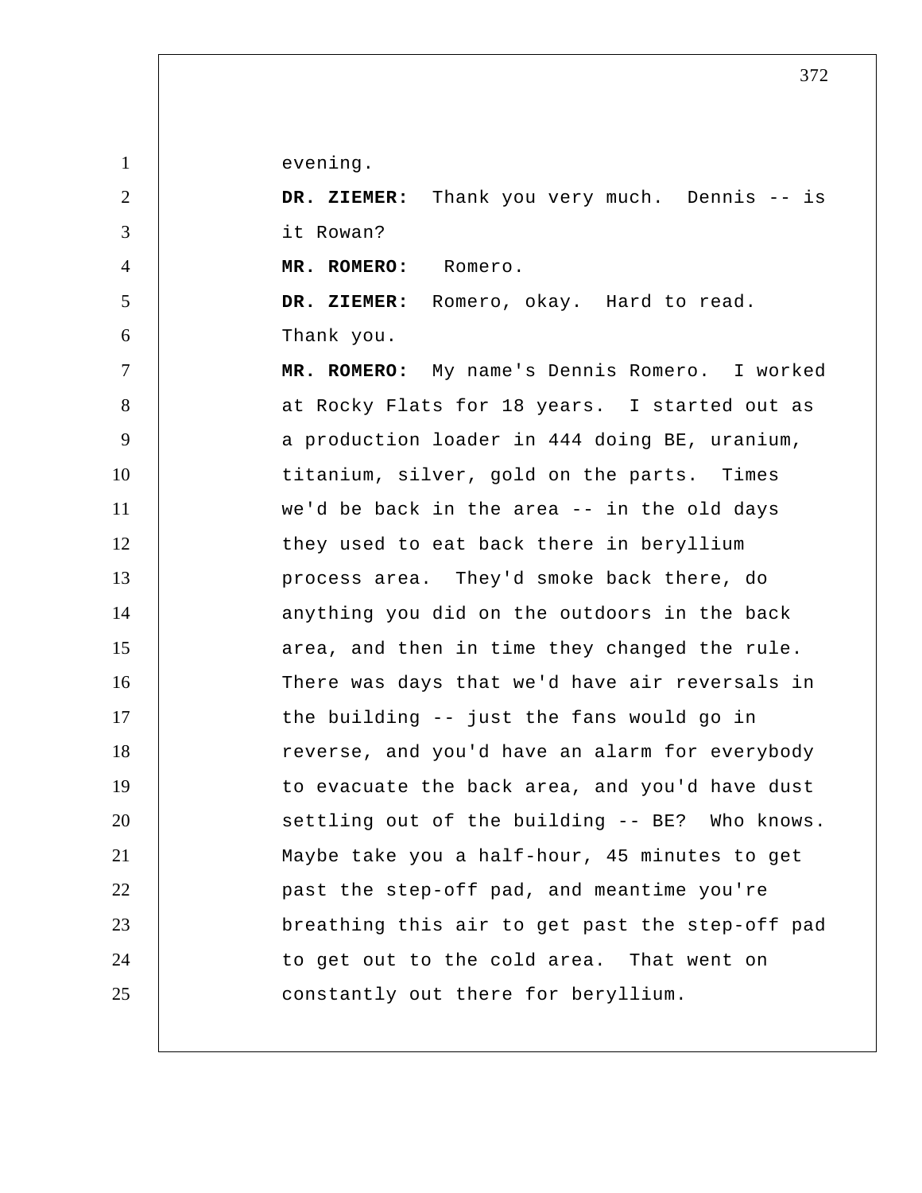evening.

**DR. ZIEMER:** Thank you very much. Dennis -- is it Rowan?

**MR. ROMERO:** Romero.

**DR. ZIEMER:** Romero, okay. Hard to read. Thank you.

**MR. ROMERO:** My name's Dennis Romero. I worked at Rocky Flats for 18 years. I started out as a production loader in 444 doing BE, uranium, titanium, silver, gold on the parts. Times we'd be back in the area -- in the old days they used to eat back there in beryllium process area. They'd smoke back there, do anything you did on the outdoors in the back area, and then in time they changed the rule. There was days that we'd have air reversals in the building -- just the fans would go in reverse, and you'd have an alarm for everybody to evacuate the back area, and you'd have dust settling out of the building -- BE? Who knows. Maybe take you a half-hour, 45 minutes to get past the step-off pad, and meantime you're breathing this air to get past the step-off pad to get out to the cold area. That went on constantly out there for beryllium.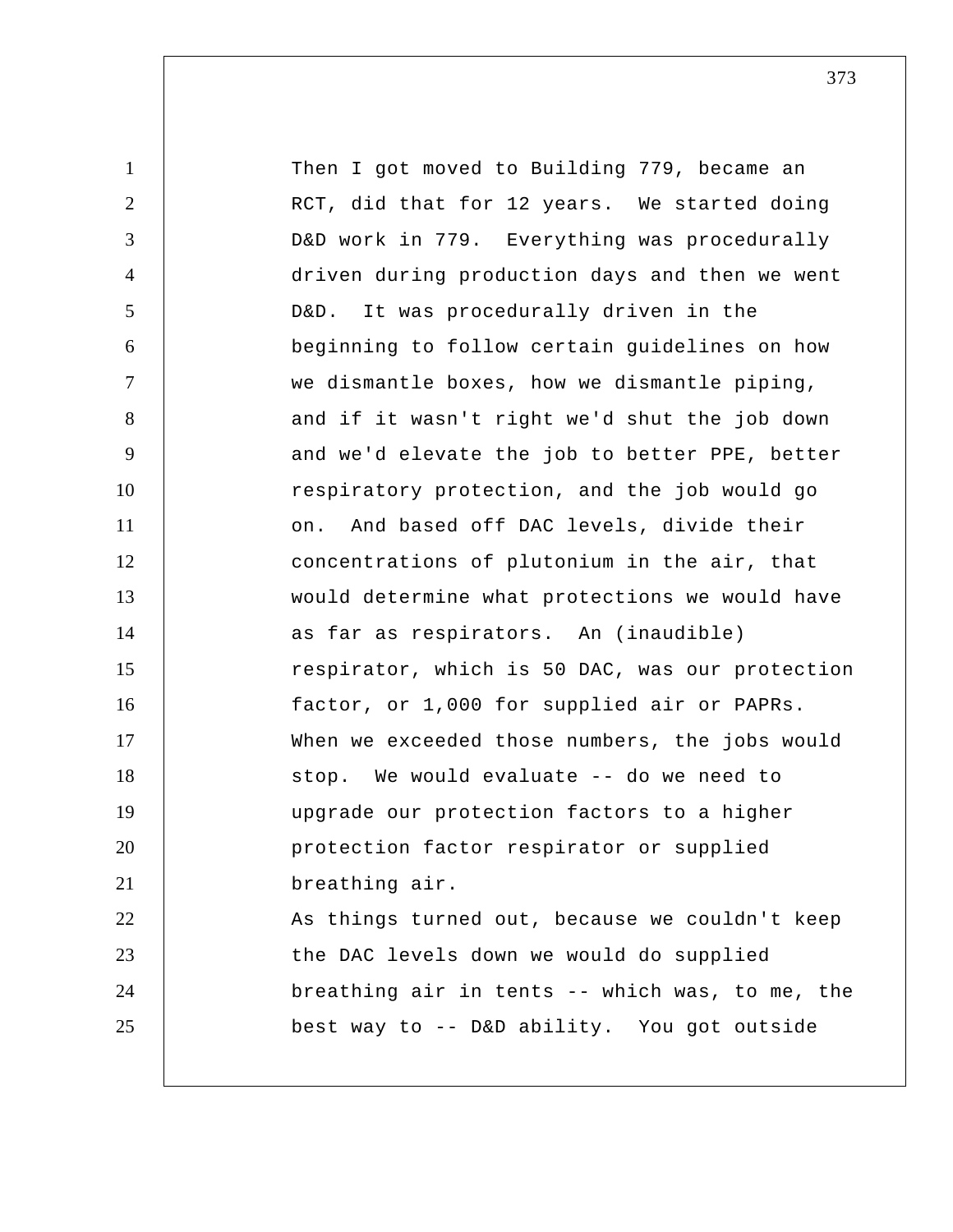Then I got moved to Building 779, became an RCT, did that for 12 years. We started doing D&D work in 779. Everything was procedurally driven during production days and then we went D&D. It was procedurally driven in the beginning to follow certain guidelines on how we dismantle boxes, how we dismantle piping, and if it wasn't right we'd shut the job down and we'd elevate the job to better PPE, better respiratory protection, and the job would go on. And based off DAC levels, divide their concentrations of plutonium in the air, that would determine what protections we would have as far as respirators. An (inaudible) respirator, which is 50 DAC, was our protection factor, or 1,000 for supplied air or PAPRs. When we exceeded those numbers, the jobs would stop. We would evaluate -- do we need to upgrade our protection factors to a higher protection factor respirator or supplied breathing air.

As things turned out, because we couldn't keep the DAC levels down we would do supplied breathing air in tents -- which was, to me, the best way to -- D&D ability. You got outside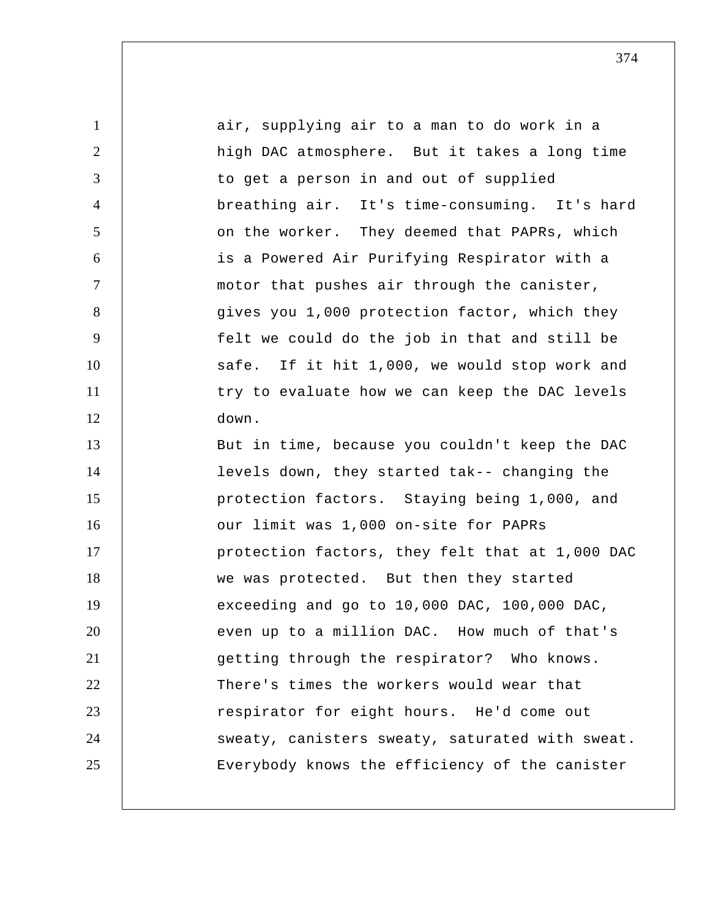air, supplying air to a man to do work in a high DAC atmosphere. But it takes a long time to get a person in and out of supplied breathing air. It's time-consuming. It's hard on the worker. They deemed that PAPRs, which is a Powered Air Purifying Respirator with a motor that pushes air through the canister, gives you 1,000 protection factor, which they felt we could do the job in that and still be safe. If it hit 1,000, we would stop work and try to evaluate how we can keep the DAC levels down.

But in time, because you couldn't keep the DAC levels down, they started tak-- changing the protection factors. Staying being 1,000, and our limit was 1,000 on-site for PAPRs protection factors, they felt that at 1,000 DAC we was protected. But then they started exceeding and go to 10,000 DAC, 100,000 DAC, even up to a million DAC. How much of that's getting through the respirator? Who knows. There's times the workers would wear that respirator for eight hours. He'd come out sweaty, canisters sweaty, saturated with sweat. Everybody knows the efficiency of the canister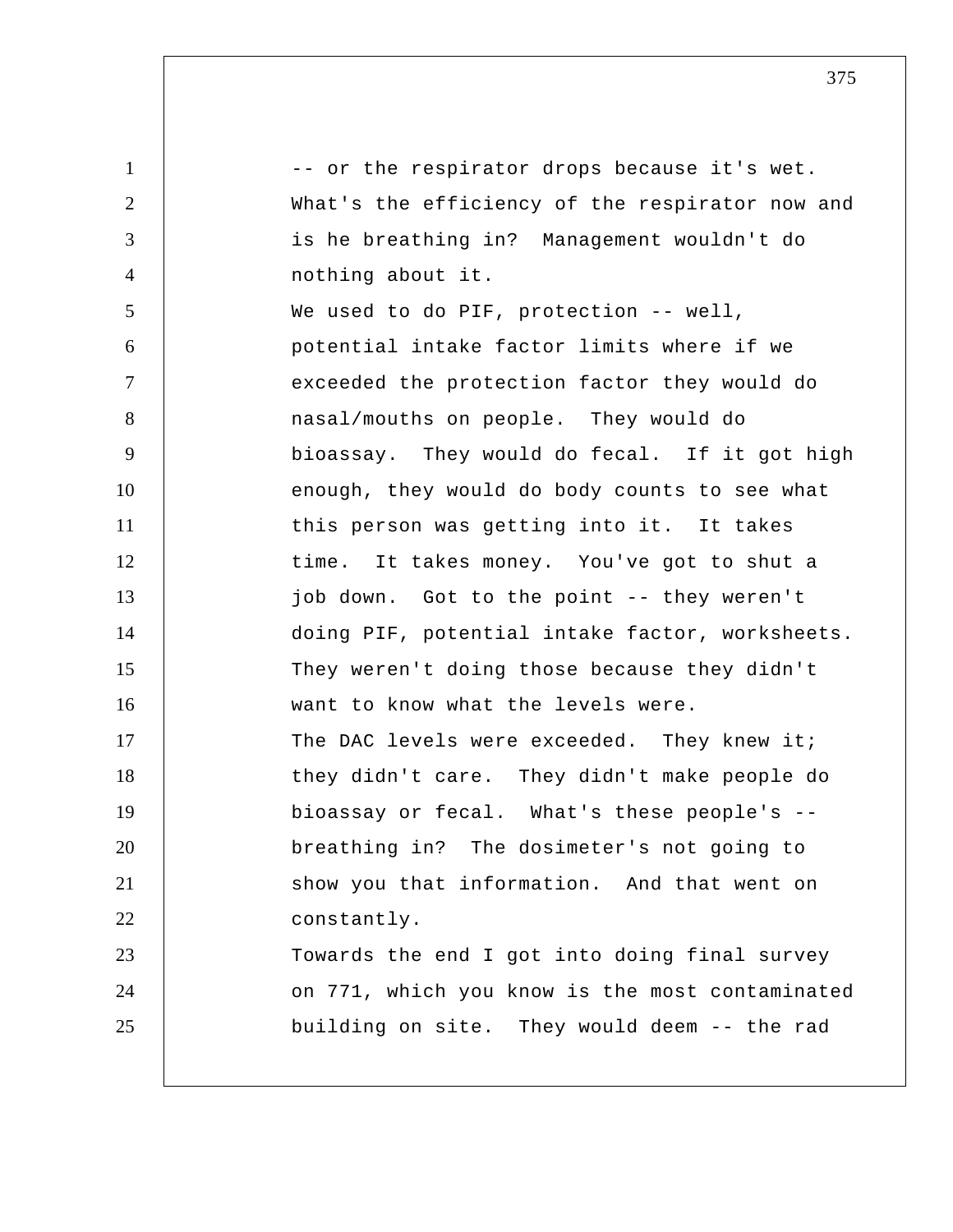-- or the respirator drops because it's wet. What's the efficiency of the respirator now and is he breathing in? Management wouldn't do nothing about it.

We used to do PIF, protection -- well, potential intake factor limits where if we exceeded the protection factor they would do nasal/mouths on people. They would do bioassay. They would do fecal. If it got high enough, they would do body counts to see what this person was getting into it. It takes time. It takes money. You've got to shut a job down. Got to the point -- they weren't doing PIF, potential intake factor, worksheets. They weren't doing those because they didn't want to know what the levels were.

The DAC levels were exceeded. They knew it; they didn't care. They didn't make people do bioassay or fecal. What's these people's -- breathing in? The dosimeter's not going to show you that information. And that went on constantly.

Towards the end I got into doing final survey on 771, which you know is the most contaminated building on site. They would deem -- the rad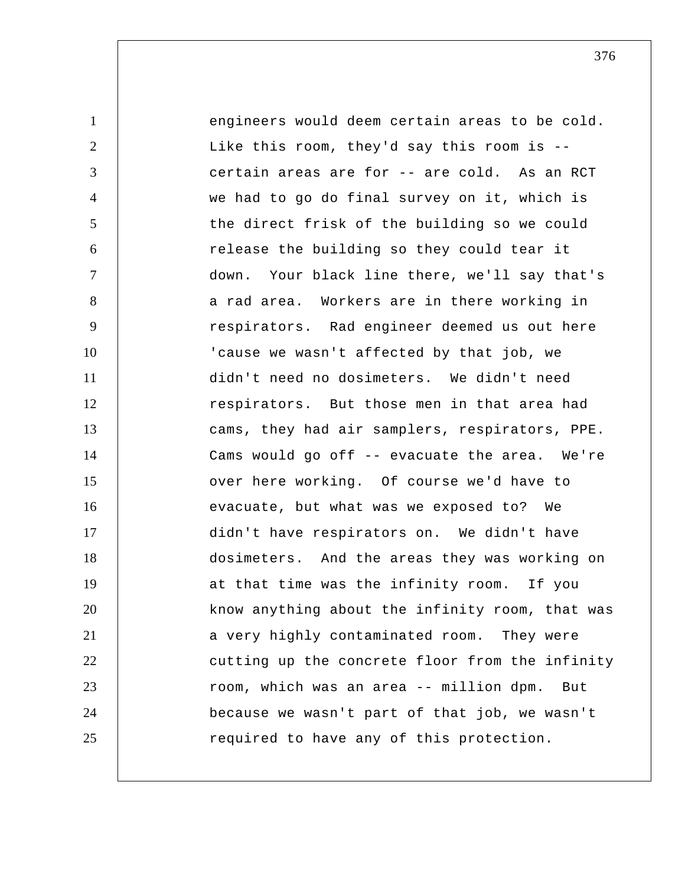engineers would deem certain areas to be cold. Like this room, they'd say this room is -- certain areas are for -- are cold. As an RCT we had to go do final survey on it, which is the direct frisk of the building so we could release the building so they could tear it down. Your black line there, we'll say that's a rad area. Workers are in there working in respirators. Rad engineer deemed us out here 'cause we wasn't affected by that job, we didn't need no dosimeters. We didn't need respirators. But those men in that area had cams, they had air samplers, respirators, PPE. Cams would go off -- evacuate the area. We're over here working. Of course we'd have to evacuate, but what was we exposed to? We didn't have respirators on. We didn't have dosimeters. And the areas they was working on at that time was the infinity room. If you know anything about the infinity room, that was a very highly contaminated room. They were cutting up the concrete floor from the infinity room, which was an area -- million dpm. But because we wasn't part of that job, we wasn't required to have any of this protection.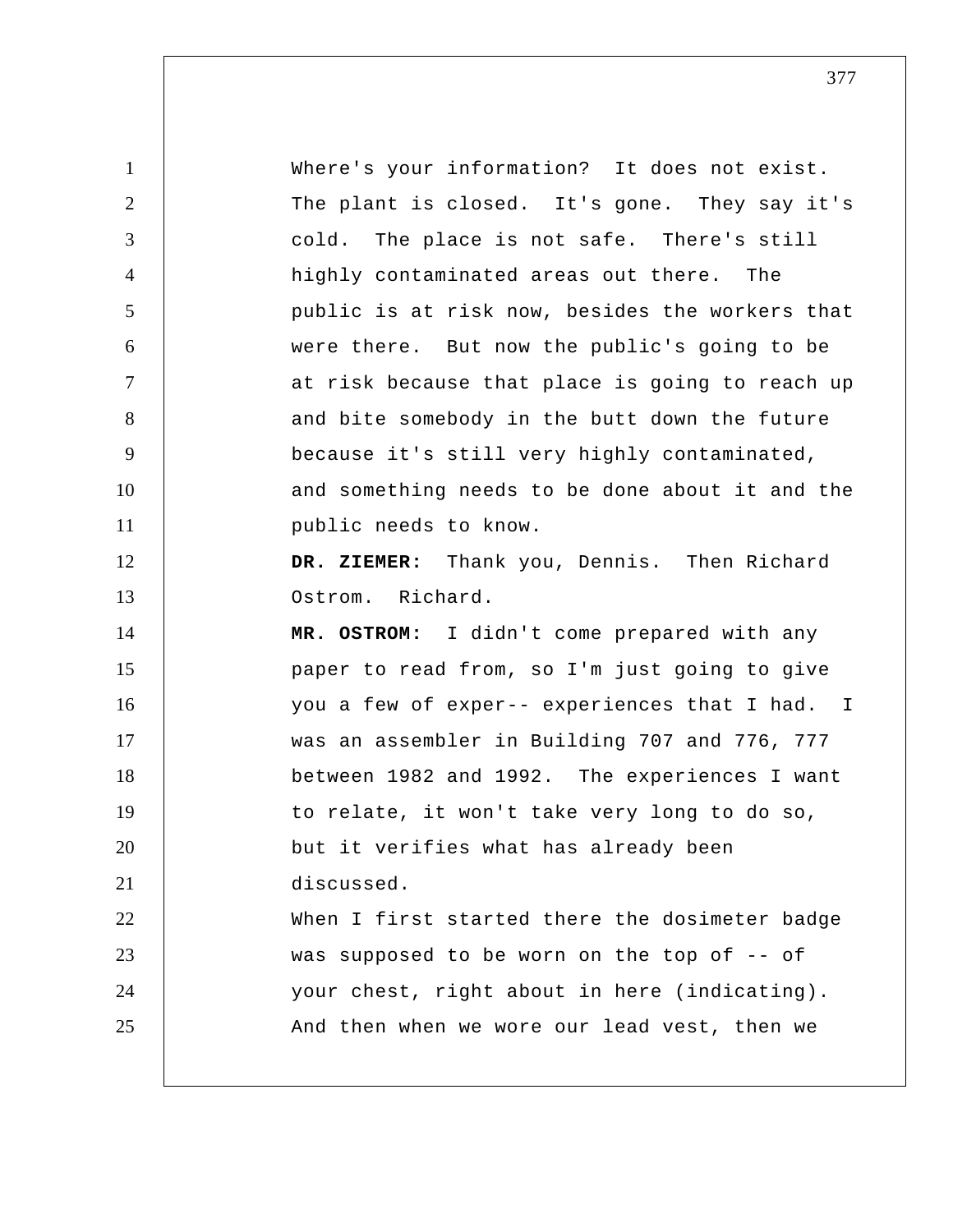Where's your information? It does not exist. The plant is closed. It's gone. They say it's cold. The place is not safe. There's still highly contaminated areas out there. The public is at risk now, besides the workers that were there. But now the public's going to be at risk because that place is going to reach up and bite somebody in the butt down the future because it's still very highly contaminated, and something needs to be done about it and the public needs to know.

**DR. ZIEMER:** Thank you, Dennis. Then Richard Ostrom. Richard.

**MR. OSTROM:** I didn't come prepared with any paper to read from, so I'm just going to give you a few of exper-- experiences that I had. I was an assembler in Building 707 and 776, 777 between 1982 and 1992. The experiences I want to relate, it won't take very long to do so, but it verifies what has already been discussed.

When I first started there the dosimeter badge was supposed to be worn on the top of -- of your chest, right about in here (indicating). And then when we wore our lead vest, then we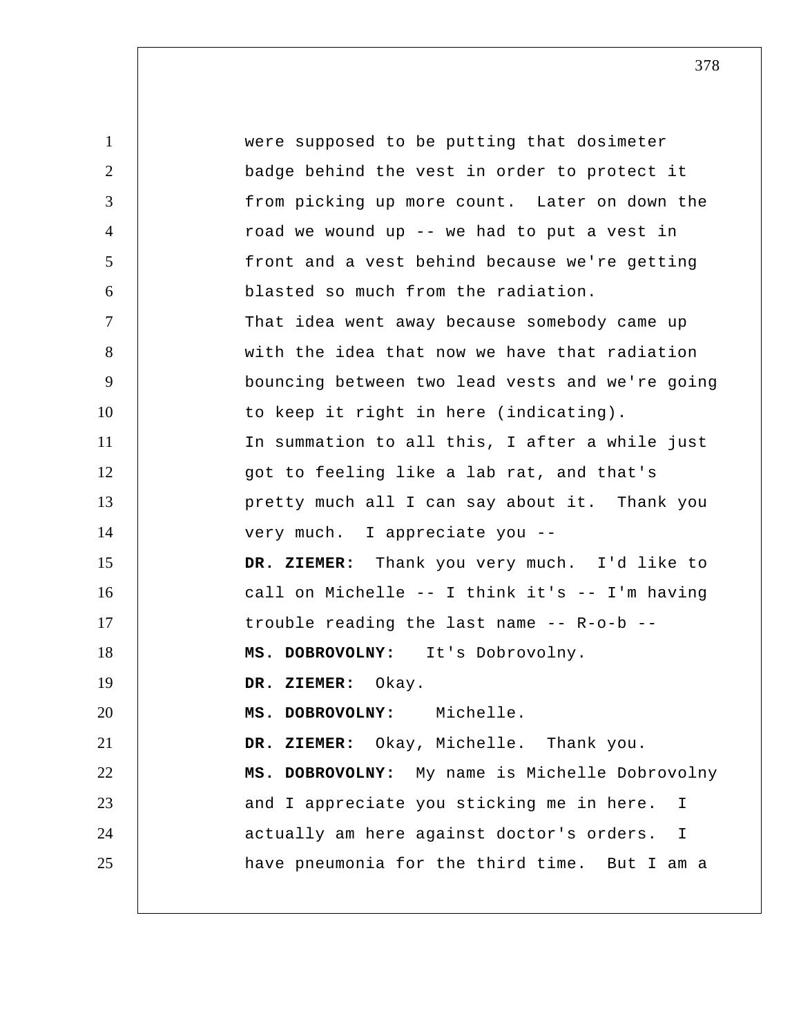were supposed to be putting that dosimeter badge behind the vest in order to protect it from picking up more count. Later on down the road we wound up -- we had to put a vest in front and a vest behind because we're getting blasted so much from the radiation.

That idea went away because somebody came up with the idea that now we have that radiation bouncing between two lead vests and we're going to keep it right in here (indicating).

In summation to all this, I after a while just got to feeling like a lab rat, and that's pretty much all I can say about it. Thank you very much. I appreciate you --

**DR. ZIEMER:** Thank you very much. I'd like to call on Michelle -- I think it's -- I'm having trouble reading the last name -- R-o-b --

**MS. DOBROVOLNY:** It's Dobrovolny.

**DR. ZIEMER:** Okay.

**MS. DOBROVOLNY:** Michelle.

**DR. ZIEMER:** Okay, Michelle. Thank you.

**MS. DOBROVOLNY:** My name is Michelle Dobrovolny and I appreciate you sticking me in here. I actually am here against doctor's orders. I have pneumonia for the third time. But I am a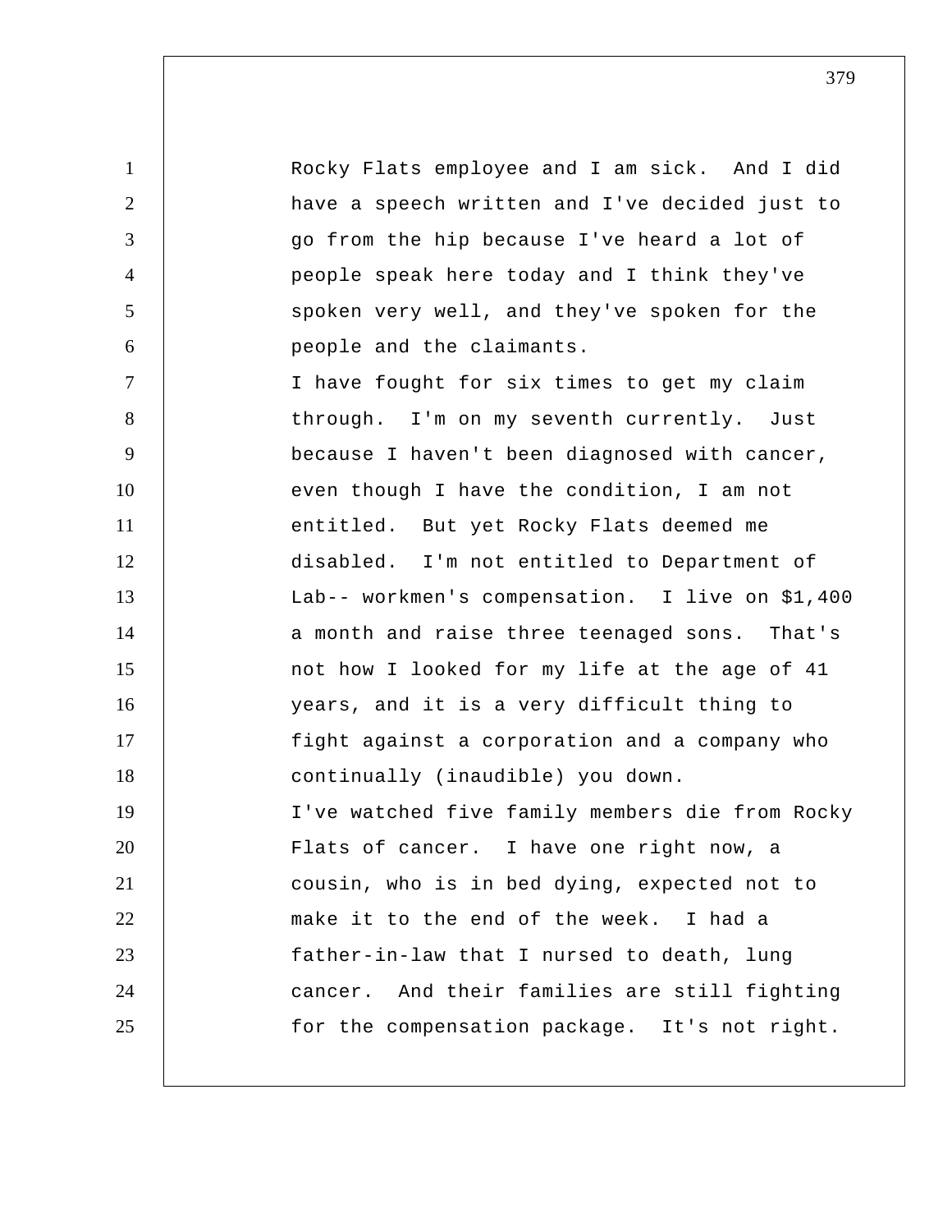Rocky Flats employee and I am sick. And I did have a speech written and I've decided just to go from the hip because I've heard a lot of people speak here today and I think they've spoken very well, and they've spoken for the people and the claimants.

I have fought for six times to get my claim through. I'm on my seventh currently. Just because I haven't been diagnosed with cancer, even though I have the condition, I am not entitled. But yet Rocky Flats deemed me disabled. I'm not entitled to Department of Lab-- workmen's compensation. I live on $1,400 a month and raise three teenaged sons. That's not how I looked for my life at the age of 41 years, and it is a very difficult thing to fight against a corporation and a company who continually (inaudible) you down.

I've watched five family members die from Rocky Flats of cancer. I have one right now, a cousin, who is in bed dying, expected not to make it to the end of the week. I had a father-in-law that I nursed to death, lung cancer. And their families are still fighting for the compensation package. It's not right.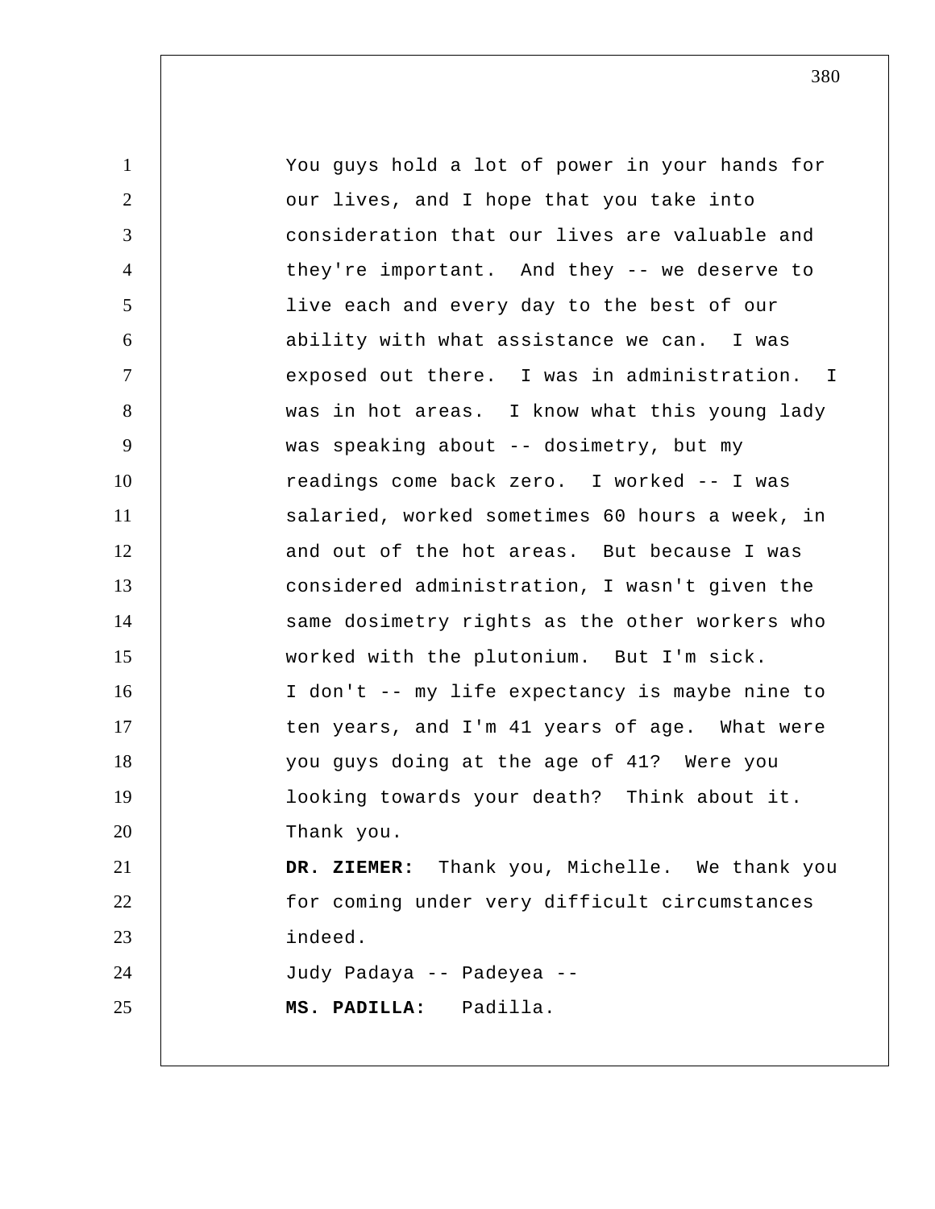You guys hold a lot of power in your hands for our lives, and I hope that you take into consideration that our lives are valuable and they're important. And they -- we deserve to live each and every day to the best of our ability with what assistance we can. I was exposed out there. I was in administration. I was in hot areas. I know what this young lady was speaking about -- dosimetry, but my readings come back zero. I worked -- I was salaried, worked sometimes 60 hours a week, in and out of the hot areas. But because I was considered administration, I wasn't given the same dosimetry rights as the other workers who worked with the plutonium. But I'm sick. I don't -- my life expectancy is maybe nine to ten years, and I'm 41 years of age. What were you guys doing at the age of 41? Were you looking towards your death? Think about it. Thank you.

**DR. ZIEMER:** Thank you, Michelle. We thank you for coming under very difficult circumstances indeed.

Judy Padaya -- Padeyea --

**MS. PADILLA:** Padilla.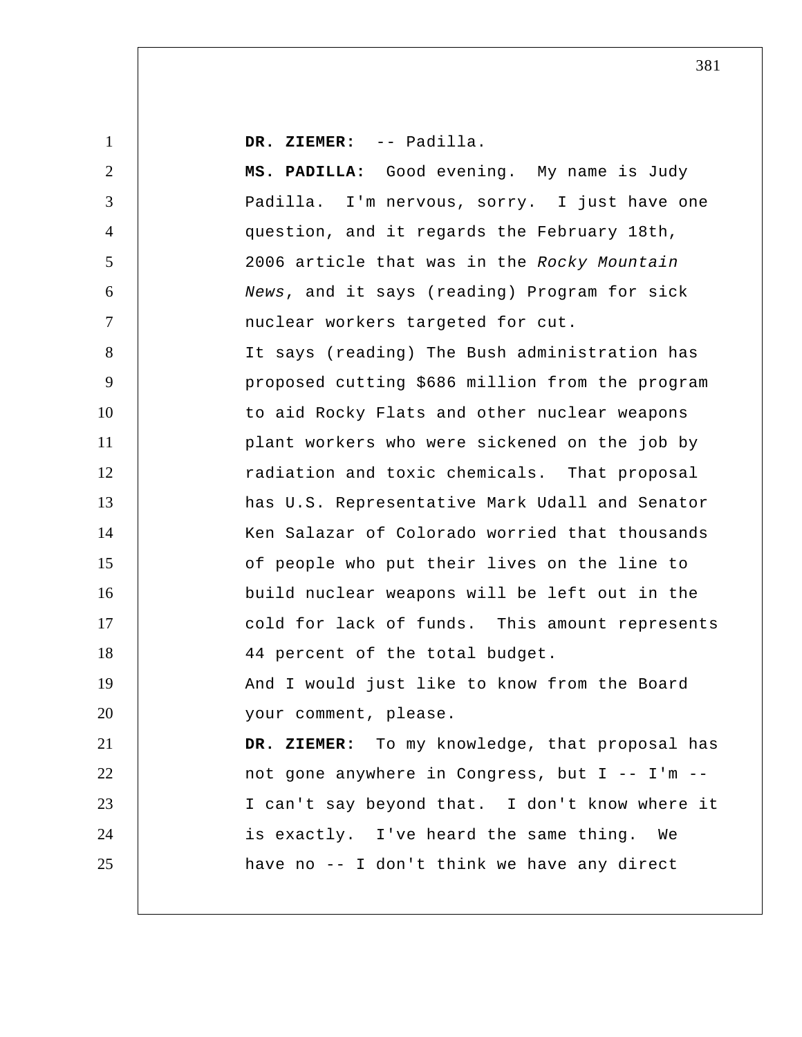**DR. ZIEMER:** -- Padilla.

**MS. PADILLA:** Good evening. My name is Judy Padilla. I'm nervous, sorry. I just have one question, and it regards the February 18th, 2006 article that was in the *Rocky Mountain News*, and it says (reading) Program for sick nuclear workers targeted for cut.

It says (reading) The Bush administration has proposed cutting $686 million from the program to aid Rocky Flats and other nuclear weapons plant workers who were sickened on the job by radiation and toxic chemicals. That proposal has U.S. Representative Mark Udall and Senator Ken Salazar of Colorado worried that thousands of people who put their lives on the line to build nuclear weapons will be left out in the cold for lack of funds. This amount represents 44 percent of the total budget.

And I would just like to know from the Board your comment, please.

**DR. ZIEMER:** To my knowledge, that proposal has not gone anywhere in Congress, but I -- I'm -- I can't say beyond that. I don't know where it is exactly. I've heard the same thing. We have no -- I don't think we have any direct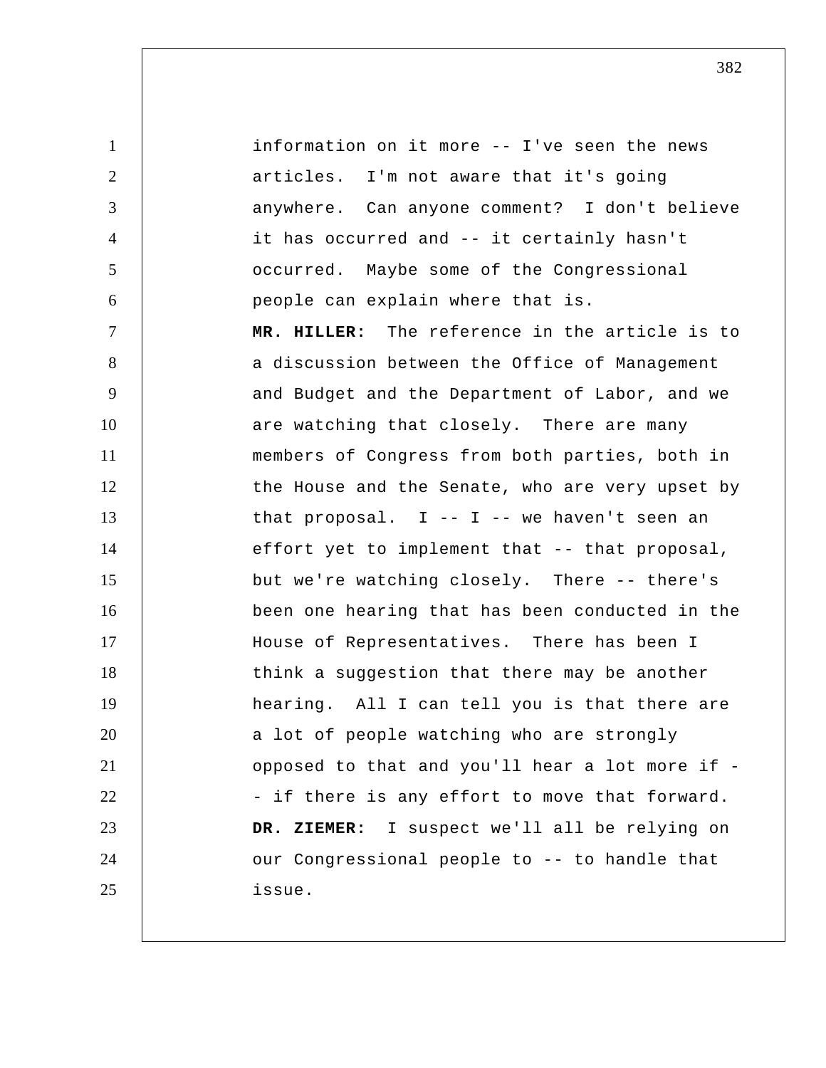information on it more -- I've seen the news articles. I'm not aware that it's going anywhere. Can anyone comment? I don't believe it has occurred and -- it certainly hasn't occurred. Maybe some of the Congressional people can explain where that is.

**MR. HILLER:** The reference in the article is to a discussion between the Office of Management and Budget and the Department of Labor, and we are watching that closely. There are many members of Congress from both parties, both in the House and the Senate, who are very upset by that proposal. I -- I -- we haven't seen an effort yet to implement that -- that proposal, but we're watching closely. There -- there's been one hearing that has been conducted in the House of Representatives. There has been I think a suggestion that there may be another hearing. All I can tell you is that there are a lot of people watching who are strongly opposed to that and you'll hear a lot more if -- if there is any effort to move that forward.

**DR. ZIEMER:** I suspect we'll all be relying on our Congressional people to -- to handle that issue.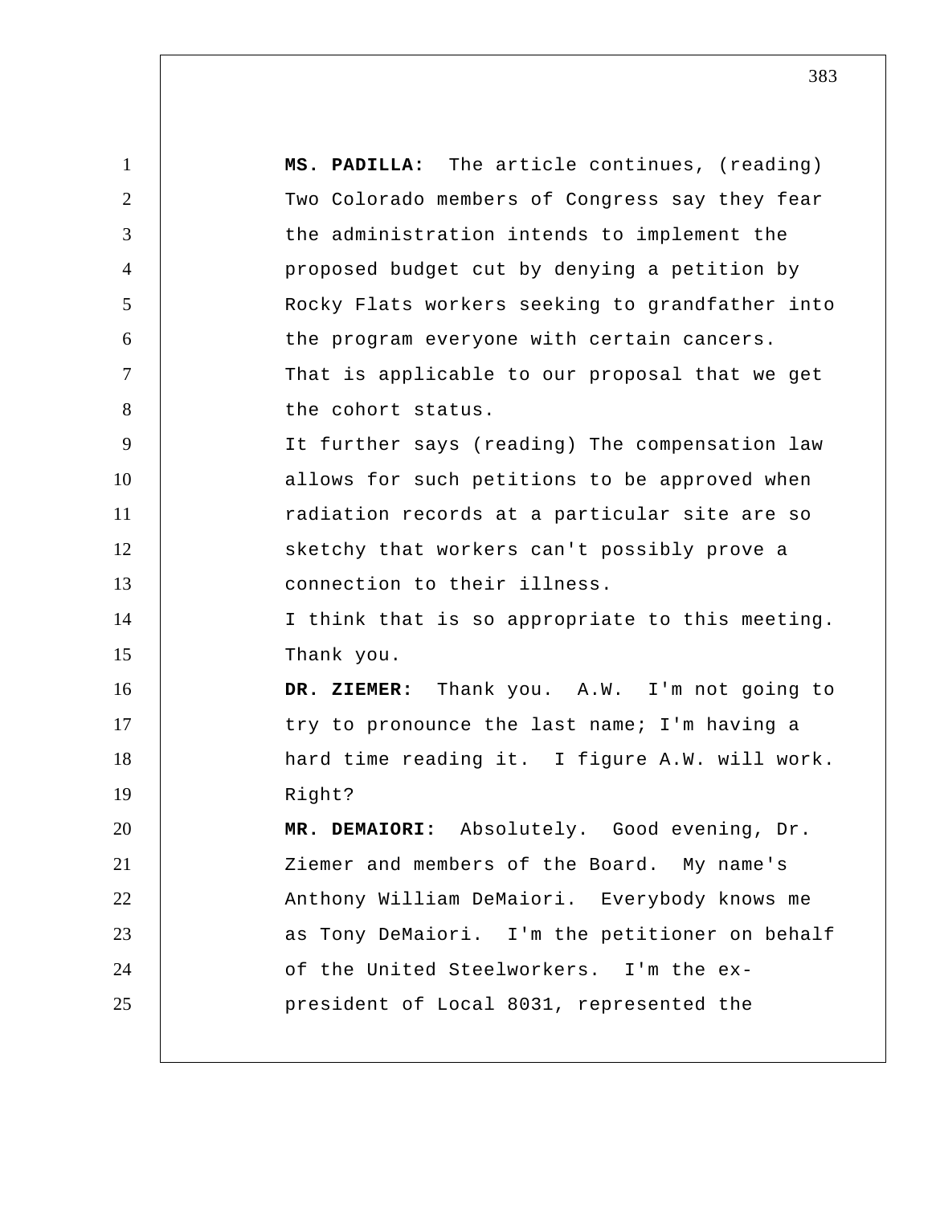**MS. PADILLA:** The article continues, (reading) Two Colorado members of Congress say they fear the administration intends to implement the proposed budget cut by denying a petition by Rocky Flats workers seeking to grandfather into the program everyone with certain cancers.

That is applicable to our proposal that we get the cohort status.

It further says (reading) The compensation law allows for such petitions to be approved when radiation records at a particular site are so sketchy that workers can't possibly prove a connection to their illness.

I think that is so appropriate to this meeting. Thank you.

**DR. ZIEMER:** Thank you. A.W. I'm not going to try to pronounce the last name; I'm having a hard time reading it. I figure A.W. will work. Right?

**MR. DEMAIORI:** Absolutely. Good evening, Dr. Ziemer and members of the Board. My name's Anthony William DeMaiori. Everybody knows me as Tony DeMaiori. I'm the petitioner on behalf of the United Steelworkers. I'm the ex-president of Local 8031, represented the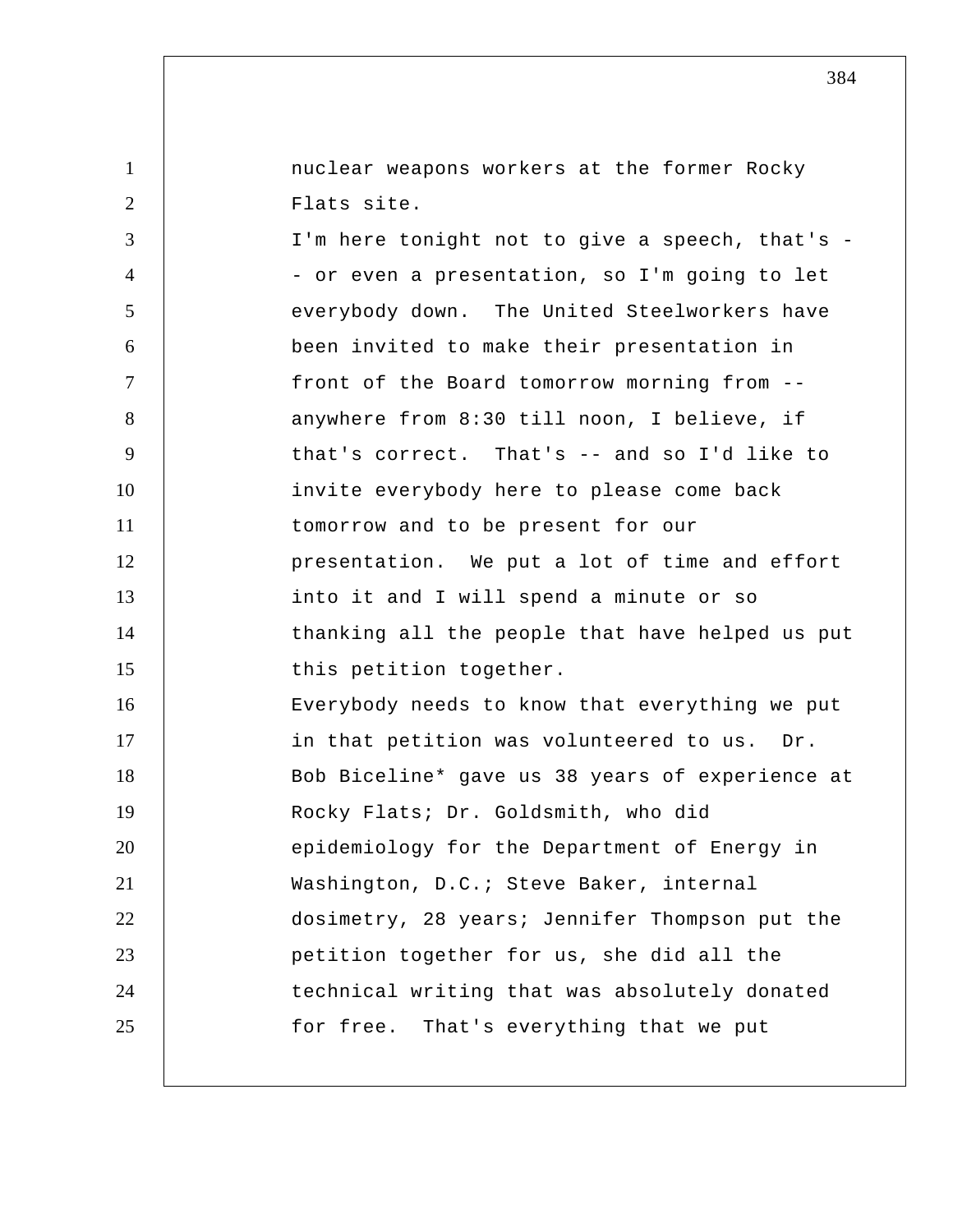nuclear weapons workers at the former Rocky Flats site.

I'm here tonight not to give a speech, that's -- or even a presentation, so I'm going to let everybody down. The United Steelworkers have been invited to make their presentation in front of the Board tomorrow morning from -- anywhere from 8:30 till noon, I believe, if that's correct. That's -- and so I'd like to invite everybody here to please come back tomorrow and to be present for our presentation. We put a lot of time and effort into it and I will spend a minute or so thanking all the people that have helped us put this petition together.

Everybody needs to know that everything we put in that petition was volunteered to us. Dr. Bob Biceline* gave us 38 years of experience at Rocky Flats; Dr. Goldsmith, who did epidemiology for the Department of Energy in Washington, D.C.; Steve Baker, internal dosimetry, 28 years; Jennifer Thompson put the petition together for us, she did all the technical writing that was absolutely donated for free. That's everything that we put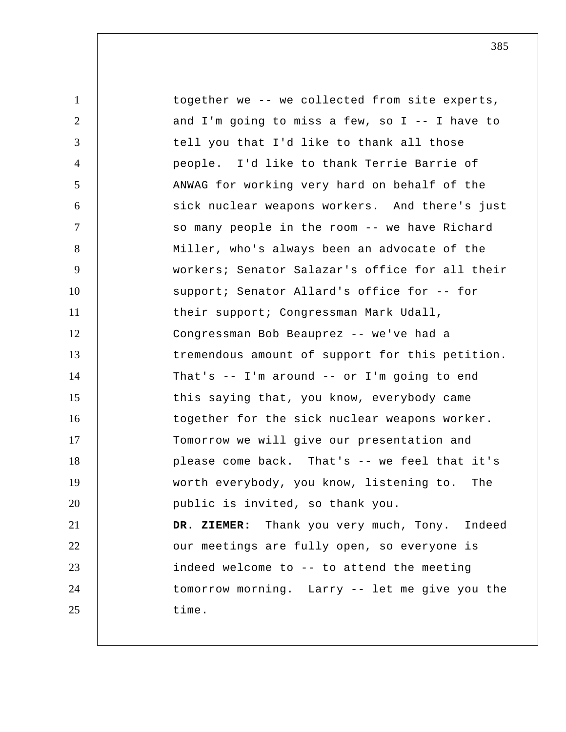together we -- we collected from site experts, and I'm going to miss a few, so I -- I have to tell you that I'd like to thank all those people. I'd like to thank Terrie Barrie of ANWAG for working very hard on behalf of the sick nuclear weapons workers. And there's just so many people in the room -- we have Richard Miller, who's always been an advocate of the workers; Senator Salazar's office for all their support; Senator Allard's office for -- for their support; Congressman Mark Udall, Congressman Bob Beauprez -- we've had a tremendous amount of support for this petition. That's -- I'm around -- or I'm going to end this saying that, you know, everybody came together for the sick nuclear weapons worker. Tomorrow we will give our presentation and please come back. That's -- we feel that it's worth everybody, you know, listening to. The public is invited, so thank you.

**DR. ZIEMER:** Thank you very much, Tony. Indeed our meetings are fully open, so everyone is indeed welcome to -- to attend the meeting tomorrow morning. Larry -- let me give you the time.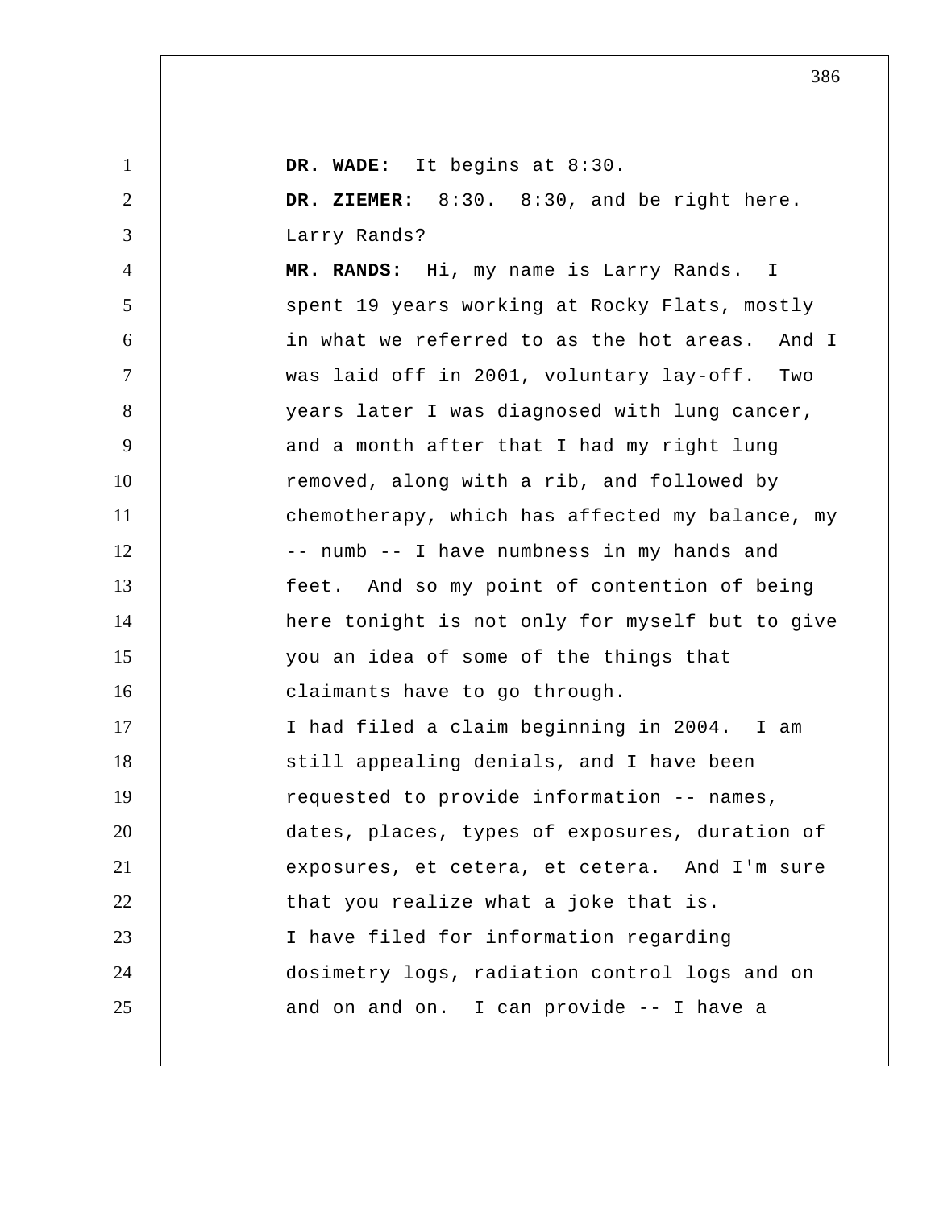**DR. WADE:** It begins at 8:30.

**DR. ZIEMER:** 8:30. 8:30, and be right here. Larry Rands?

**MR. RANDS:** Hi, my name is Larry Rands. I spent 19 years working at Rocky Flats, mostly in what we referred to as the hot areas. And I was laid off in 2001, voluntary lay-off. Two years later I was diagnosed with lung cancer, and a month after that I had my right lung removed, along with a rib, and followed by chemotherapy, which has affected my balance, my -- numb -- I have numbness in my hands and feet. And so my point of contention of being here tonight is not only for myself but to give you an idea of some of the things that claimants have to go through.

I had filed a claim beginning in 2004. I am still appealing denials, and I have been requested to provide information -- names, dates, places, types of exposures, duration of exposures, et cetera, et cetera. And I'm sure that you realize what a joke that is.

I have filed for information regarding dosimetry logs, radiation control logs and on and on and on. I can provide -- I have a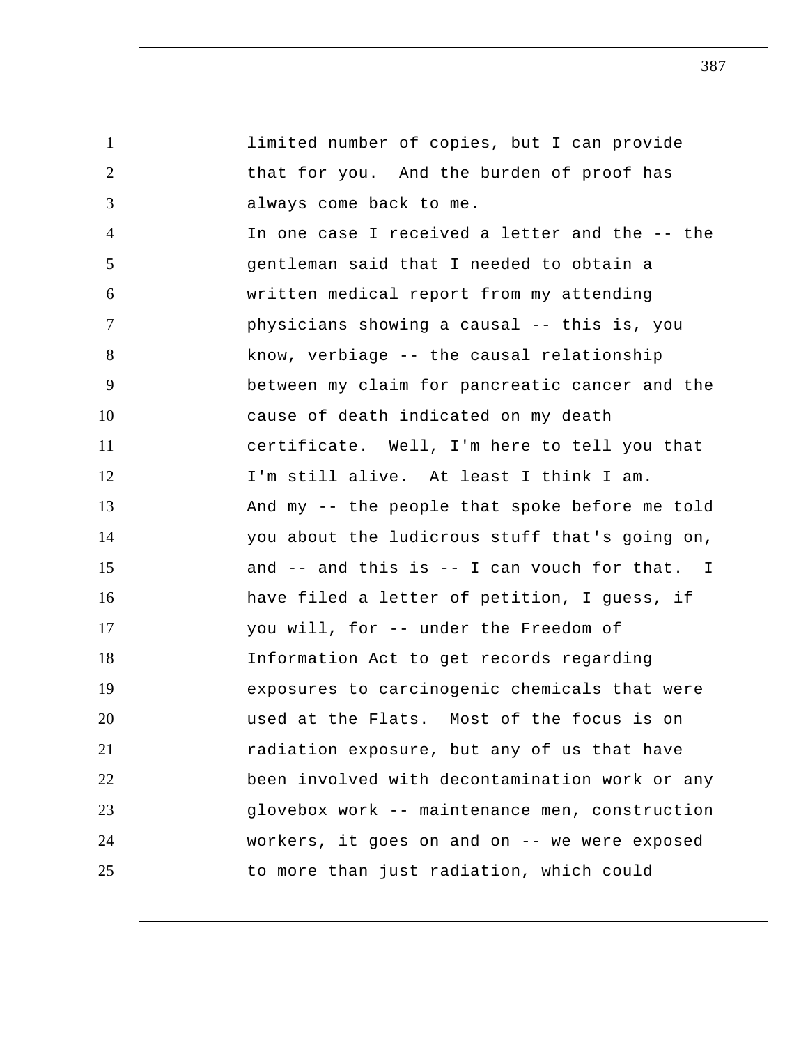limited number of copies, but I can provide that for you. And the burden of proof has always come back to me.

In one case I received a letter and the -- the gentleman said that I needed to obtain a written medical report from my attending physicians showing a causal -- this is, you know, verbiage -- the causal relationship between my claim for pancreatic cancer and the cause of death indicated on my death certificate. Well, I'm here to tell you that I'm still alive. At least I think I am.

And my -- the people that spoke before me told you about the ludicrous stuff that's going on, and -- and this is -- I can vouch for that. I have filed a letter of petition, I guess, if you will, for -- under the Freedom of Information Act to get records regarding exposures to carcinogenic chemicals that were used at the Flats. Most of the focus is on radiation exposure, but any of us that have been involved with decontamination work or any glovebox work -- maintenance men, construction workers, it goes on and on -- we were exposed to more than just radiation, which could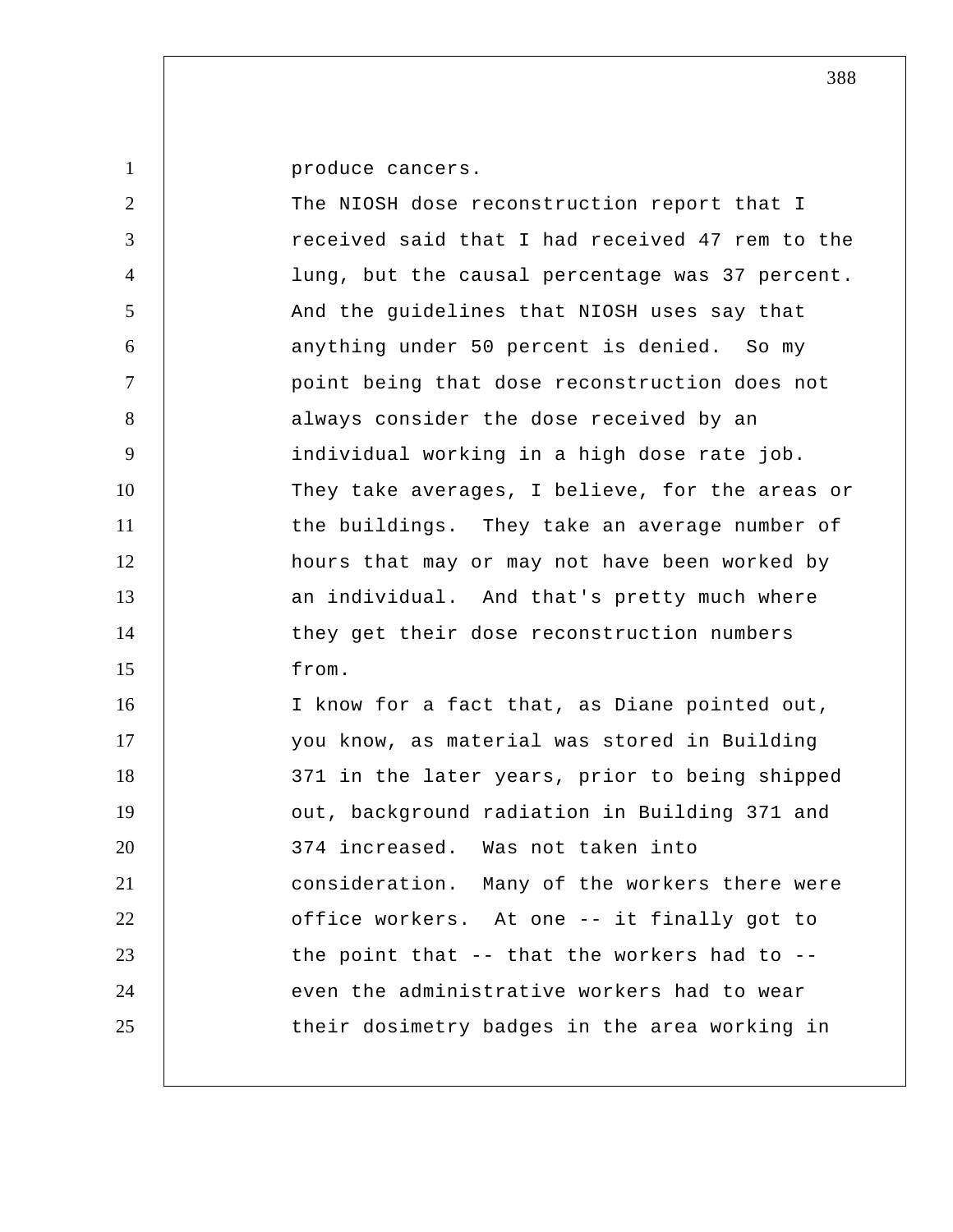produce cancers.

The NIOSH dose reconstruction report that I received said that I had received 47 rem to the lung, but the causal percentage was 37 percent. And the guidelines that NIOSH uses say that anything under 50 percent is denied. So my point being that dose reconstruction does not always consider the dose received by an individual working in a high dose rate job. They take averages, I believe, for the areas or the buildings. They take an average number of hours that may or may not have been worked by an individual. And that's pretty much where they get their dose reconstruction numbers from.

I know for a fact that, as Diane pointed out, you know, as material was stored in Building 371 in the later years, prior to being shipped out, background radiation in Building 371 and 374 increased. Was not taken into consideration. Many of the workers there were office workers. At one -- it finally got to the point that -- that the workers had to -- even the administrative workers had to wear their dosimetry badges in the area working in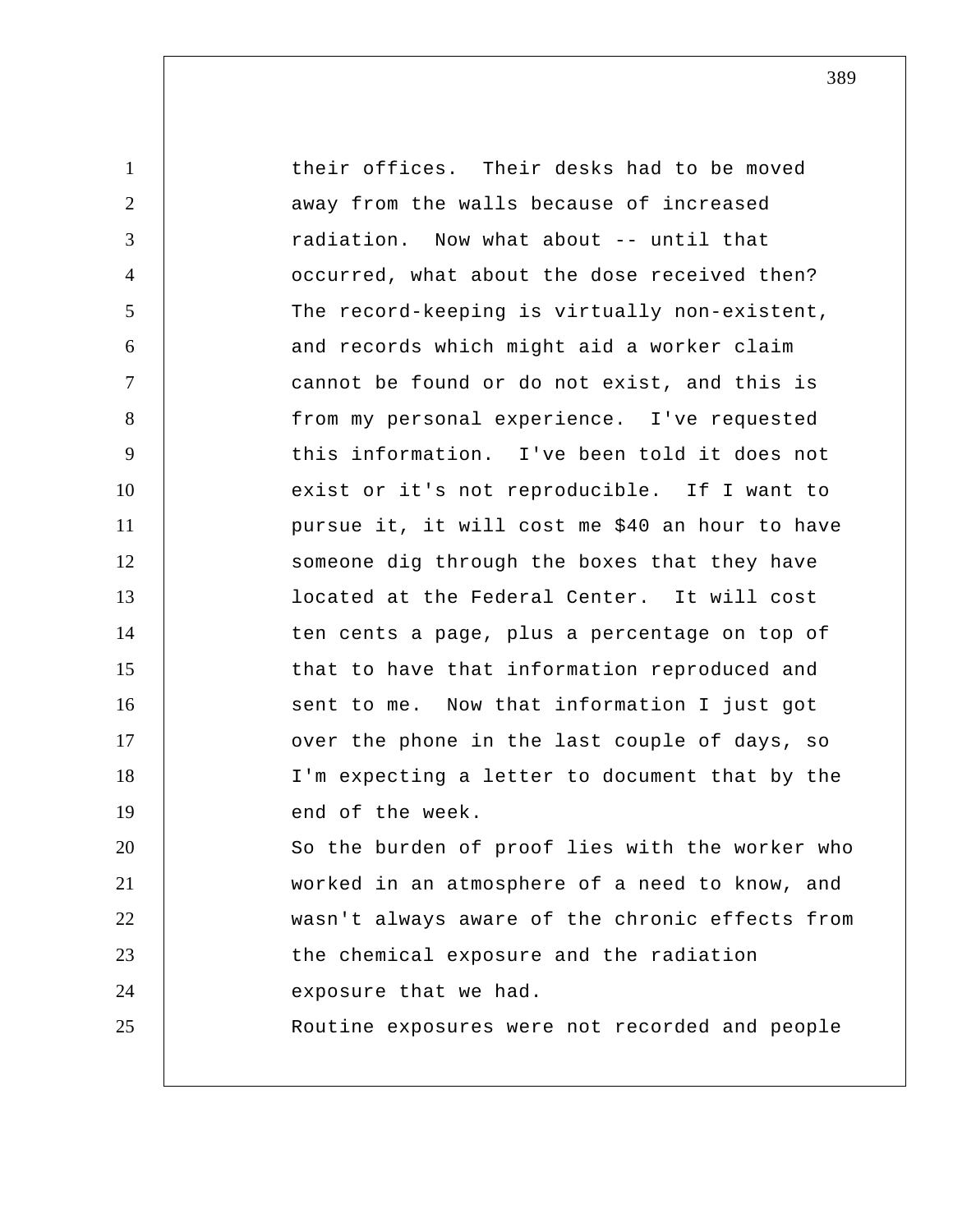their offices. Their desks had to be moved away from the walls because of increased radiation. Now what about -- until that occurred, what about the dose received then? The record-keeping is virtually non-existent, and records which might aid a worker claim cannot be found or do not exist, and this is from my personal experience. I've requested this information. I've been told it does not exist or it's not reproducible. If I want to pursue it, it will cost me $40 an hour to have someone dig through the boxes that they have located at the Federal Center. It will cost ten cents a page, plus a percentage on top of that to have that information reproduced and sent to me. Now that information I just got over the phone in the last couple of days, so I'm expecting a letter to document that by the end of the week.

So the burden of proof lies with the worker who worked in an atmosphere of a need to know, and wasn't always aware of the chronic effects from the chemical exposure and the radiation exposure that we had.

Routine exposures were not recorded and people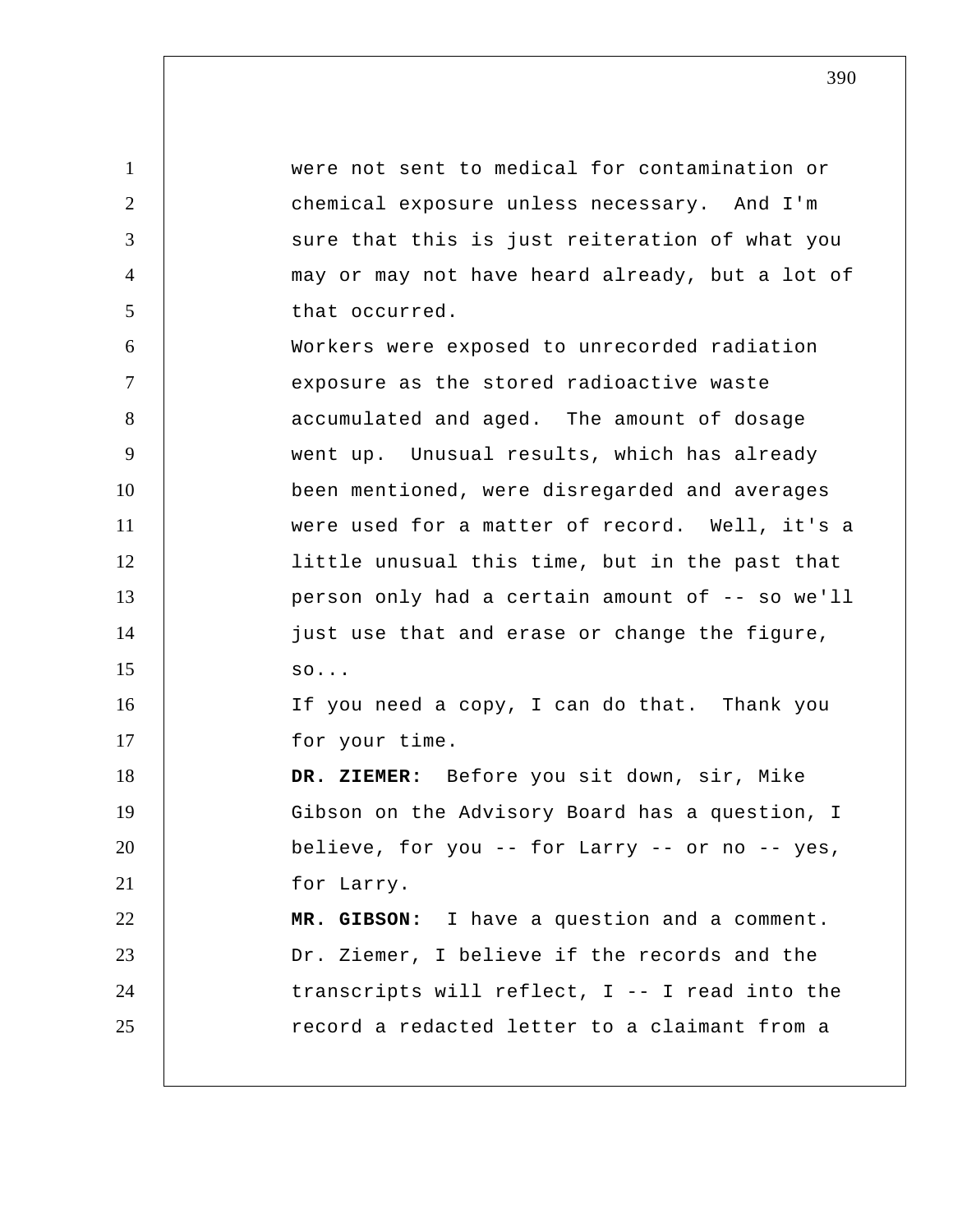were not sent to medical for contamination or chemical exposure unless necessary. And I'm sure that this is just reiteration of what you may or may not have heard already, but a lot of that occurred.

Workers were exposed to unrecorded radiation exposure as the stored radioactive waste accumulated and aged. The amount of dosage went up. Unusual results, which has already been mentioned, were disregarded and averages were used for a matter of record. Well, it's a little unusual this time, but in the past that person only had a certain amount of -- so we'll just use that and erase or change the figure, so...

If you need a copy, I can do that. Thank you for your time.

**DR. ZIEMER:** Before you sit down, sir, Mike Gibson on the Advisory Board has a question, I believe, for you -- for Larry -- or no -- yes, for Larry.

**MR. GIBSON:** I have a question and a comment. Dr. Ziemer, I believe if the records and the transcripts will reflect, I -- I read into the record a redacted letter to a claimant from a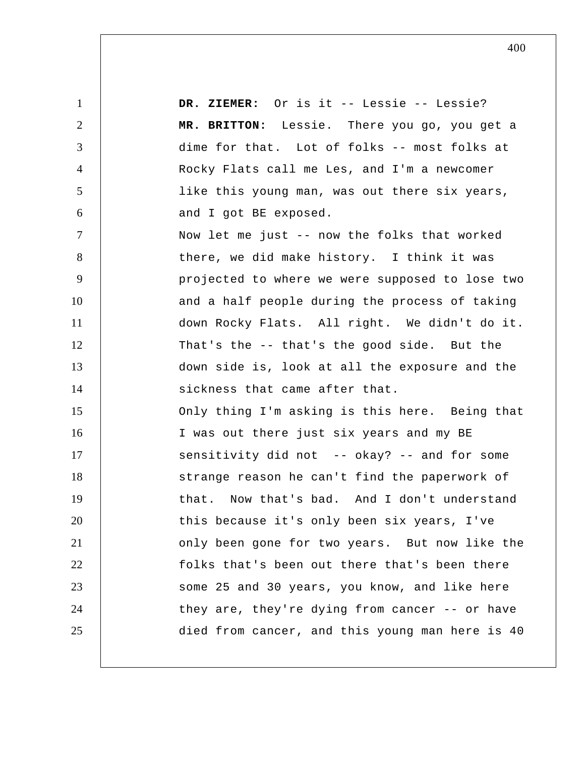**DR. ZIEMER:** Or is it -- Lessie -- Lessie?

**MR. BRITTON:** Lessie. There you go, you get a dime for that. Lot of folks -- most folks at Rocky Flats call me Les, and I'm a newcomer like this young man, was out there six years, and I got BE exposed.

Now let me just -- now the folks that worked there, we did make history. I think it was projected to where we were supposed to lose two and a half people during the process of taking down Rocky Flats. All right. We didn't do it. That's the -- that's the good side. But the down side is, look at all the exposure and the sickness that came after that.

Only thing I'm asking is this here. Being that I was out there just six years and my BE sensitivity did not -- okay? -- and for some strange reason he can't find the paperwork of that. Now that's bad. And I don't understand this because it's only been six years, I've only been gone for two years. But now like the folks that's been out there that's been there some 25 and 30 years, you know, and like here they are, they're dying from cancer -- or have died from cancer, and this young man here is 40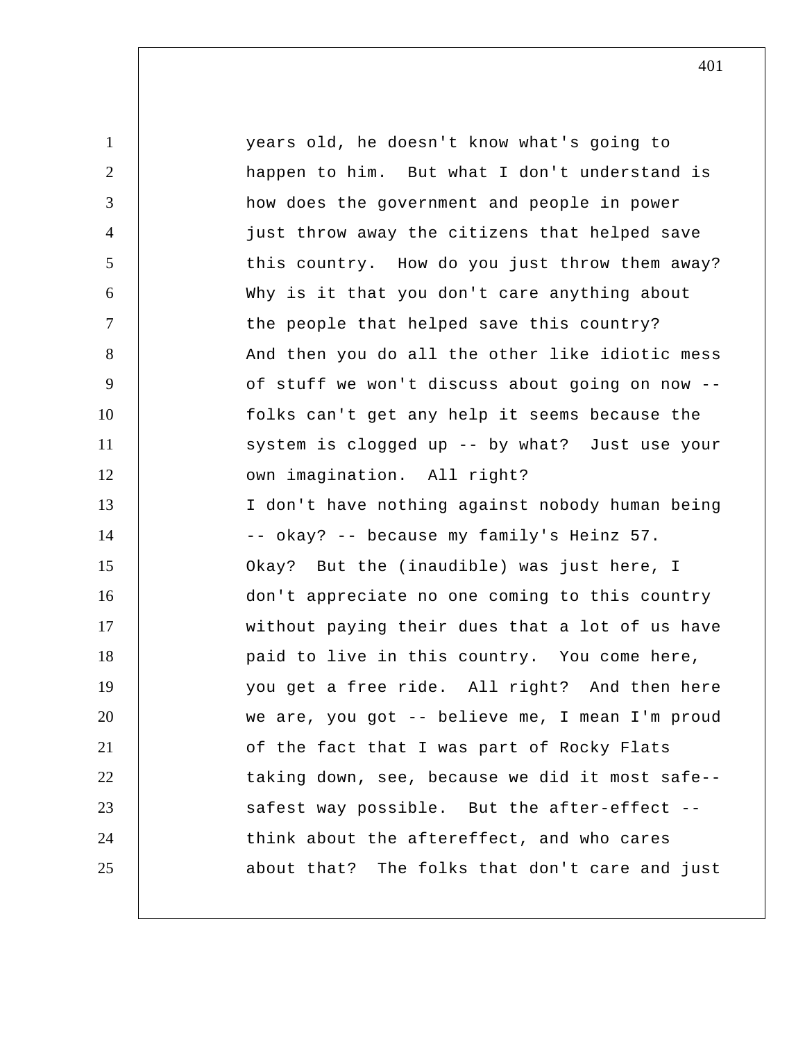years old, he doesn't know what's going to happen to him. But what I don't understand is how does the government and people in power just throw away the citizens that helped save this country. How do you just throw them away? Why is it that you don't care anything about the people that helped save this country?

And then you do all the other like idiotic mess of stuff we won't discuss about going on now -- folks can't get any help it seems because the system is clogged up -- by what? Just use your own imagination. All right?

I don't have nothing against nobody human being -- okay? -- because my family's Heinz 57.

Okay? But the (inaudible) was just here, I don't appreciate no one coming to this country without paying their dues that a lot of us have paid to live in this country. You come here, you get a free ride. All right? And then here we are, you got -- believe me, I mean I'm proud of the fact that I was part of Rocky Flats taking down, see, because we did it most safe-- safest way possible. But the after-effect -- think about the aftereffect, and who cares about that? The folks that don't care and just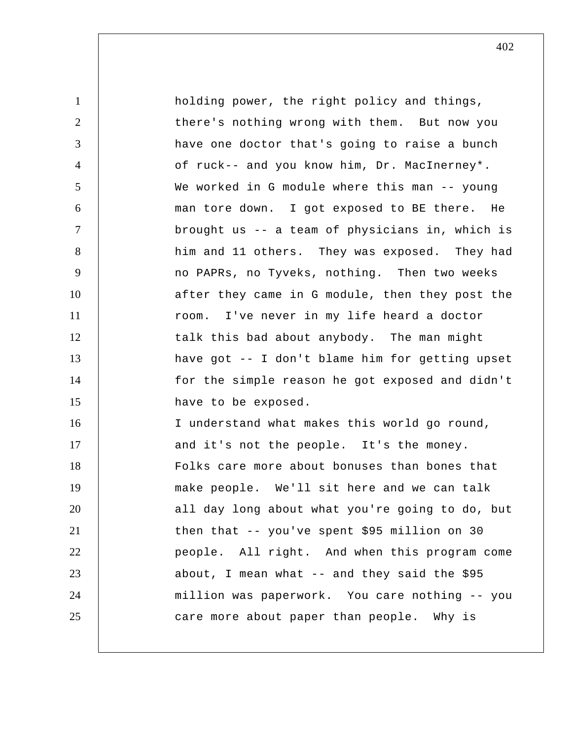holding power, the right policy and things, there's nothing wrong with them. But now you have one doctor that's going to raise a bunch of ruck-- and you know him, Dr. MacInerney*. We worked in G module where this man -- young man tore down. I got exposed to BE there. He brought us -- a team of physicians in, which is him and 11 others. They was exposed. They had no PAPRs, no Tyveks, nothing. Then two weeks after they came in G module, then they post the room. I've never in my life heard a doctor talk this bad about anybody. The man might have got -- I don't blame him for getting upset for the simple reason he got exposed and didn't have to be exposed.

I understand what makes this world go round, and it's not the people. It's the money. Folks care more about bonuses than bones that make people. We'll sit here and we can talk all day long about what you're going to do, but then that -- you've spent $95 million on 30 people. All right. And when this program come about, I mean what -- and they said the $95 million was paperwork. You care nothing -- you care more about paper than people. Why is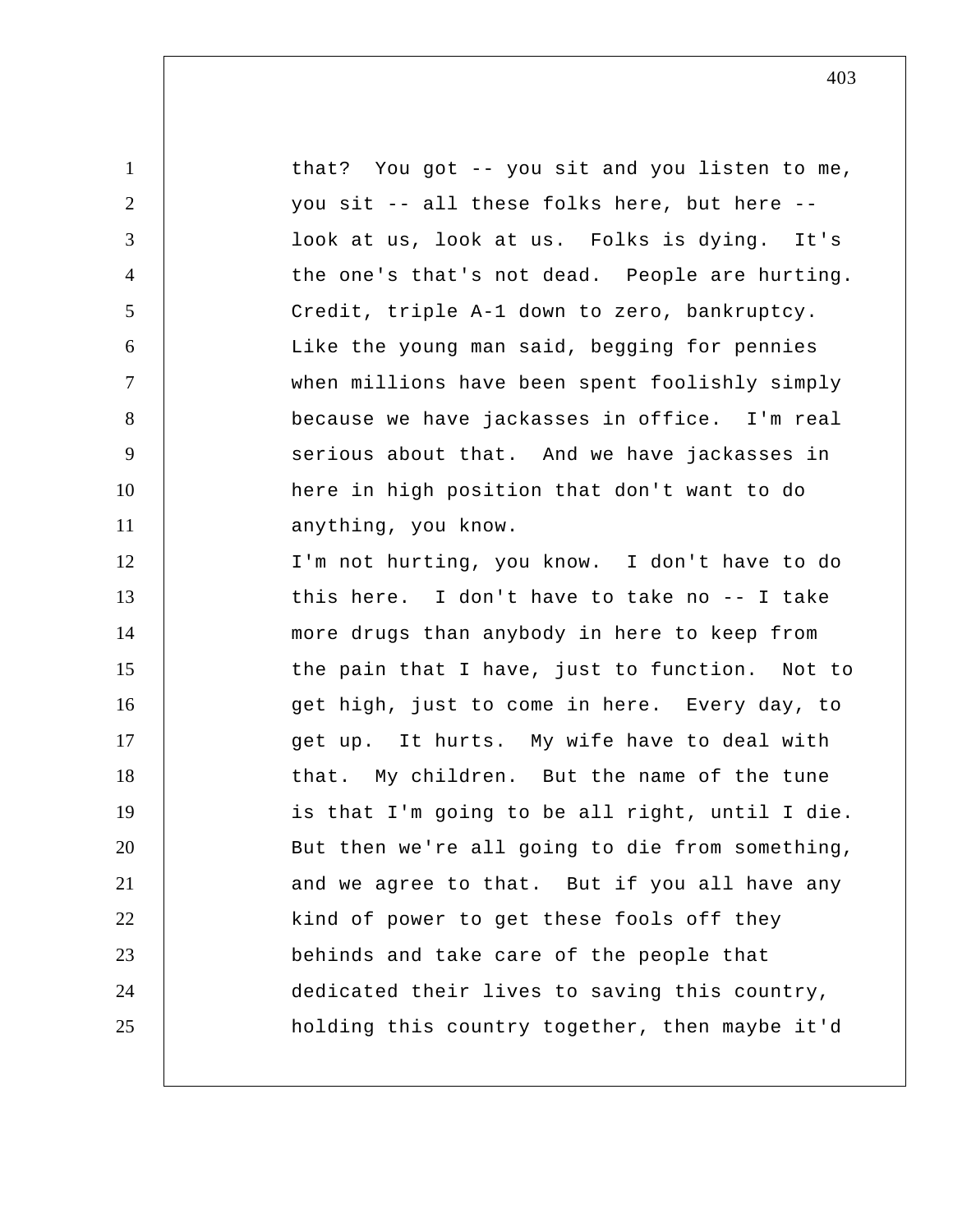that? You got -- you sit and you listen to me, you sit -- all these folks here, but here -- look at us, look at us. Folks is dying. It's the one's that's not dead. People are hurting. Credit, triple A-1 down to zero, bankruptcy. Like the young man said, begging for pennies when millions have been spent foolishly simply because we have jackasses in office. I'm real serious about that. And we have jackasses in here in high position that don't want to do anything, you know.

I'm not hurting, you know. I don't have to do this here. I don't have to take no -- I take more drugs than anybody in here to keep from the pain that I have, just to function. Not to get high, just to come in here. Every day, to get up. It hurts. My wife have to deal with that. My children. But the name of the tune is that I'm going to be all right, until I die. But then we're all going to die from something, and we agree to that. But if you all have any kind of power to get these fools off they behinds and take care of the people that dedicated their lives to saving this country, holding this country together, then maybe it'd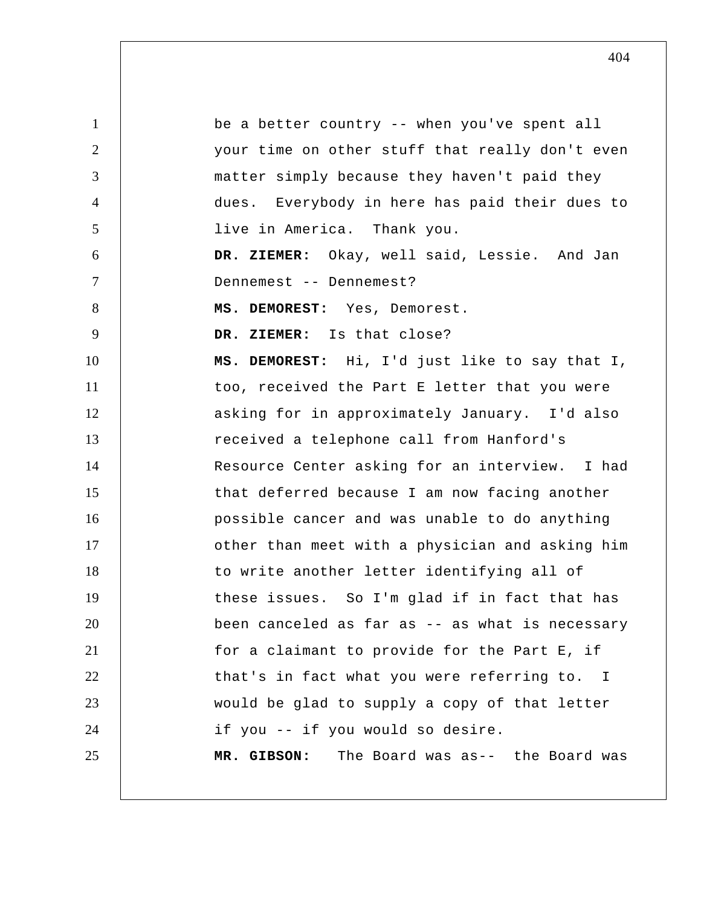be a better country -- when you've spent all your time on other stuff that really don't even matter simply because they haven't paid they dues. Everybody in here has paid their dues to live in America. Thank you.

**DR. ZIEMER:** Okay, well said, Lessie. And Jan Dennemest -- Dennemest?

**MS. DEMOREST:** Yes, Demorest.

**DR. ZIEMER:** Is that close?

**MS. DEMOREST:** Hi, I'd just like to say that I, too, received the Part E letter that you were asking for in approximately January. I'd also received a telephone call from Hanford's Resource Center asking for an interview. I had that deferred because I am now facing another possible cancer and was unable to do anything other than meet with a physician and asking him to write another letter identifying all of these issues. So I'm glad if in fact that has been canceled as far as -- as what is necessary for a claimant to provide for the Part E, if that's in fact what you were referring to. I would be glad to supply a copy of that letter if you -- if you would so desire.

**MR. GIBSON:** The Board was as-- the Board was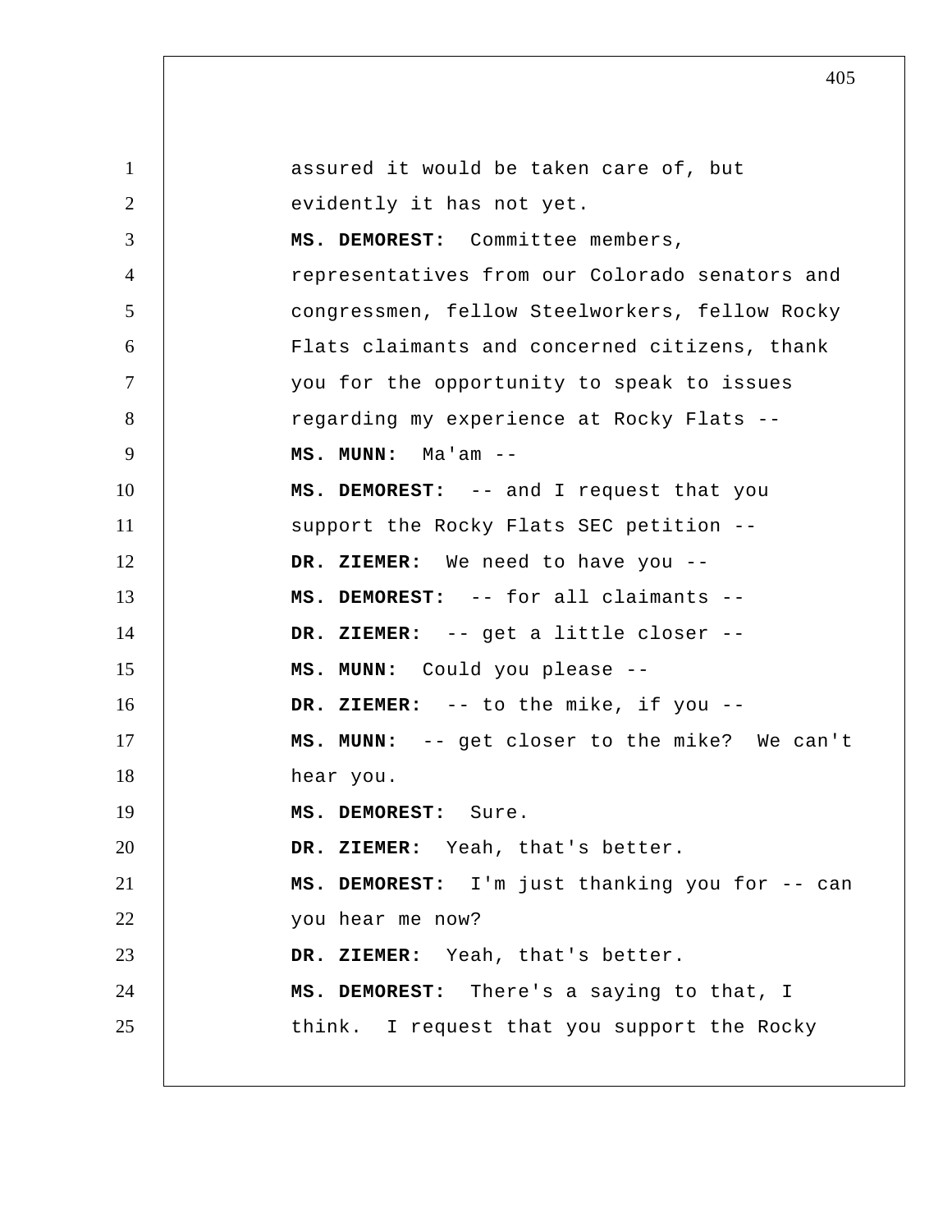assured it would be taken care of, but evidently it has not yet.

**MS. DEMOREST:** Committee members, representatives from our Colorado senators and congressmen, fellow Steelworkers, fellow Rocky Flats claimants and concerned citizens, thank you for the opportunity to speak to issues regarding my experience at Rocky Flats --

**MS. MUNN:** Ma'am --

**MS. DEMOREST:** -- and I request that you support the Rocky Flats SEC petition --

**DR. ZIEMER:** We need to have you --

**MS. DEMOREST:** -- for all claimants --

**DR. ZIEMER:** -- get a little closer --

**MS. MUNN:** Could you please --

**DR. ZIEMER:** -- to the mike, if you --

**MS. MUNN:** -- get closer to the mike? We can't hear you.

**MS. DEMOREST:** Sure.

**DR. ZIEMER:** Yeah, that's better.

**MS. DEMOREST:** I'm just thanking you for -- can you hear me now?

**DR. ZIEMER:** Yeah, that's better.

**MS. DEMOREST:** There's a saying to that, I think. I request that you support the Rocky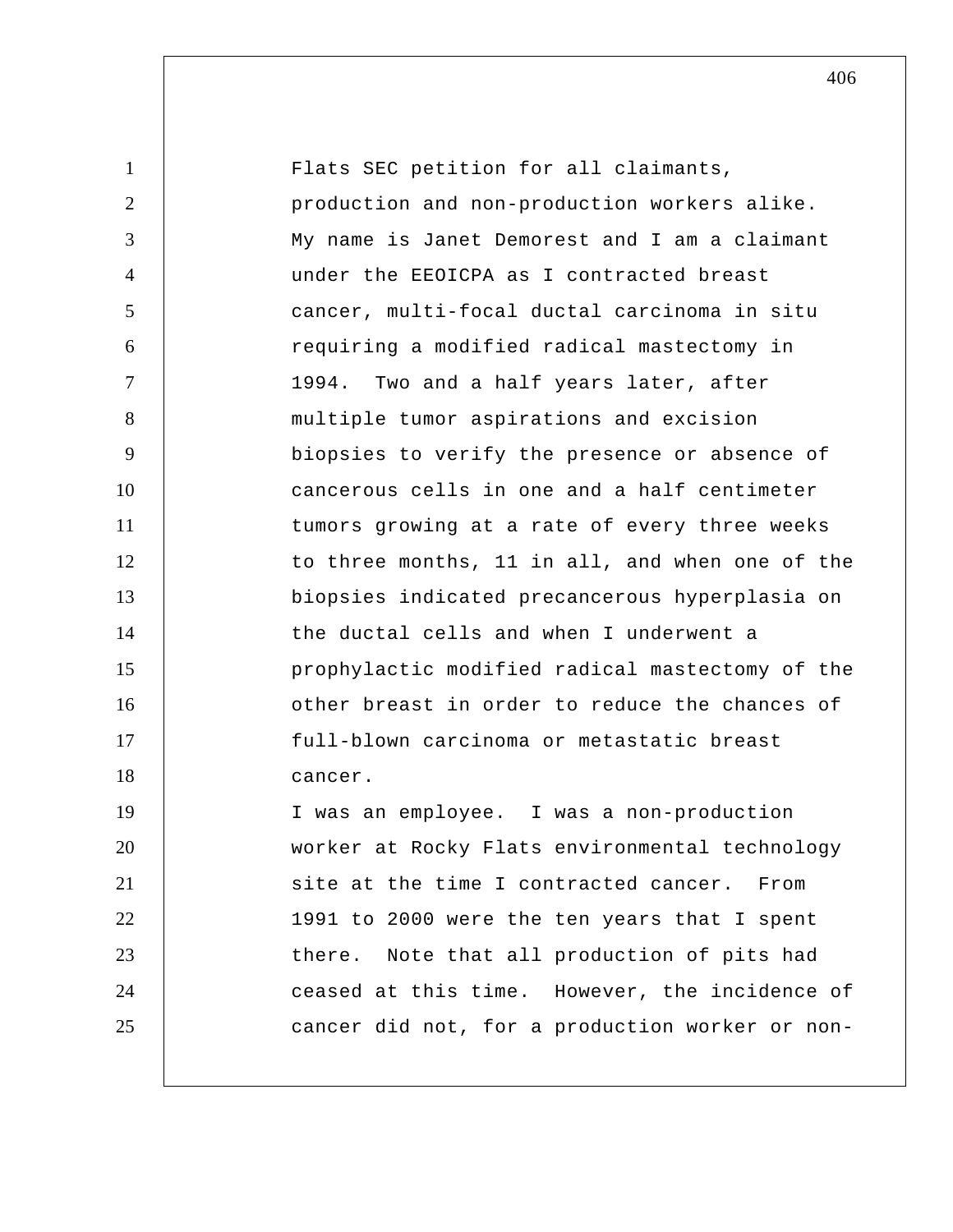Flats SEC petition for all claimants, production and non-production workers alike. My name is Janet Demorest and I am a claimant under the EEOICPA as I contracted breast cancer, multi-focal ductal carcinoma in situ requiring a modified radical mastectomy in 1994. Two and a half years later, after multiple tumor aspirations and excision biopsies to verify the presence or absence of cancerous cells in one and a half centimeter tumors growing at a rate of every three weeks to three months, 11 in all, and when one of the biopsies indicated precancerous hyperplasia on the ductal cells and when I underwent a prophylactic modified radical mastectomy of the other breast in order to reduce the chances of full-blown carcinoma or metastatic breast cancer.

I was an employee. I was a non-production worker at Rocky Flats environmental technology site at the time I contracted cancer. From 1991 to 2000 were the ten years that I spent there. Note that all production of pits had ceased at this time. However, the incidence of cancer did not, for a production worker or non-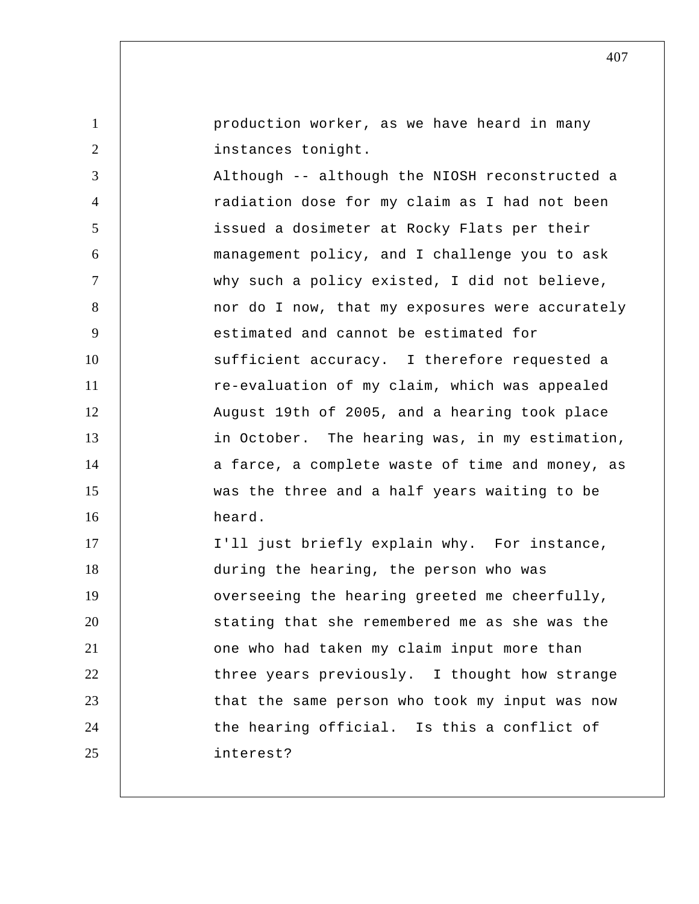production worker, as we have heard in many instances tonight.

Although -- although the NIOSH reconstructed a radiation dose for my claim as I had not been issued a dosimeter at Rocky Flats per their management policy, and I challenge you to ask why such a policy existed, I did not believe, nor do I now, that my exposures were accurately estimated and cannot be estimated for sufficient accuracy. I therefore requested a re-evaluation of my claim, which was appealed August 19th of 2005, and a hearing took place in October. The hearing was, in my estimation, a farce, a complete waste of time and money, as was the three and a half years waiting to be heard.

I'll just briefly explain why. For instance, during the hearing, the person who was overseeing the hearing greeted me cheerfully, stating that she remembered me as she was the one who had taken my claim input more than three years previously. I thought how strange that the same person who took my input was now the hearing official. Is this a conflict of interest?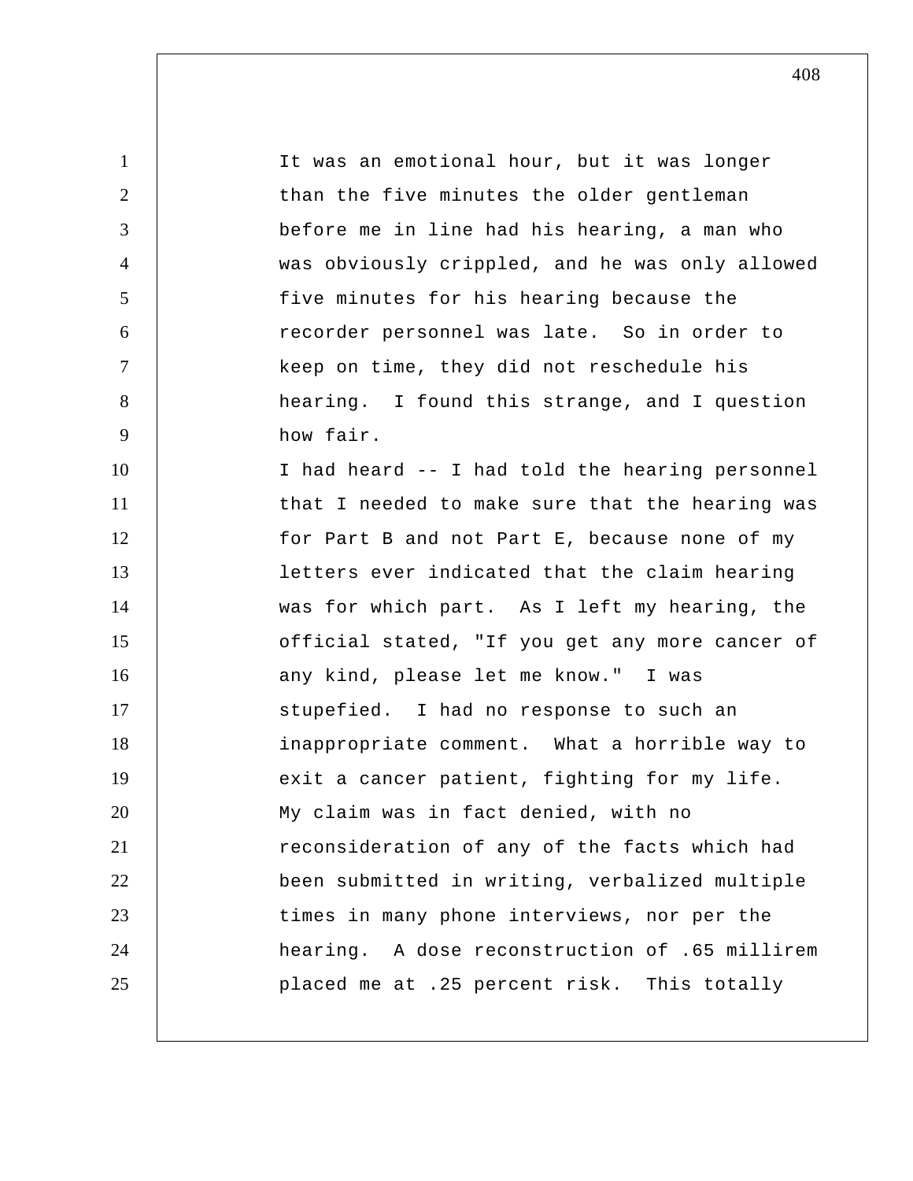It was an emotional hour, but it was longer than the five minutes the older gentleman before me in line had his hearing, a man who was obviously crippled, and he was only allowed five minutes for his hearing because the recorder personnel was late. So in order to keep on time, they did not reschedule his hearing. I found this strange, and I question how fair.

I had heard -- I had told the hearing personnel that I needed to make sure that the hearing was for Part B and not Part E, because none of my letters ever indicated that the claim hearing was for which part. As I left my hearing, the official stated, "If you get any more cancer of any kind, please let me know." I was stupefied. I had no response to such an inappropriate comment. What a horrible way to exit a cancer patient, fighting for my life.

My claim was in fact denied, with no reconsideration of any of the facts which had been submitted in writing, verbalized multiple times in many phone interviews, nor per the hearing. A dose reconstruction of .65 millirem placed me at .25 percent risk. This totally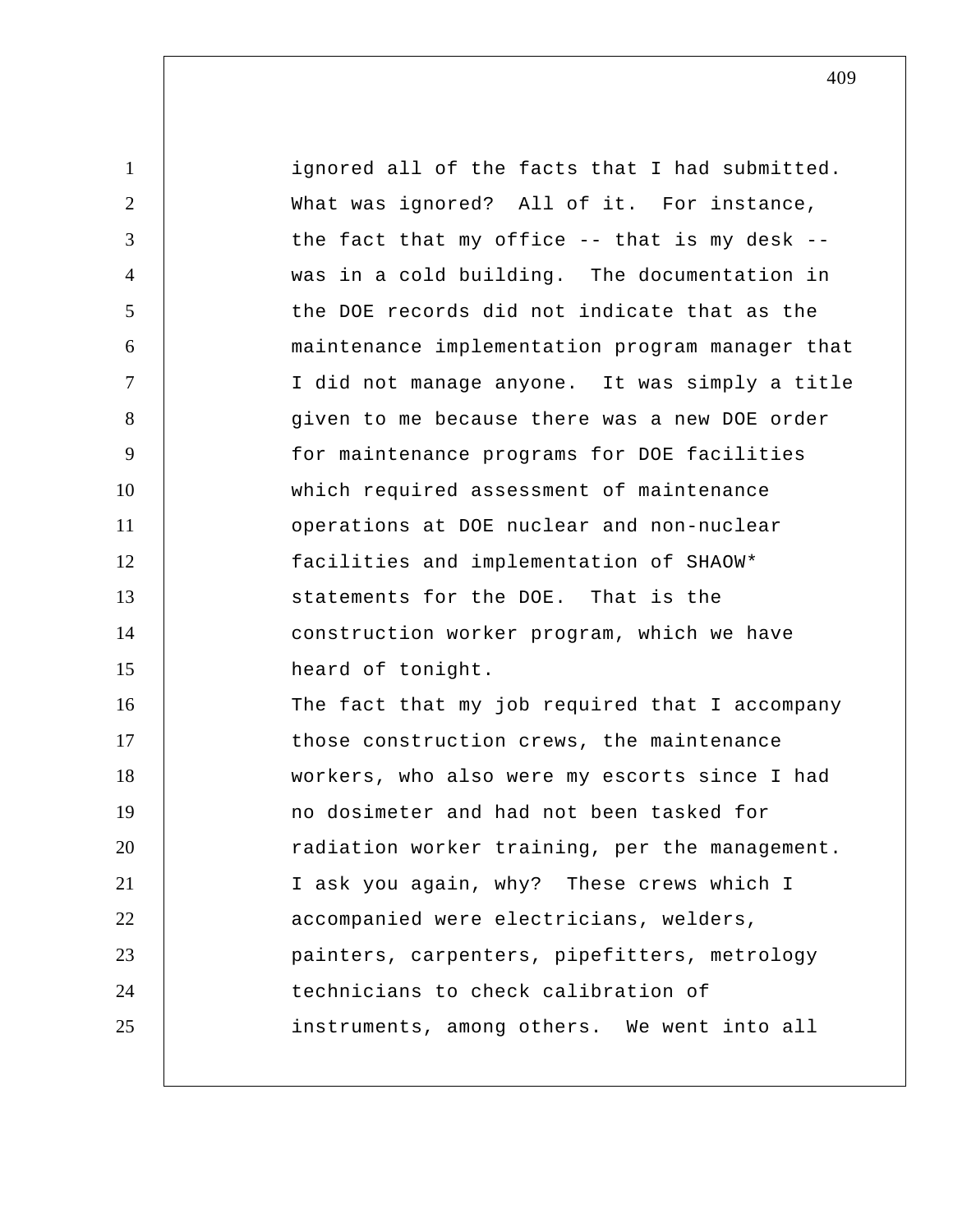ignored all of the facts that I had submitted. What was ignored? All of it. For instance, the fact that my office -- that is my desk -- was in a cold building. The documentation in the DOE records did not indicate that as the maintenance implementation program manager that I did not manage anyone. It was simply a title given to me because there was a new DOE order for maintenance programs for DOE facilities which required assessment of maintenance operations at DOE nuclear and non-nuclear facilities and implementation of SHAOW* statements for the DOE. That is the construction worker program, which we have heard of tonight.

The fact that my job required that I accompany those construction crews, the maintenance workers, who also were my escorts since I had no dosimeter and had not been tasked for radiation worker training, per the management. I ask you again, why? These crews which I accompanied were electricians, welders, painters, carpenters, pipefitters, metrology technicians to check calibration of instruments, among others. We went into all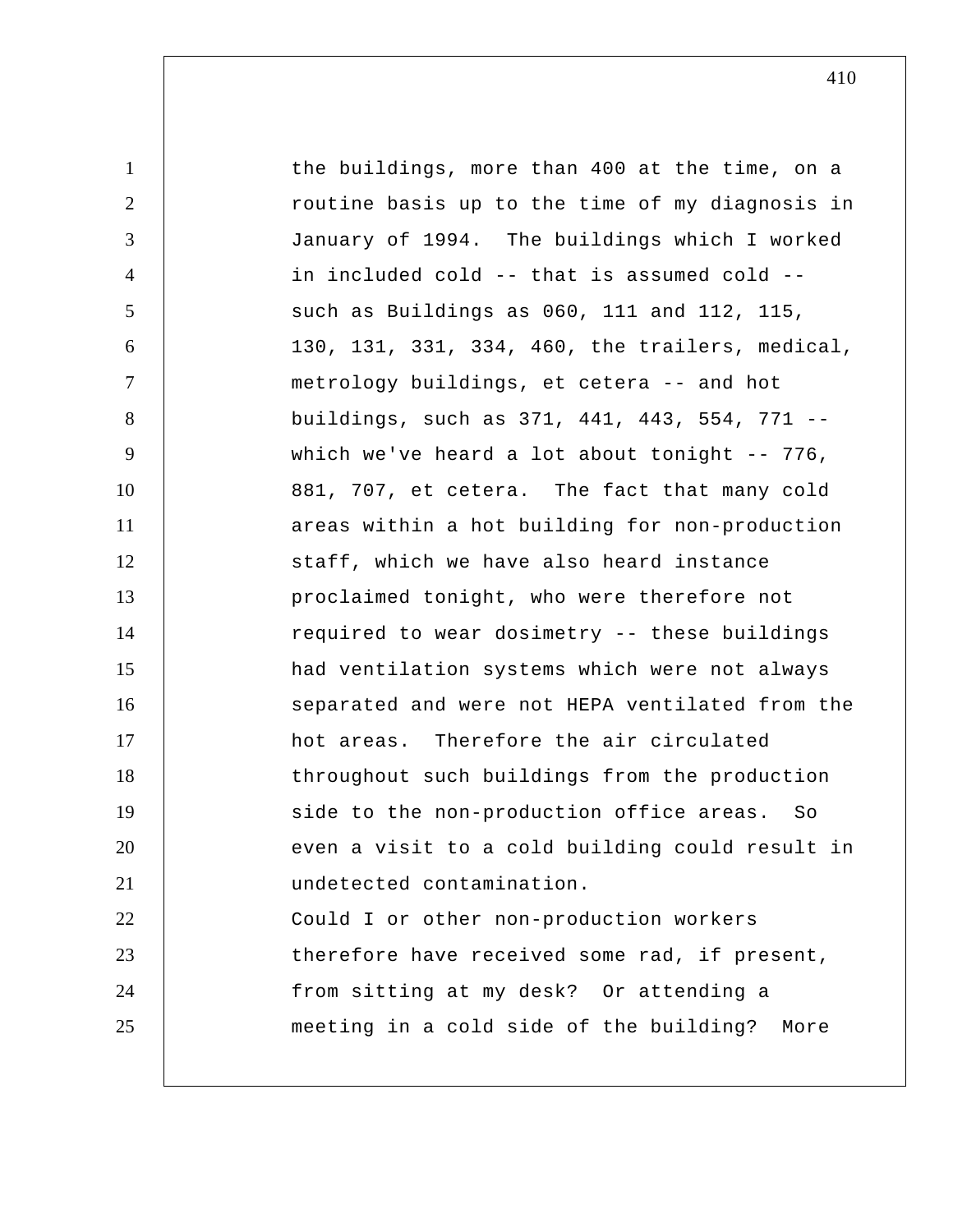the buildings, more than 400 at the time, on a routine basis up to the time of my diagnosis in January of 1994. The buildings which I worked in included cold -- that is assumed cold -- such as Buildings as 060, 111 and 112, 115, 130, 131, 331, 334, 460, the trailers, medical, metrology buildings, et cetera -- and hot buildings, such as 371, 441, 443, 554, 771 -- which we've heard a lot about tonight -- 776, 881, 707, et cetera. The fact that many cold areas within a hot building for non-production staff, which we have also heard instance proclaimed tonight, who were therefore not required to wear dosimetry -- these buildings had ventilation systems which were not always separated and were not HEPA ventilated from the hot areas. Therefore the air circulated throughout such buildings from the production side to the non-production office areas. So even a visit to a cold building could result in undetected contamination.

Could I or other non-production workers therefore have received some rad, if present, from sitting at my desk? Or attending a meeting in a cold side of the building? More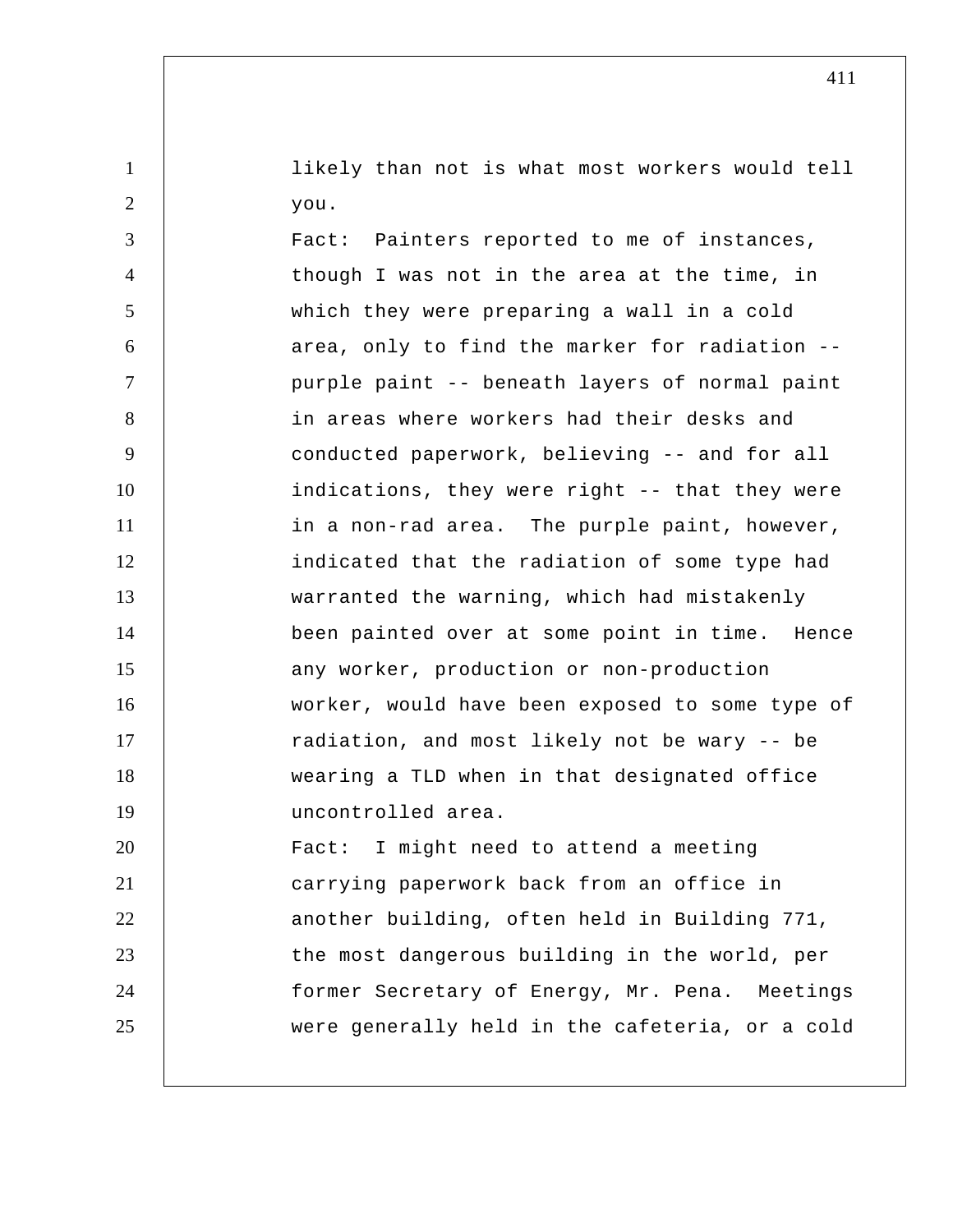likely than not is what most workers would tell you.

Fact: Painters reported to me of instances, though I was not in the area at the time, in which they were preparing a wall in a cold area, only to find the marker for radiation -- purple paint -- beneath layers of normal paint in areas where workers had their desks and conducted paperwork, believing -- and for all indications, they were right -- that they were in a non-rad area. The purple paint, however, indicated that the radiation of some type had warranted the warning, which had mistakenly been painted over at some point in time. Hence any worker, production or non-production worker, would have been exposed to some type of radiation, and most likely not be wary -- be wearing a TLD when in that designated office uncontrolled area.

Fact: I might need to attend a meeting carrying paperwork back from an office in another building, often held in Building 771, the most dangerous building in the world, per former Secretary of Energy, Mr. Pena. Meetings were generally held in the cafeteria, or a cold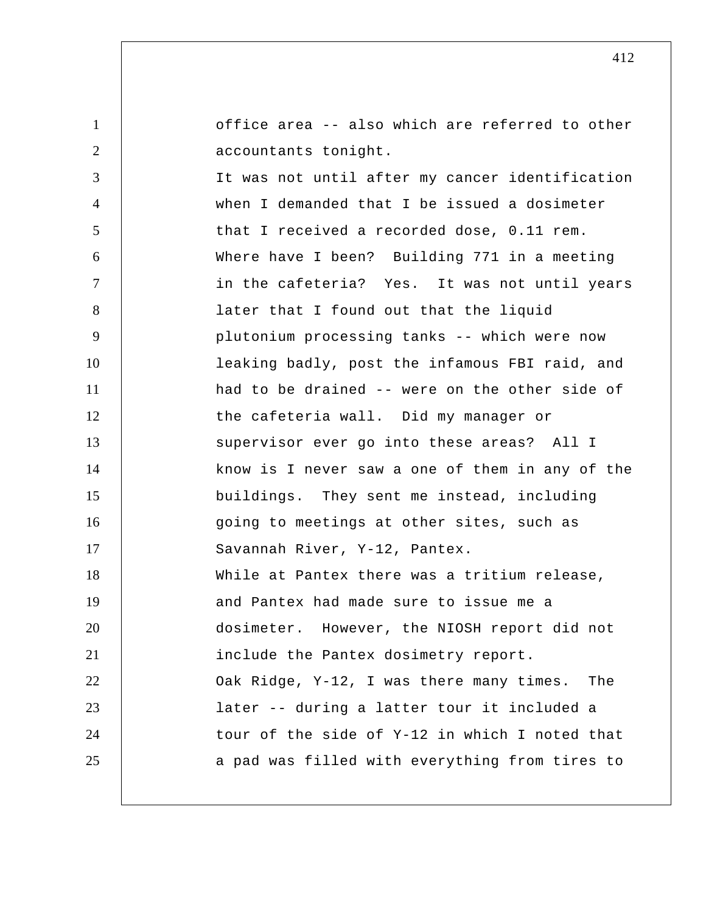office area -- also which are referred to other accountants tonight.

It was not until after my cancer identification when I demanded that I be issued a dosimeter that I received a recorded dose, 0.11 rem. Where have I been? Building 771 in a meeting in the cafeteria? Yes. It was not until years later that I found out that the liquid plutonium processing tanks -- which were now leaking badly, post the infamous FBI raid, and had to be drained -- were on the other side of the cafeteria wall. Did my manager or supervisor ever go into these areas? All I know is I never saw a one of them in any of the buildings. They sent me instead, including going to meetings at other sites, such as Savannah River, Y-12, Pantex.

While at Pantex there was a tritium release, and Pantex had made sure to issue me a dosimeter. However, the NIOSH report did not include the Pantex dosimetry report.

Oak Ridge, Y-12, I was there many times. The later -- during a latter tour it included a tour of the side of Y-12 in which I noted that a pad was filled with everything from tires to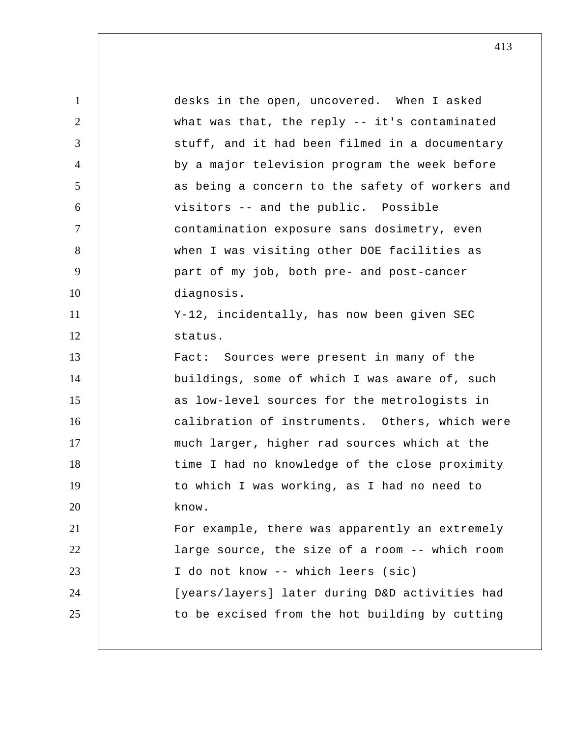desks in the open, uncovered. When I asked what was that, the reply -- it's contaminated stuff, and it had been filmed in a documentary by a major television program the week before as being a concern to the safety of workers and visitors -- and the public. Possible contamination exposure sans dosimetry, even when I was visiting other DOE facilities as part of my job, both pre- and post-cancer diagnosis.

Y-12, incidentally, has now been given SEC status.

Fact: Sources were present in many of the buildings, some of which I was aware of, such as low-level sources for the metrologists in calibration of instruments. Others, which were much larger, higher rad sources which at the time I had no knowledge of the close proximity to which I was working, as I had no need to know.

For example, there was apparently an extremely large source, the size of a room -- which room I do not know -- which leers (sic) [years/layers] later during D&D activities had to be excised from the hot building by cutting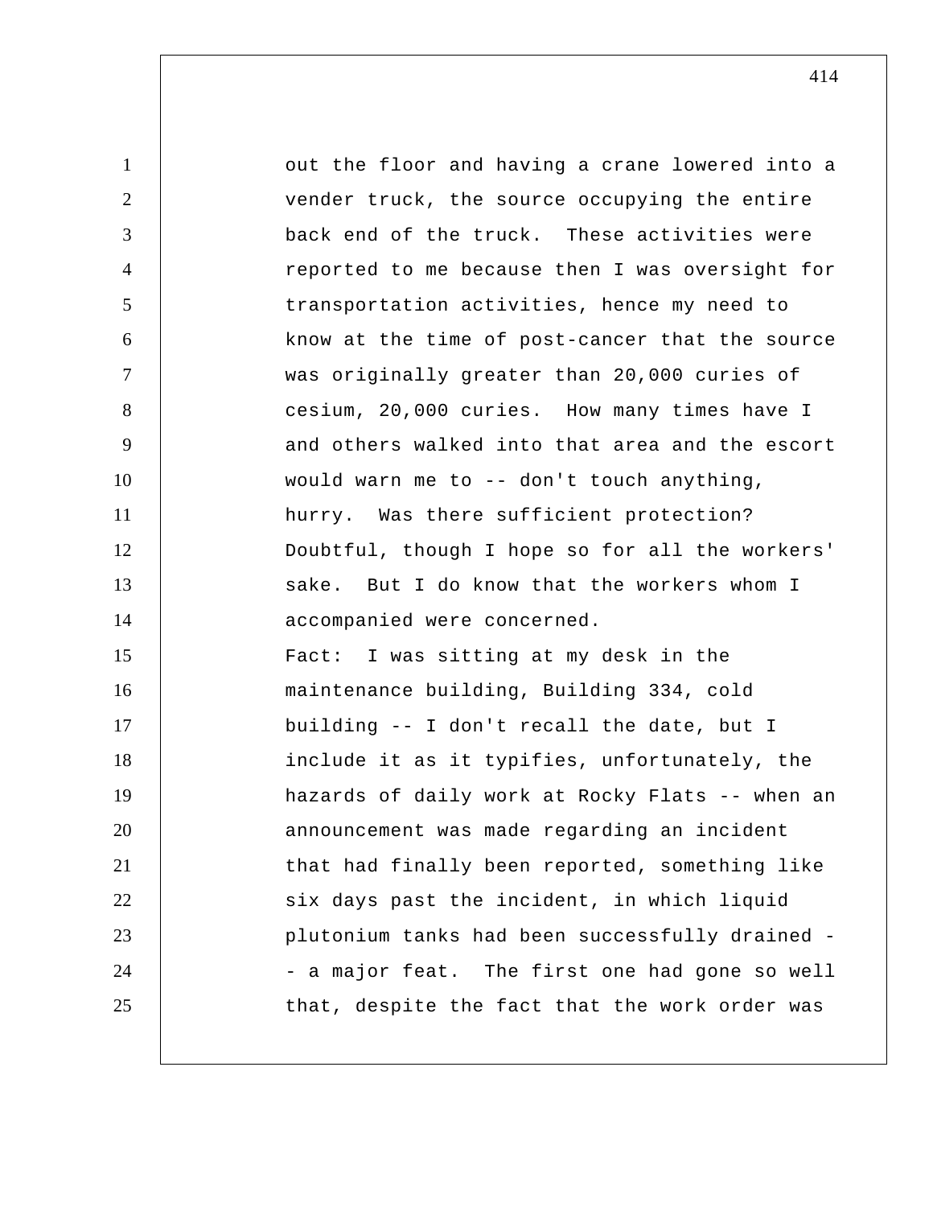out the floor and having a crane lowered into a vender truck, the source occupying the entire back end of the truck. These activities were reported to me because then I was oversight for transportation activities, hence my need to know at the time of post-cancer that the source was originally greater than 20,000 curies of cesium, 20,000 curies. How many times have I and others walked into that area and the escort would warn me to -- don't touch anything, hurry. Was there sufficient protection? Doubtful, though I hope so for all the workers' sake. But I do know that the workers whom I accompanied were concerned.

Fact: I was sitting at my desk in the maintenance building, Building 334, cold building -- I don't recall the date, but I include it as it typifies, unfortunately, the hazards of daily work at Rocky Flats -- when an announcement was made regarding an incident that had finally been reported, something like six days past the incident, in which liquid plutonium tanks had been successfully drained -- a major feat. The first one had gone so well that, despite the fact that the work order was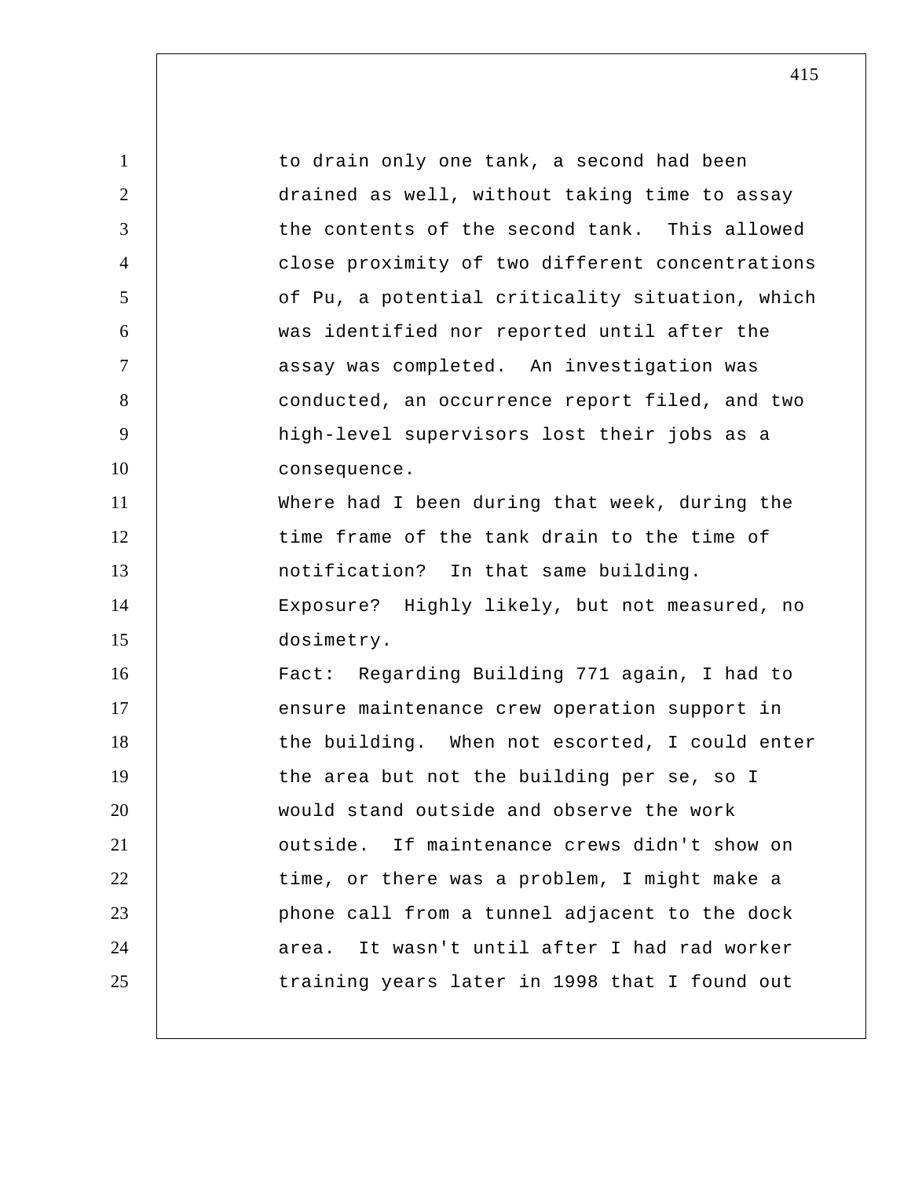to drain only one tank, a second had been drained as well, without taking time to assay the contents of the second tank. This allowed close proximity of two different concentrations of Pu, a potential criticality situation, which was identified nor reported until after the assay was completed. An investigation was conducted, an occurrence report filed, and two high-level supervisors lost their jobs as a consequence.

Where had I been during that week, during the time frame of the tank drain to the time of notification? In that same building.

Exposure? Highly likely, but not measured, no dosimetry.

Fact: Regarding Building 771 again, I had to ensure maintenance crew operation support in the building. When not escorted, I could enter the area but not the building per se, so I would stand outside and observe the work outside. If maintenance crews didn't show on time, or there was a problem, I might make a phone call from a tunnel adjacent to the dock area. It wasn't until after I had rad worker training years later in 1998 that I found out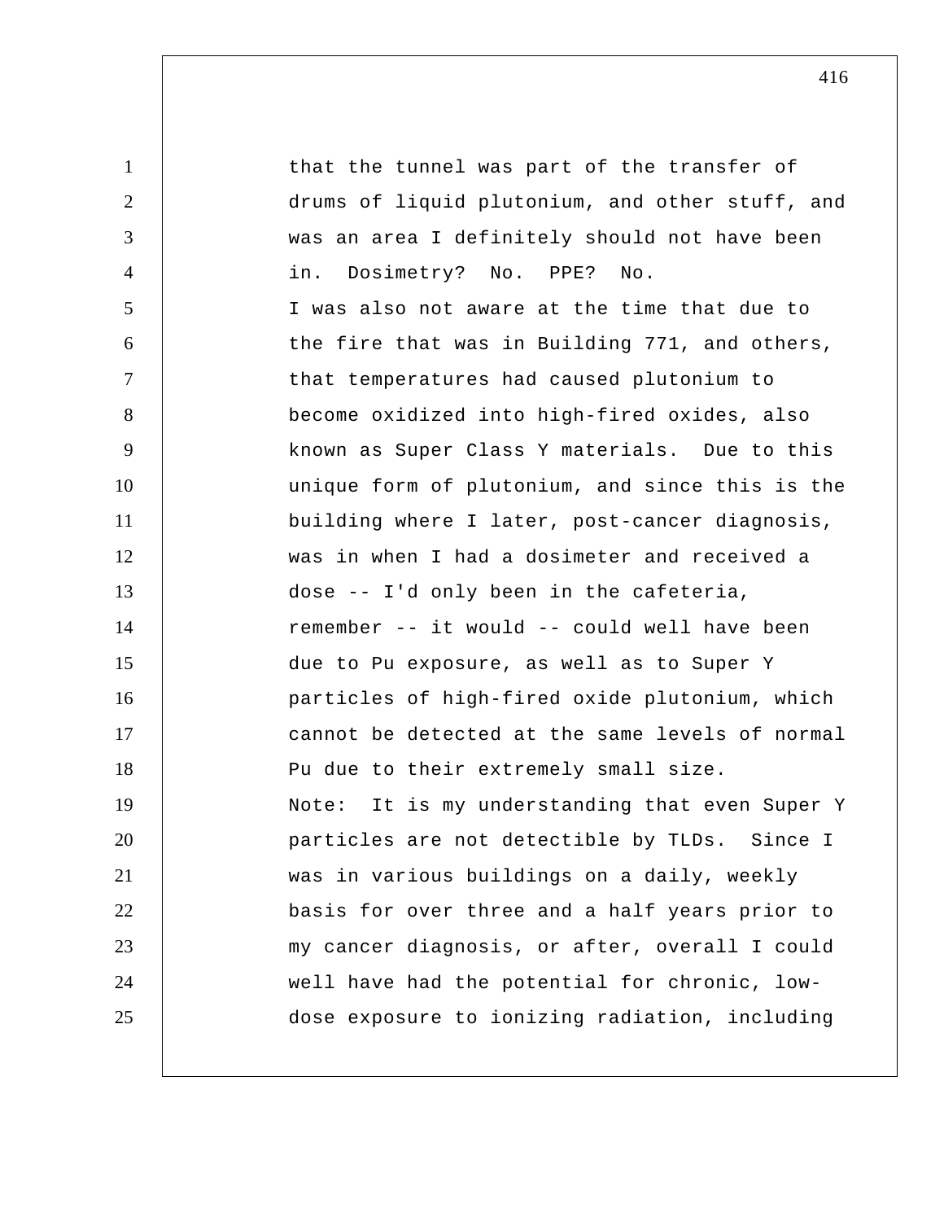that the tunnel was part of the transfer of drums of liquid plutonium, and other stuff, and was an area I definitely should not have been in. Dosimetry? No. PPE? No.

I was also not aware at the time that due to the fire that was in Building 771, and others, that temperatures had caused plutonium to become oxidized into high-fired oxides, also known as Super Class Y materials. Due to this unique form of plutonium, and since this is the building where I later, post-cancer diagnosis, was in when I had a dosimeter and received a dose -- I'd only been in the cafeteria, remember -- it would -- could well have been due to Pu exposure, as well as to Super Y particles of high-fired oxide plutonium, which cannot be detected at the same levels of normal Pu due to their extremely small size.

Note: It is my understanding that even Super Y particles are not detectible by TLDs. Since I was in various buildings on a daily, weekly basis for over three and a half years prior to my cancer diagnosis, or after, overall I could well have had the potential for chronic, low-dose exposure to ionizing radiation, including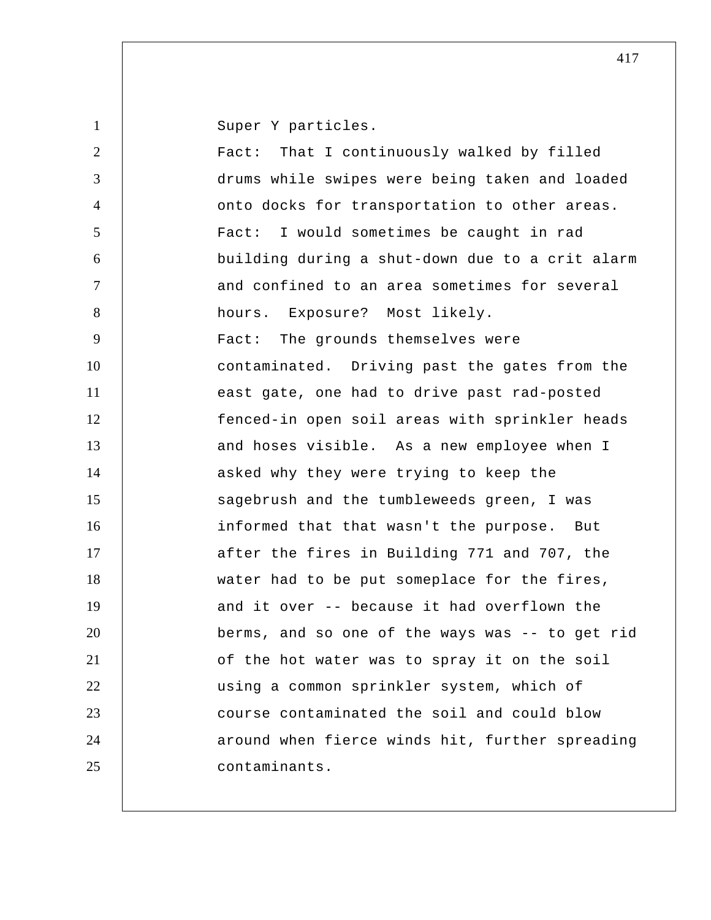Super Y particles.

Fact: That I continuously walked by filled drums while swipes were being taken and loaded onto docks for transportation to other areas.

Fact: I would sometimes be caught in rad building during a shut-down due to a crit alarm and confined to an area sometimes for several hours. Exposure? Most likely.

Fact: The grounds themselves were contaminated. Driving past the gates from the east gate, one had to drive past rad-posted fenced-in open soil areas with sprinkler heads and hoses visible. As a new employee when I asked why they were trying to keep the sagebrush and the tumbleweeds green, I was informed that that wasn't the purpose. But after the fires in Building 771 and 707, the water had to be put someplace for the fires, and it over -- because it had overflown the berms, and so one of the ways was -- to get rid of the hot water was to spray it on the soil using a common sprinkler system, which of course contaminated the soil and could blow around when fierce winds hit, further spreading contaminants.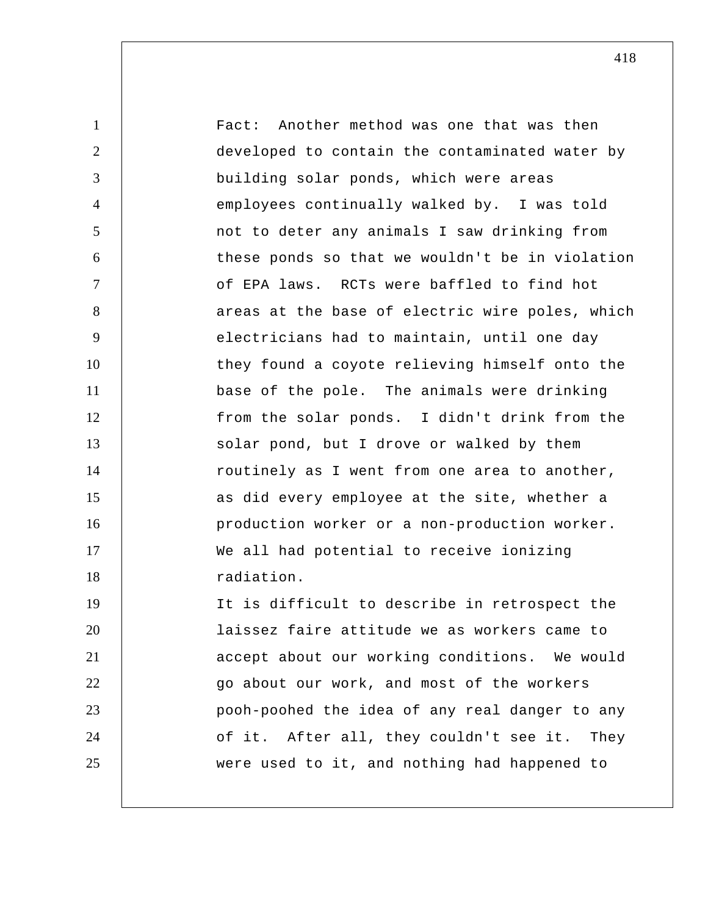Fact: Another method was one that was then developed to contain the contaminated water by building solar ponds, which were areas employees continually walked by. I was told not to deter any animals I saw drinking from these ponds so that we wouldn't be in violation of EPA laws. RCTs were baffled to find hot areas at the base of electric wire poles, which electricians had to maintain, until one day they found a coyote relieving himself onto the base of the pole. The animals were drinking from the solar ponds. I didn't drink from the solar pond, but I drove or walked by them routinely as I went from one area to another, as did every employee at the site, whether a production worker or a non-production worker. We all had potential to receive ionizing radiation.

It is difficult to describe in retrospect the laissez faire attitude we as workers came to accept about our working conditions. We would go about our work, and most of the workers pooh-poohed the idea of any real danger to any of it. After all, they couldn't see it. They were used to it, and nothing had happened to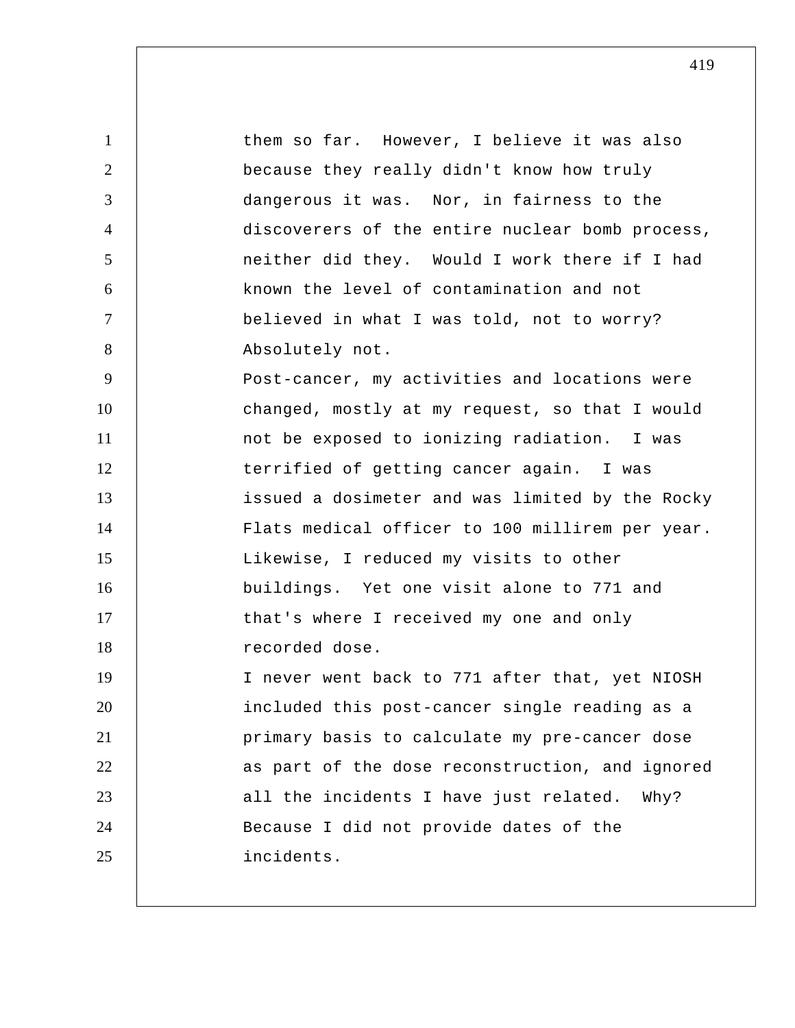them so far. However, I believe it was also because they really didn't know how truly dangerous it was. Nor, in fairness to the discoverers of the entire nuclear bomb process, neither did they. Would I work there if I had known the level of contamination and not believed in what I was told, not to worry? Absolutely not.

Post-cancer, my activities and locations were changed, mostly at my request, so that I would not be exposed to ionizing radiation. I was terrified of getting cancer again. I was issued a dosimeter and was limited by the Rocky Flats medical officer to 100 millirem per year. Likewise, I reduced my visits to other buildings. Yet one visit alone to 771 and that's where I received my one and only recorded dose.

I never went back to 771 after that, yet NIOSH included this post-cancer single reading as a primary basis to calculate my pre-cancer dose as part of the dose reconstruction, and ignored all the incidents I have just related. Why? Because I did not provide dates of the incidents.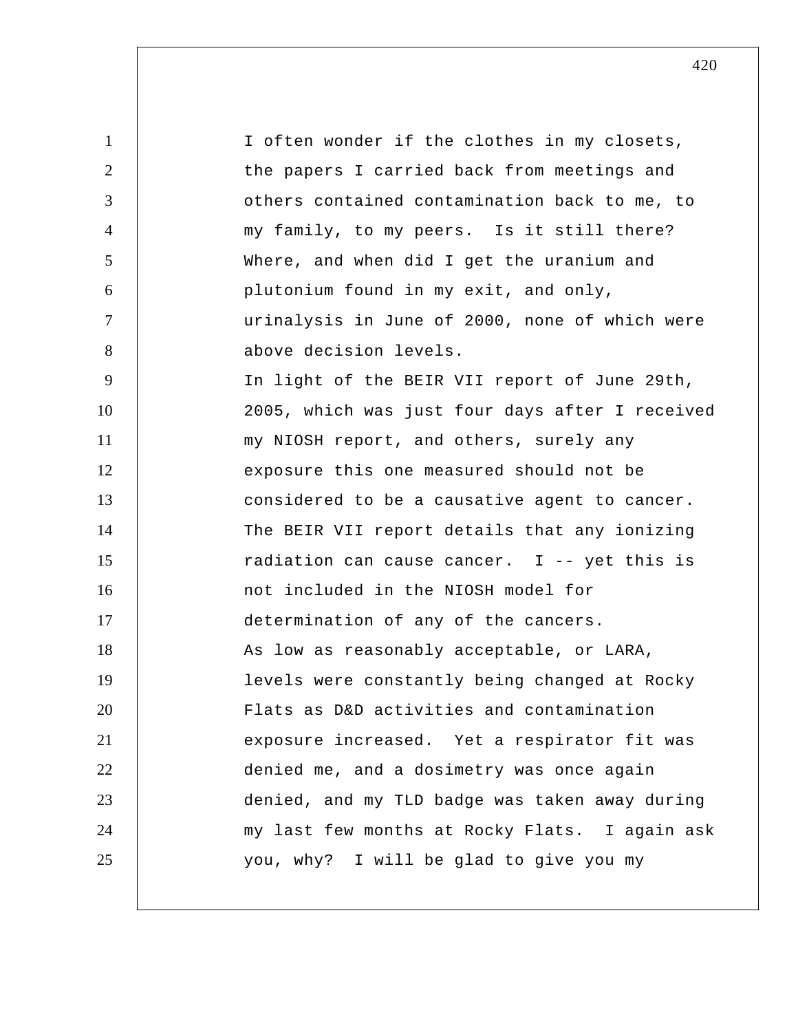I often wonder if the clothes in my closets, the papers I carried back from meetings and others contained contamination back to me, to my family, to my peers. Is it still there? Where, and when did I get the uranium and plutonium found in my exit, and only, urinalysis in June of 2000, none of which were above decision levels.

In light of the BEIR VII report of June 29th, 2005, which was just four days after I received my NIOSH report, and others, surely any exposure this one measured should not be considered to be a causative agent to cancer. The BEIR VII report details that any ionizing radiation can cause cancer. I -- yet this is not included in the NIOSH model for determination of any of the cancers.

As low as reasonably acceptable, or LARA, levels were constantly being changed at Rocky Flats as D&D activities and contamination exposure increased. Yet a respirator fit was denied me, and a dosimetry was once again denied, and my TLD badge was taken away during my last few months at Rocky Flats. I again ask you, why? I will be glad to give you my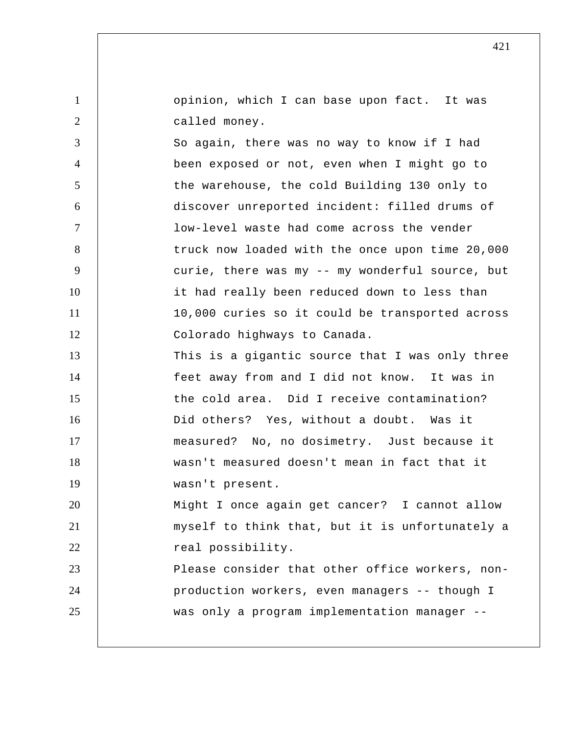opinion, which I can base upon fact. It was called money.

So again, there was no way to know if I had been exposed or not, even when I might go to the warehouse, the cold Building 130 only to discover unreported incident: filled drums of low-level waste had come across the vender truck now loaded with the once upon time 20,000 curie, there was my -- my wonderful source, but it had really been reduced down to less than 10,000 curies so it could be transported across Colorado highways to Canada.

This is a gigantic source that I was only three feet away from and I did not know. It was in the cold area. Did I receive contamination? Did others? Yes, without a doubt. Was it measured? No, no dosimetry. Just because it wasn't measured doesn't mean in fact that it wasn't present.

Might I once again get cancer? I cannot allow myself to think that, but it is unfortunately a real possibility.

Please consider that other office workers, non-production workers, even managers -- though I was only a program implementation manager --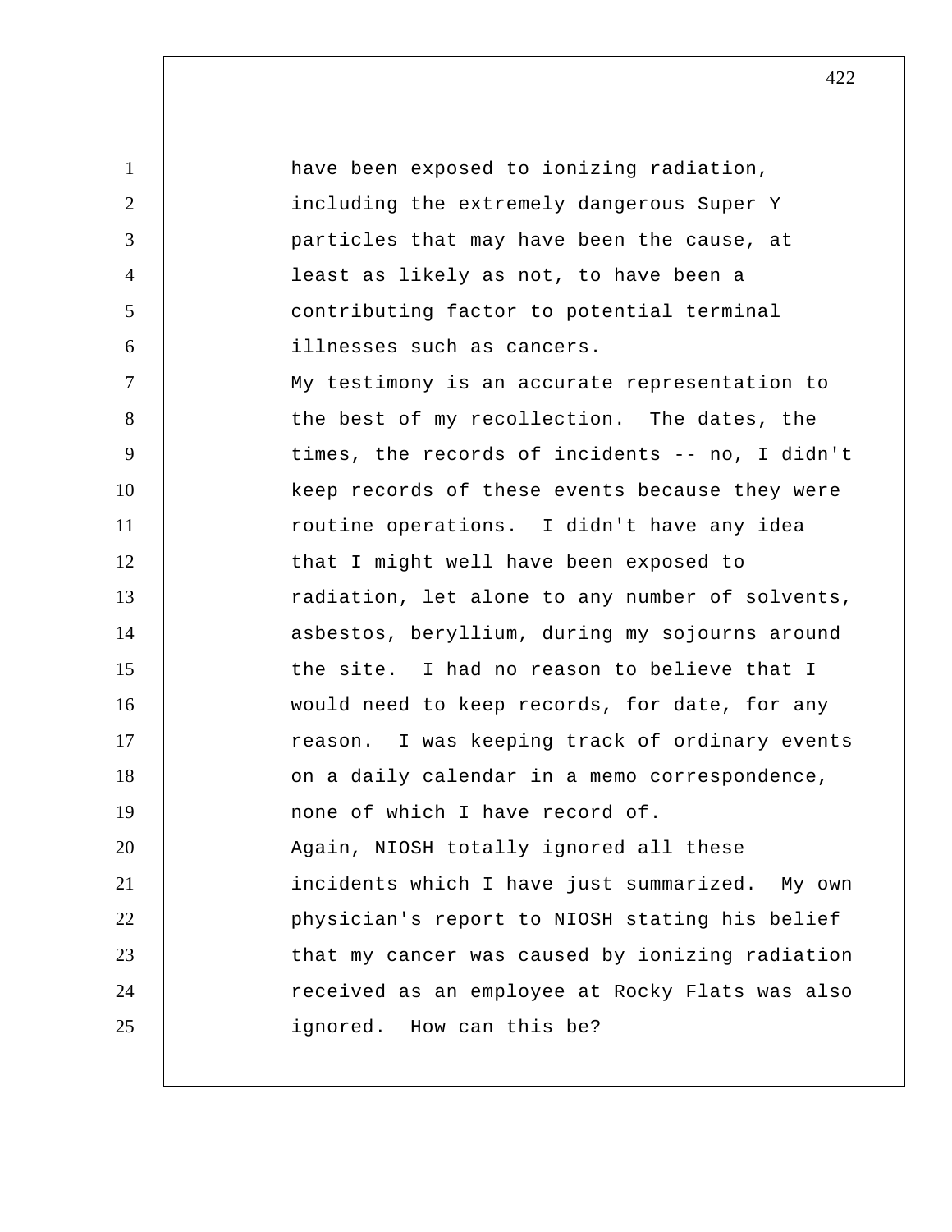have been exposed to ionizing radiation, including the extremely dangerous Super Y particles that may have been the cause, at least as likely as not, to have been a contributing factor to potential terminal illnesses such as cancers.

My testimony is an accurate representation to the best of my recollection. The dates, the times, the records of incidents -- no, I didn't keep records of these events because they were routine operations. I didn't have any idea that I might well have been exposed to radiation, let alone to any number of solvents, asbestos, beryllium, during my sojourns around the site. I had no reason to believe that I would need to keep records, for date, for any reason. I was keeping track of ordinary events on a daily calendar in a memo correspondence, none of which I have record of.

Again, NIOSH totally ignored all these incidents which I have just summarized. My own physician's report to NIOSH stating his belief that my cancer was caused by ionizing radiation received as an employee at Rocky Flats was also ignored. How can this be?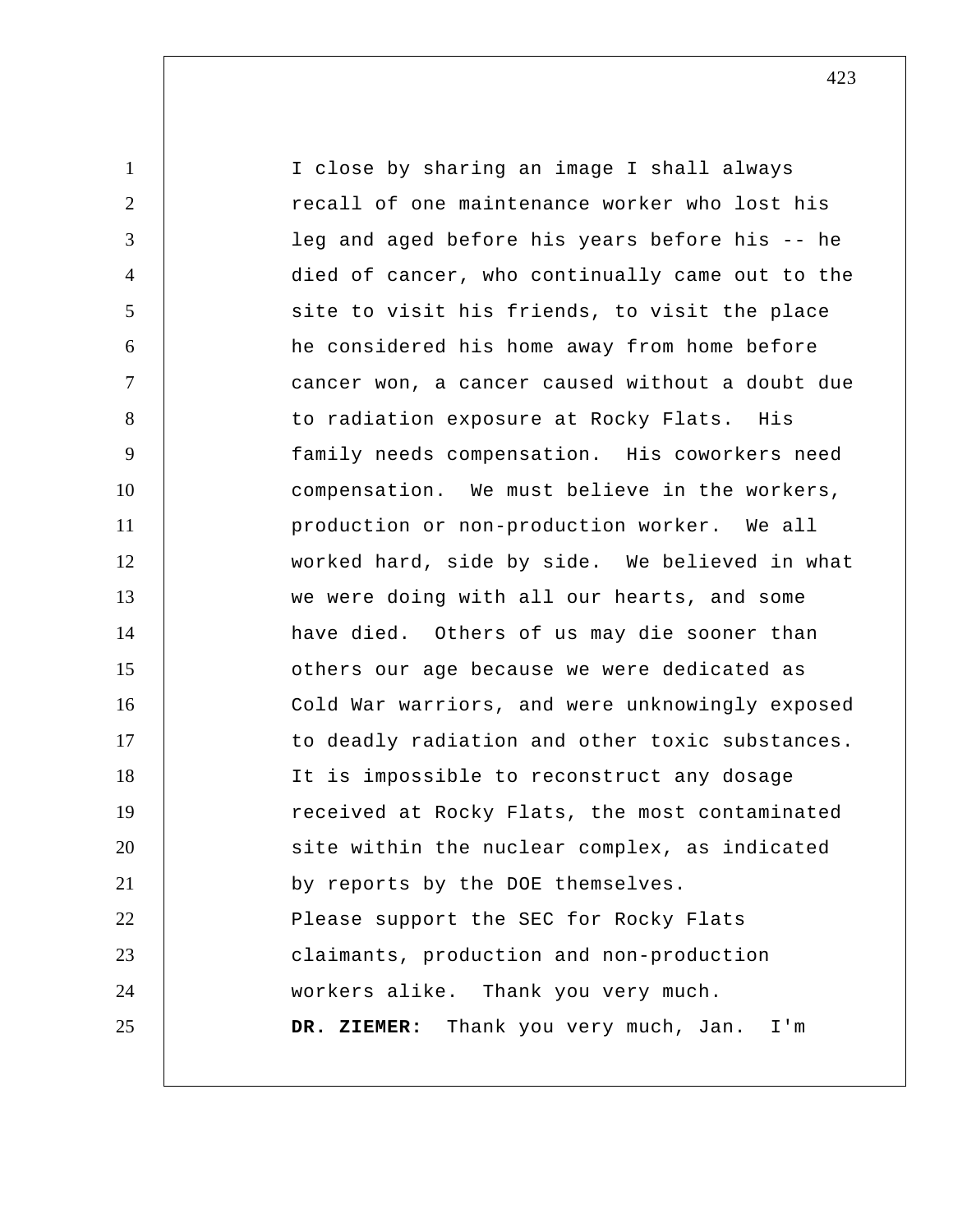I close by sharing an image I shall always recall of one maintenance worker who lost his leg and aged before his years before his -- he died of cancer, who continually came out to the site to visit his friends, to visit the place he considered his home away from home before cancer won, a cancer caused without a doubt due to radiation exposure at Rocky Flats. His family needs compensation. His coworkers need compensation. We must believe in the workers, production or non-production worker. We all worked hard, side by side. We believed in what we were doing with all our hearts, and some have died. Others of us may die sooner than others our age because we were dedicated as Cold War warriors, and were unknowingly exposed to deadly radiation and other toxic substances. It is impossible to reconstruct any dosage received at Rocky Flats, the most contaminated site within the nuclear complex, as indicated by reports by the DOE themselves.

Please support the SEC for Rocky Flats claimants, production and non-production workers alike. Thank you very much.

**DR. ZIEMER:** Thank you very much, Jan. I'm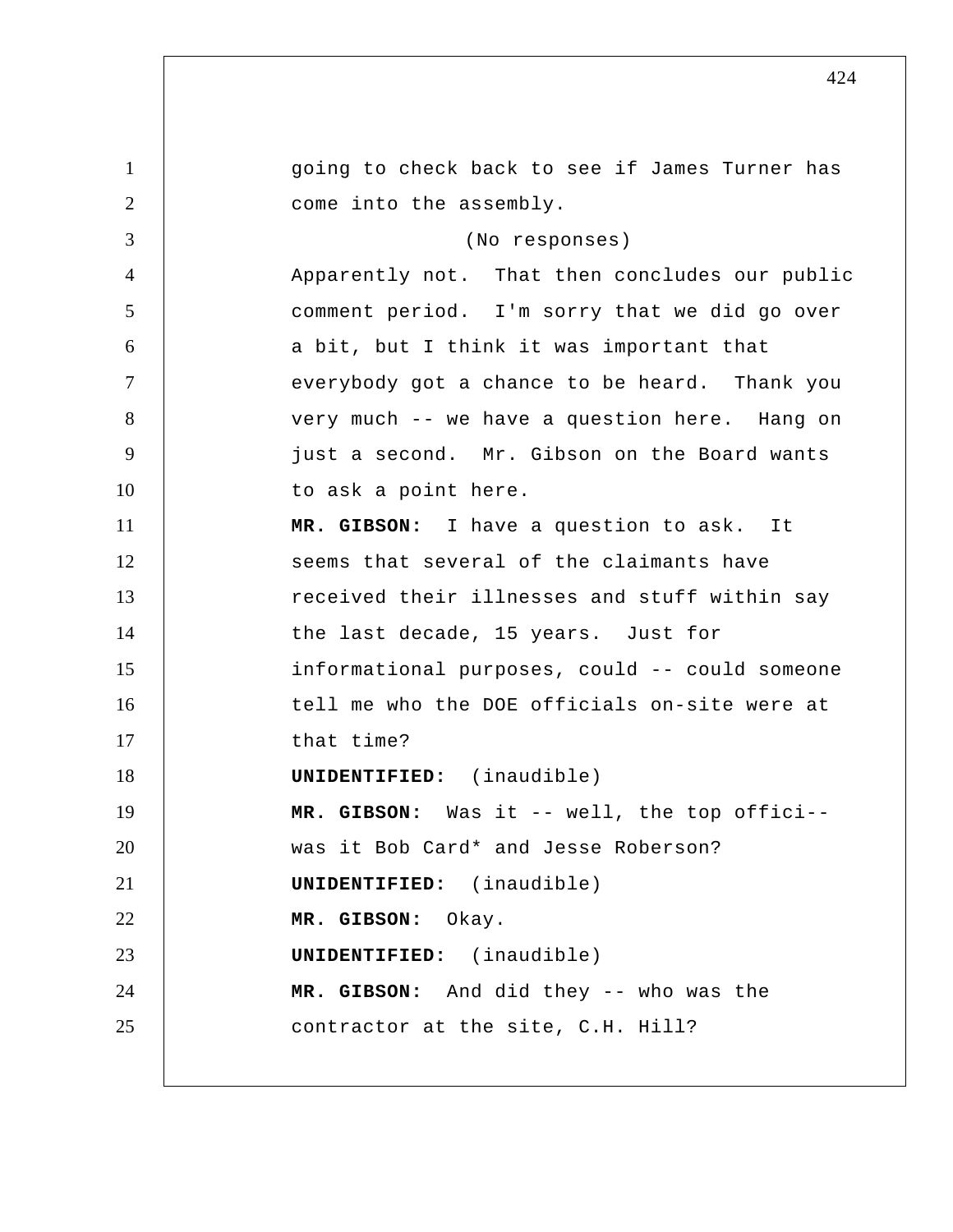going to check back to see if James Turner has come into the assembly.

(No responses)

Apparently not. That then concludes our public comment period. I'm sorry that we did go over a bit, but I think it was important that everybody got a chance to be heard. Thank you very much -- we have a question here. Hang on just a second. Mr. Gibson on the Board wants to ask a point here.

**MR. GIBSON:** I have a question to ask. It seems that several of the claimants have received their illnesses and stuff within say the last decade, 15 years. Just for informational purposes, could -- could someone tell me who the DOE officials on-site were at that time?

**UNIDENTIFIED:** (inaudible)

**MR. GIBSON:** Was it -- well, the top offici-- was it Bob Card* and Jesse Roberson?

**UNIDENTIFIED:** (inaudible)

**MR. GIBSON:** Okay.

**UNIDENTIFIED:** (inaudible)

**MR. GIBSON:** And did they -- who was the contractor at the site, C.H. Hill?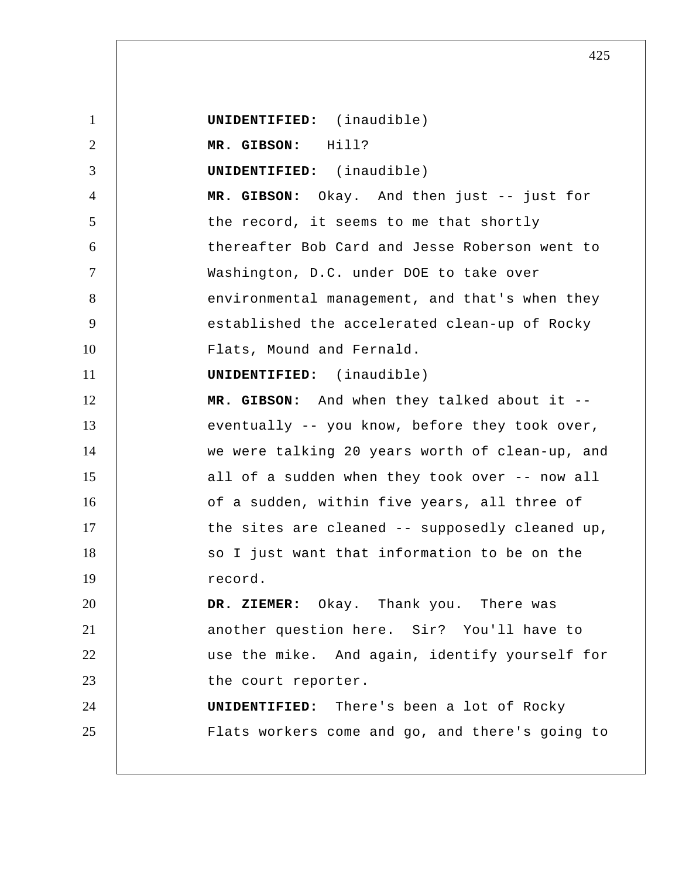**UNIDENTIFIED:** (inaudible)

**MR. GIBSON:** Hill?

**UNIDENTIFIED:** (inaudible)

**MR. GIBSON:** Okay. And then just -- just for the record, it seems to me that shortly thereafter Bob Card and Jesse Roberson went to Washington, D.C. under DOE to take over environmental management, and that's when they established the accelerated clean-up of Rocky Flats, Mound and Fernald.

**UNIDENTIFIED:** (inaudible)

**MR. GIBSON:** And when they talked about it -- eventually -- you know, before they took over, we were talking 20 years worth of clean-up, and all of a sudden when they took over -- now all of a sudden, within five years, all three of the sites are cleaned -- supposedly cleaned up, so I just want that information to be on the record.

**DR. ZIEMER:** Okay. Thank you. There was another question here. Sir? You'll have to use the mike. And again, identify yourself for the court reporter.

**UNIDENTIFIED:** There's been a lot of Rocky Flats workers come and go, and there's going to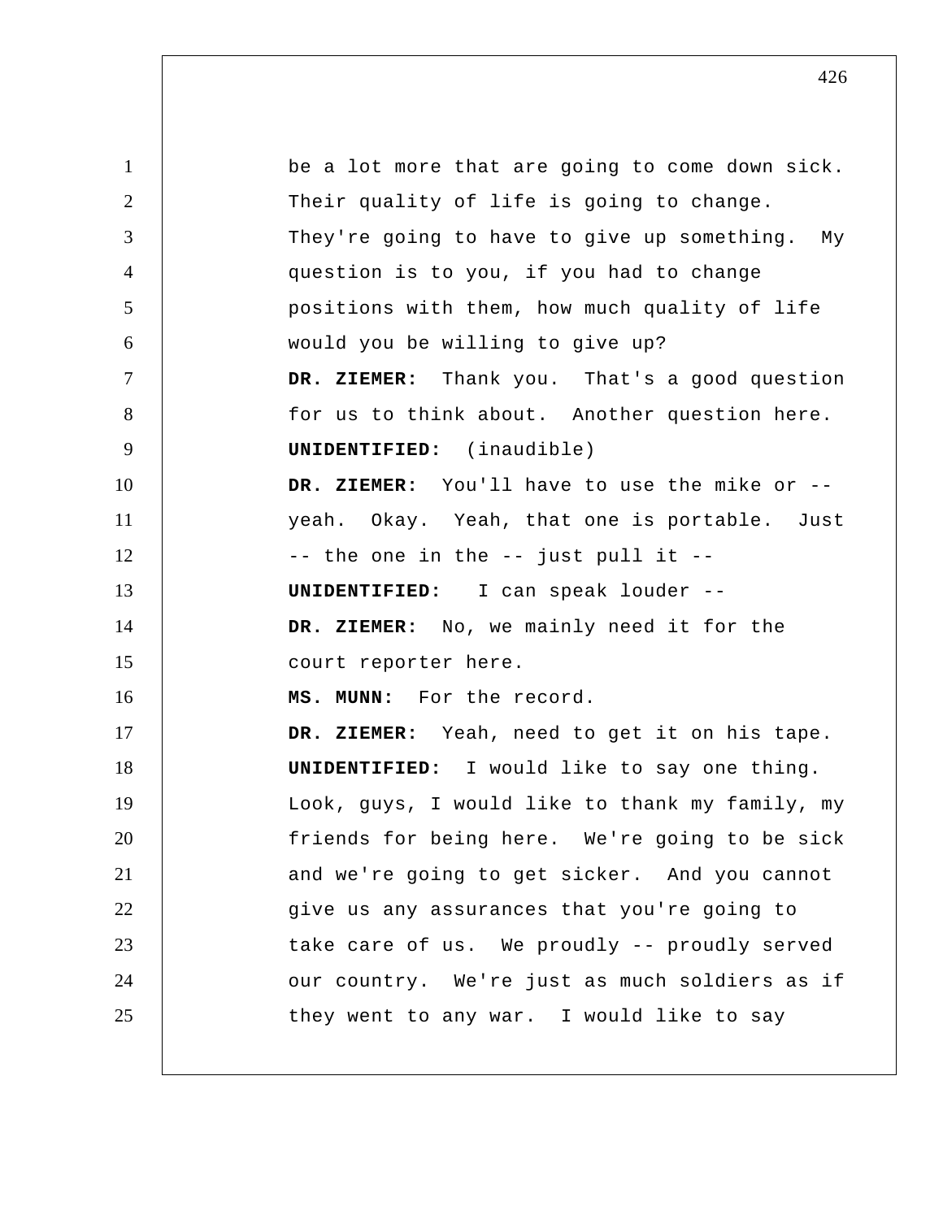be a lot more that are going to come down sick. Their quality of life is going to change. They're going to have to give up something. My question is to you, if you had to change positions with them, how much quality of life would you be willing to give up?

**DR. ZIEMER:** Thank you. That's a good question for us to think about. Another question here.

**UNIDENTIFIED:** (inaudible)

**DR. ZIEMER:** You'll have to use the mike or -- yeah. Okay. Yeah, that one is portable. Just -- the one in the -- just pull it --

**UNIDENTIFIED:** I can speak louder --

**DR. ZIEMER:** No, we mainly need it for the court reporter here.

**MS. MUNN:** For the record.

**DR. ZIEMER:** Yeah, need to get it on his tape.

**UNIDENTIFIED:** I would like to say one thing. Look, guys, I would like to thank my family, my friends for being here. We're going to be sick and we're going to get sicker. And you cannot give us any assurances that you're going to take care of us. We proudly -- proudly served our country. We're just as much soldiers as if they went to any war. I would like to say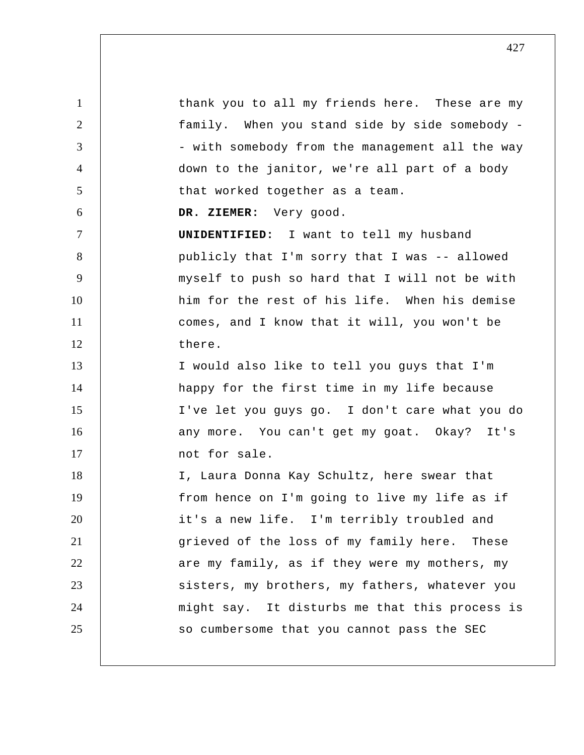thank you to all my friends here. These are my family. When you stand side by side somebody -- with somebody from the management all the way down to the janitor, we're all part of a body that worked together as a team.

**DR. ZIEMER:** Very good.

**UNIDENTIFIED:** I want to tell my husband publicly that I'm sorry that I was -- allowed myself to push so hard that I will not be with him for the rest of his life. When his demise comes, and I know that it will, you won't be there.

I would also like to tell you guys that I'm happy for the first time in my life because I've let you guys go. I don't care what you do any more. You can't get my goat. Okay? It's not for sale.

I, Laura Donna Kay Schultz, here swear that from hence on I'm going to live my life as if it's a new life. I'm terribly troubled and grieved of the loss of my family here. These are my family, as if they were my mothers, my sisters, my brothers, my fathers, whatever you might say. It disturbs me that this process is so cumbersome that you cannot pass the SEC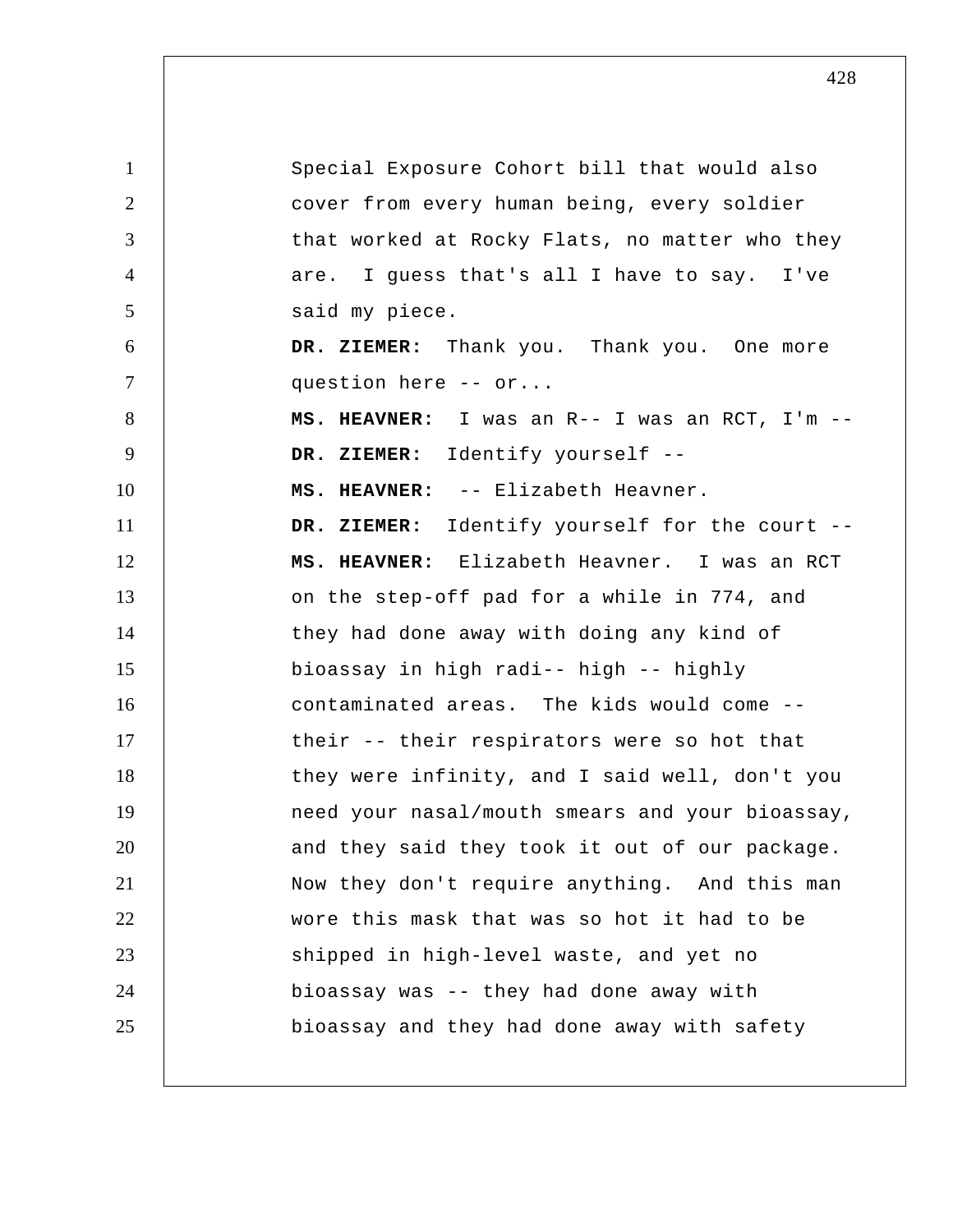Special Exposure Cohort bill that would also cover from every human being, every soldier that worked at Rocky Flats, no matter who they are. I guess that's all I have to say. I've said my piece.

**DR. ZIEMER:** Thank you. Thank you. One more question here -- or...

**MS. HEAVNER:** I was an R-- I was an RCT, I'm --

**DR. ZIEMER:** Identify yourself --

**MS. HEAVNER:** -- Elizabeth Heavner.

**DR. ZIEMER:** Identify yourself for the court --

**MS. HEAVNER:** Elizabeth Heavner. I was an RCT on the step-off pad for a while in 774, and they had done away with doing any kind of bioassay in high radi-- high -- highly contaminated areas. The kids would come -- their -- their respirators were so hot that they were infinity, and I said well, don't you need your nasal/mouth smears and your bioassay, and they said they took it out of our package. Now they don't require anything. And this man wore this mask that was so hot it had to be shipped in high-level waste, and yet no bioassay was -- they had done away with bioassay and they had done away with safety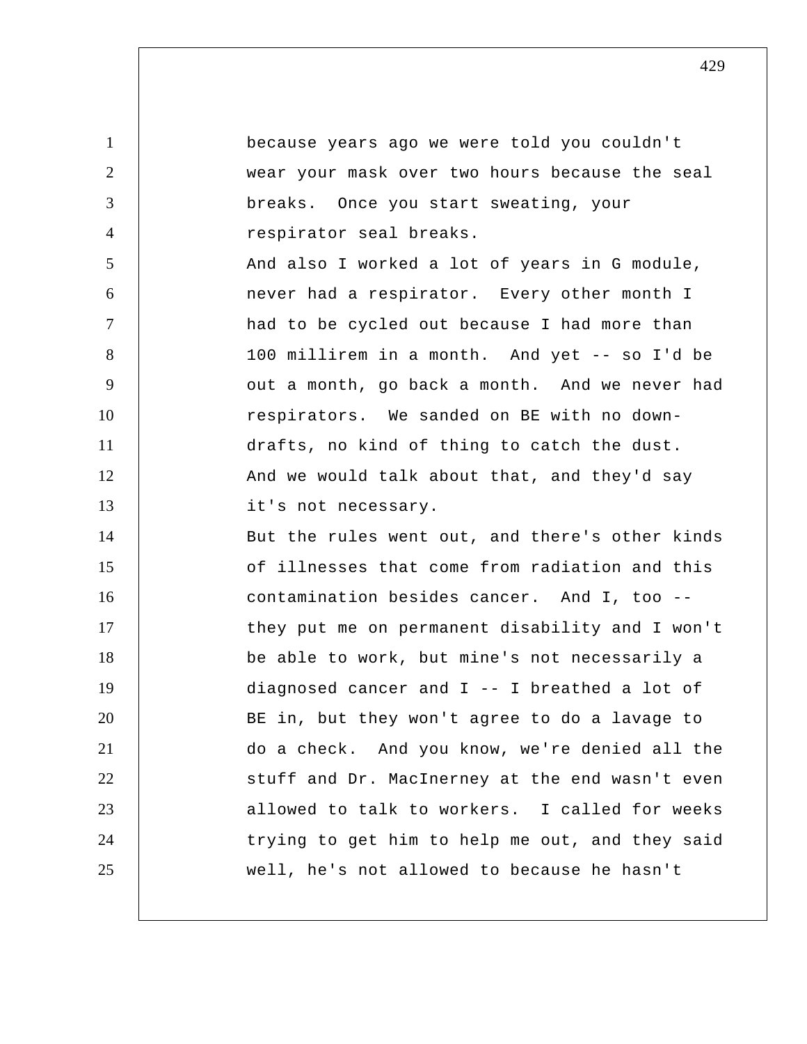because years ago we were told you couldn't wear your mask over two hours because the seal breaks. Once you start sweating, your respirator seal breaks.

And also I worked a lot of years in G module, never had a respirator. Every other month I had to be cycled out because I had more than 100 millirem in a month. And yet -- so I'd be out a month, go back a month. And we never had respirators. We sanded on BE with no down-drafts, no kind of thing to catch the dust. And we would talk about that, and they'd say it's not necessary.

But the rules went out, and there's other kinds of illnesses that come from radiation and this contamination besides cancer. And I, too -- they put me on permanent disability and I won't be able to work, but mine's not necessarily a diagnosed cancer and I -- I breathed a lot of BE in, but they won't agree to do a lavage to do a check. And you know, we're denied all the stuff and Dr. MacInerney at the end wasn't even allowed to talk to workers. I called for weeks trying to get him to help me out, and they said well, he's not allowed to because he hasn't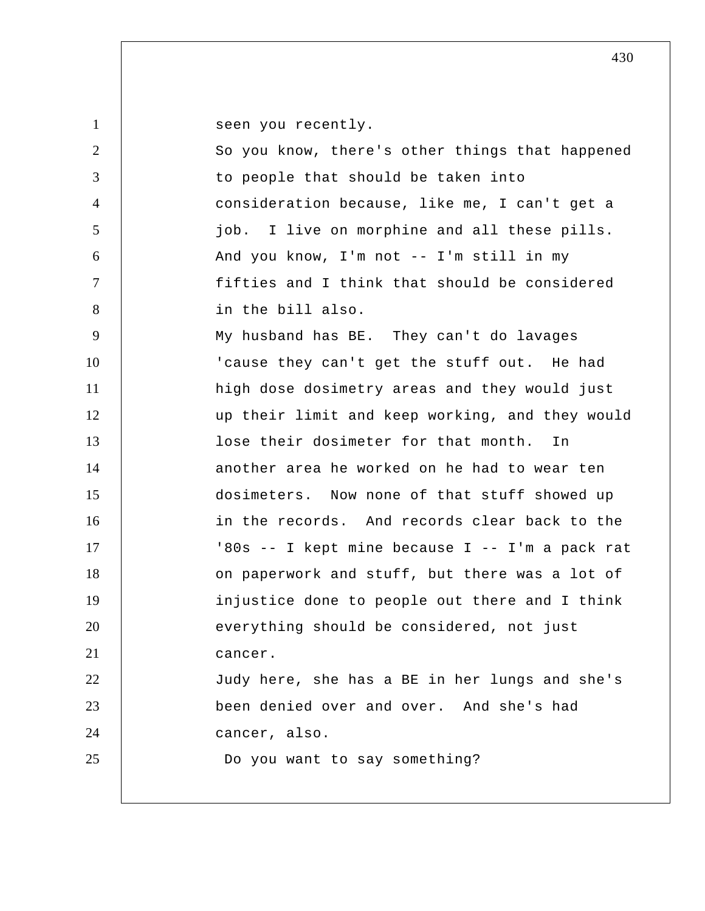seen you recently.

So you know, there's other things that happened to people that should be taken into consideration because, like me, I can't get a job. I live on morphine and all these pills. And you know, I'm not -- I'm still in my fifties and I think that should be considered in the bill also.

My husband has BE. They can't do lavages 'cause they can't get the stuff out. He had high dose dosimetry areas and they would just up their limit and keep working, and they would lose their dosimeter for that month. In another area he worked on he had to wear ten dosimeters. Now none of that stuff showed up in the records. And records clear back to the '80s -- I kept mine because I -- I'm a pack rat on paperwork and stuff, but there was a lot of injustice done to people out there and I think everything should be considered, not just cancer.

Judy here, she has a BE in her lungs and she's been denied over and over. And she's had cancer, also.

Do you want to say something?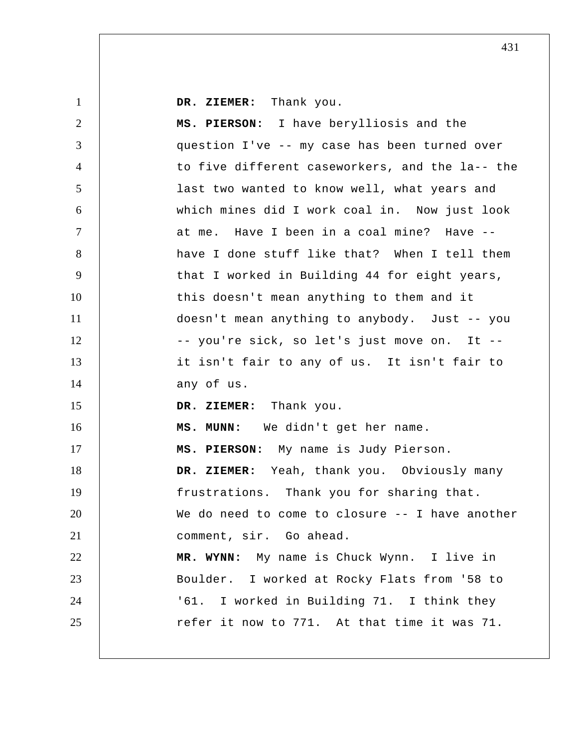**DR. ZIEMER:** Thank you.

**MS. PIERSON:** I have berylliosis and the question I've -- my case has been turned over to five different caseworkers, and the la-- the last two wanted to know well, what years and which mines did I work coal in. Now just look at me. Have I been in a coal mine? Have -- have I done stuff like that? When I tell them that I worked in Building 44 for eight years, this doesn't mean anything to them and it doesn't mean anything to anybody. Just -- you -- you're sick, so let's just move on. It -- it isn't fair to any of us. It isn't fair to any of us.

**DR. ZIEMER:** Thank you.

**MS. MUNN:** We didn't get her name.

**MS. PIERSON:** My name is Judy Pierson.

**DR. ZIEMER:** Yeah, thank you. Obviously many frustrations. Thank you for sharing that. We do need to come to closure -- I have another comment, sir. Go ahead.

**MR. WYNN:** My name is Chuck Wynn. I live in Boulder. I worked at Rocky Flats from '58 to '61. I worked in Building 71. I think they refer it now to 771. At that time it was 71.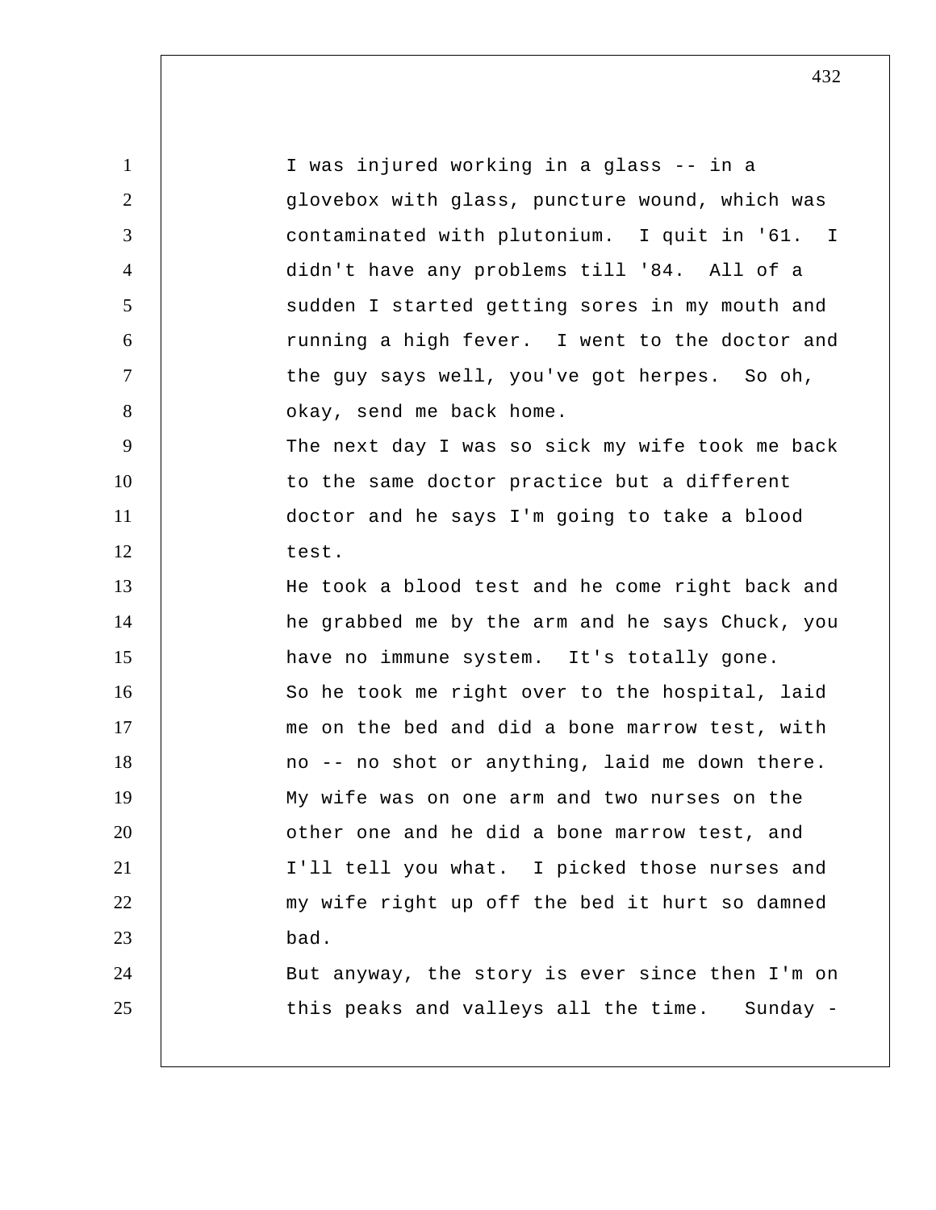I was injured working in a glass -- in a glovebox with glass, puncture wound, which was contaminated with plutonium. I quit in '61. I didn't have any problems till '84. All of a sudden I started getting sores in my mouth and running a high fever. I went to the doctor and the guy says well, you've got herpes. So oh, okay, send me back home.

The next day I was so sick my wife took me back to the same doctor practice but a different doctor and he says I'm going to take a blood test.

He took a blood test and he come right back and he grabbed me by the arm and he says Chuck, you have no immune system. It's totally gone.

So he took me right over to the hospital, laid me on the bed and did a bone marrow test, with no -- no shot or anything, laid me down there. My wife was on one arm and two nurses on the other one and he did a bone marrow test, and I'll tell you what. I picked those nurses and my wife right up off the bed it hurt so damned bad.

But anyway, the story is ever since then I'm on this peaks and valleys all the time. Sunday -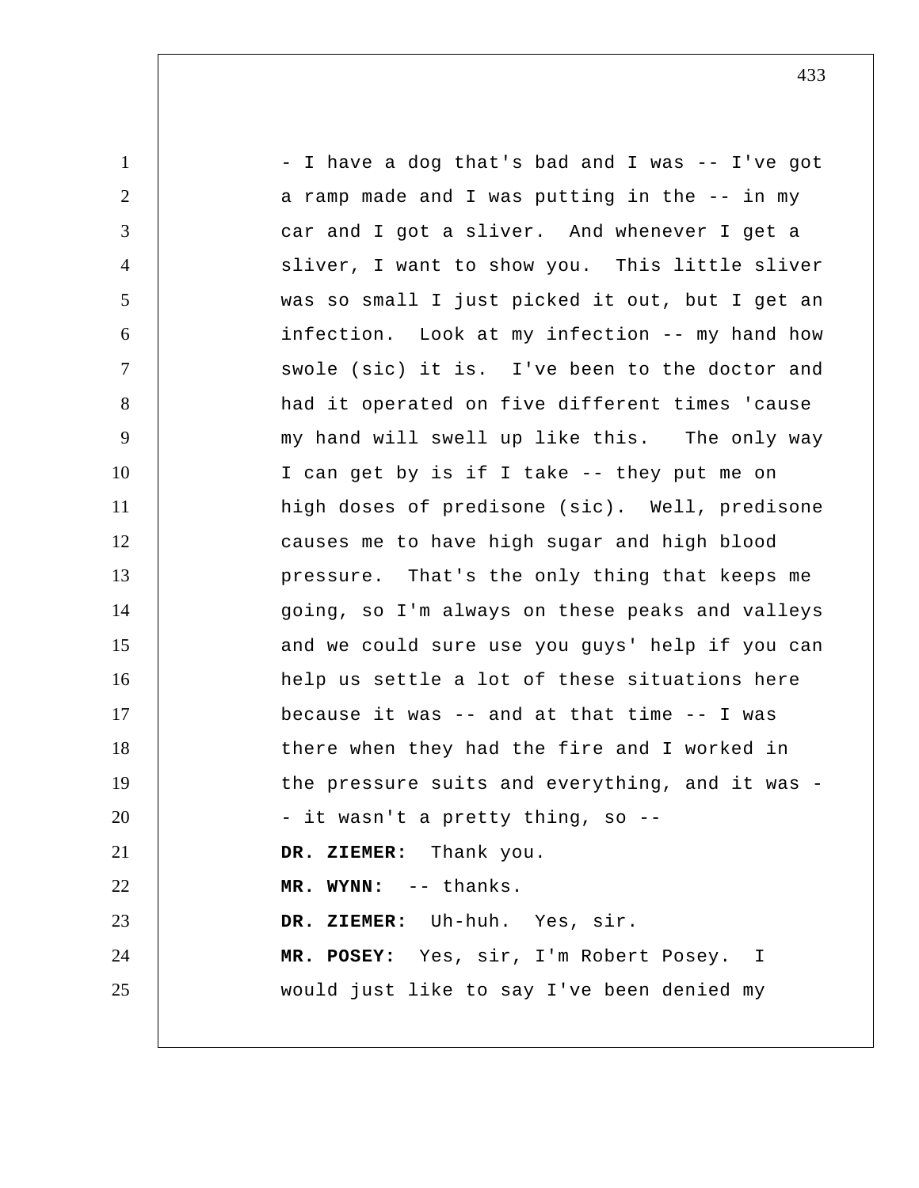- I have a dog that's bad and I was -- I've got a ramp made and I was putting in the -- in my car and I got a sliver. And whenever I get a sliver, I want to show you. This little sliver was so small I just picked it out, but I get an infection. Look at my infection -- my hand how swole (sic) it is. I've been to the doctor and had it operated on five different times 'cause my hand will swell up like this. The only way I can get by is if I take -- they put me on high doses of predisone (sic). Well, predisone causes me to have high sugar and high blood pressure. That's the only thing that keeps me going, so I'm always on these peaks and valleys and we could sure use you guys' help if you can help us settle a lot of these situations here because it was -- and at that time -- I was there when they had the fire and I worked in the pressure suits and everything, and it was -- it wasn't a pretty thing, so --

**DR. ZIEMER:** Thank you.

**MR. WYNN:** -- thanks.

**DR. ZIEMER:** Uh-huh. Yes, sir.

**MR. POSEY:** Yes, sir, I'm Robert Posey. I would just like to say I've been denied my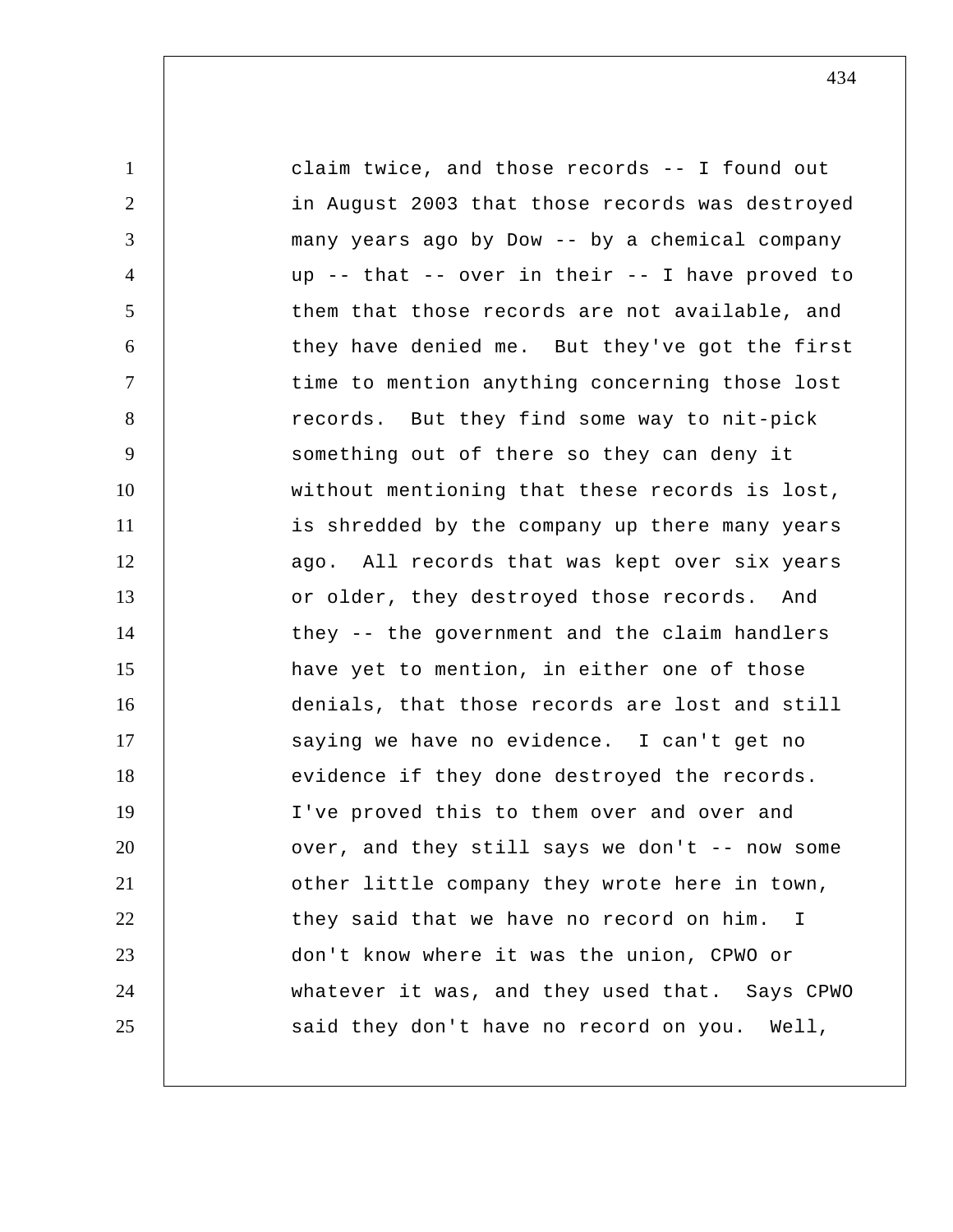claim twice, and those records -- I found out in August 2003 that those records was destroyed many years ago by Dow -- by a chemical company up -- that -- over in their -- I have proved to them that those records are not available, and they have denied me. But they've got the first time to mention anything concerning those lost records. But they find some way to nit-pick something out of there so they can deny it without mentioning that these records is lost, is shredded by the company up there many years ago. All records that was kept over six years or older, they destroyed those records. And they -- the government and the claim handlers have yet to mention, in either one of those denials, that those records are lost and still saying we have no evidence. I can't get no evidence if they done destroyed the records. I've proved this to them over and over and over, and they still says we don't -- now some other little company they wrote here in town, they said that we have no record on him. I don't know where it was the union, CPWO or whatever it was, and they used that. Says CPWO said they don't have no record on you. Well,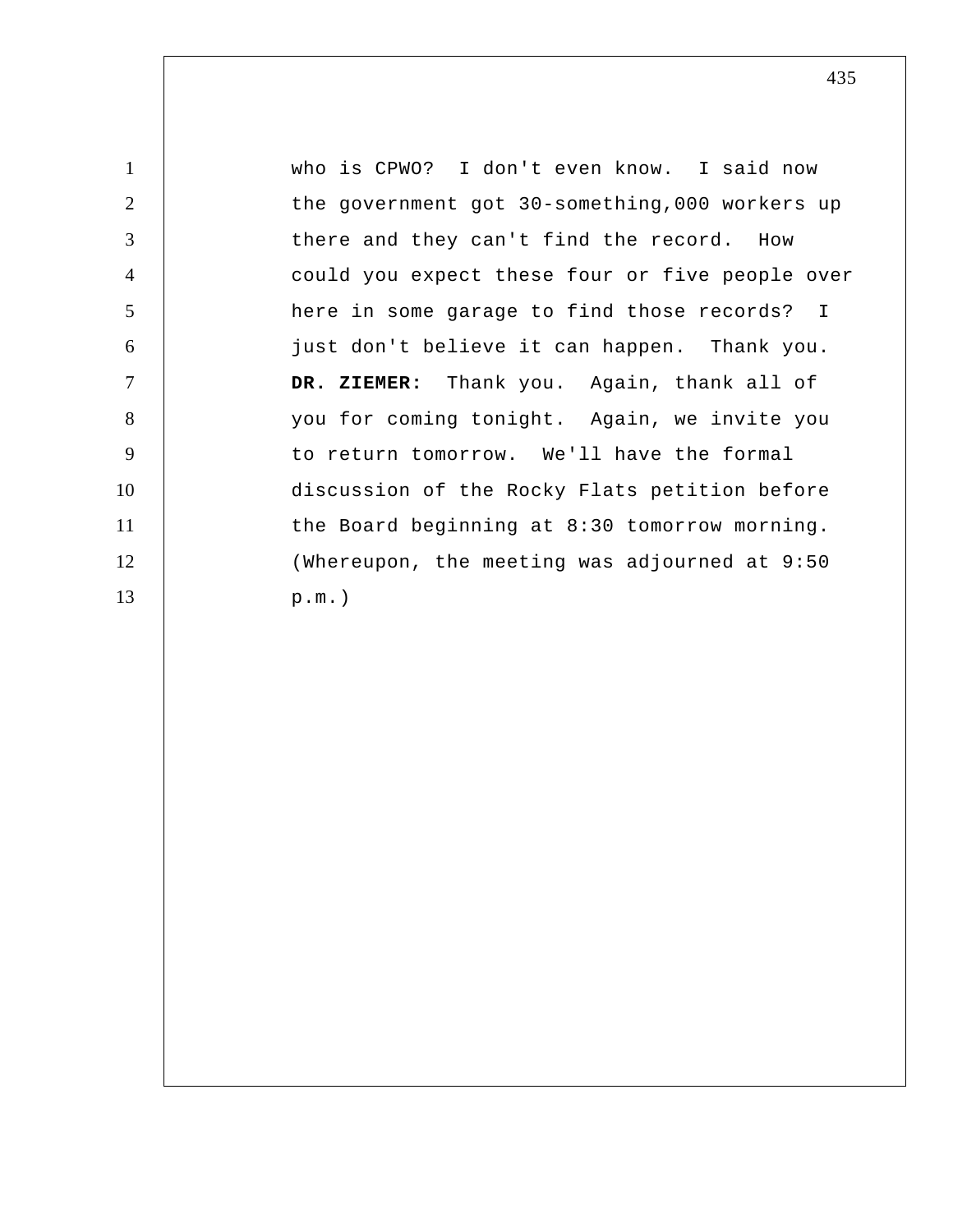who is CPWO? I don't even know. I said now the government got 30-something,000 workers up there and they can't find the record. How could you expect these four or five people over here in some garage to find those records? I just don't believe it can happen. Thank you.

**DR. ZIEMER:** Thank you. Again, thank all of you for coming tonight. Again, we invite you to return tomorrow. We'll have the formal discussion of the Rocky Flats petition before the Board beginning at 8:30 tomorrow morning.

(Whereupon, the meeting was adjourned at 9:50 p.m.)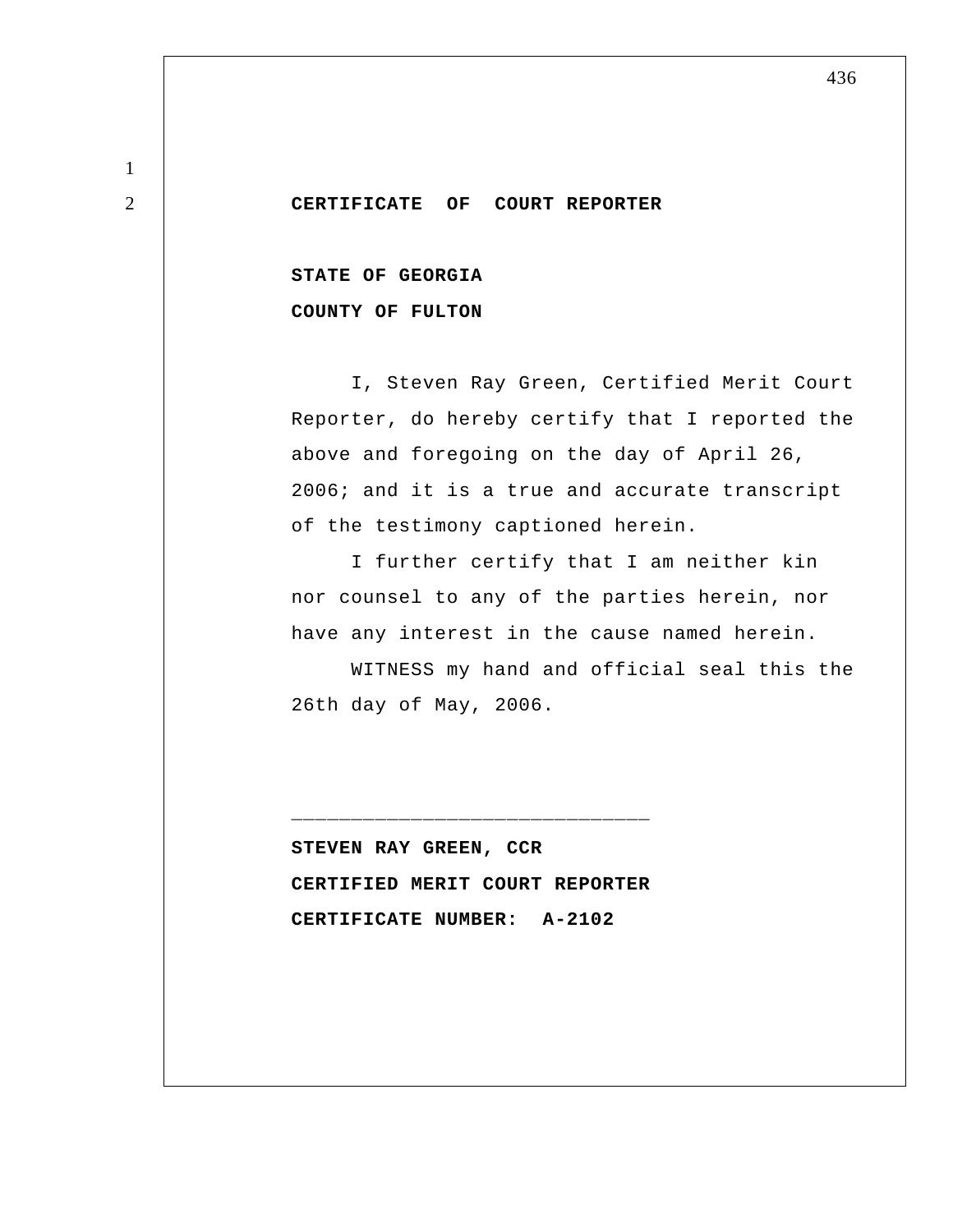**CERTIFICATE OF COURT REPORTER**

**STATE OF GEORGIA**
**COUNTY OF FULTON**

I, Steven Ray Green, Certified Merit Court Reporter, do hereby certify that I reported the above and foregoing on the day of April 26, 2006; and it is a true and accurate transcript of the testimony captioned herein.

I further certify that I am neither kin nor counsel to any of the parties herein, nor have any interest in the cause named herein.

WITNESS my hand and official seal this the 26th day of May, 2006.

______________________________

**STEVEN RAY GREEN, CCR**
**CERTIFIED MERIT COURT REPORTER**
**CERTIFICATE NUMBER: A-2102**